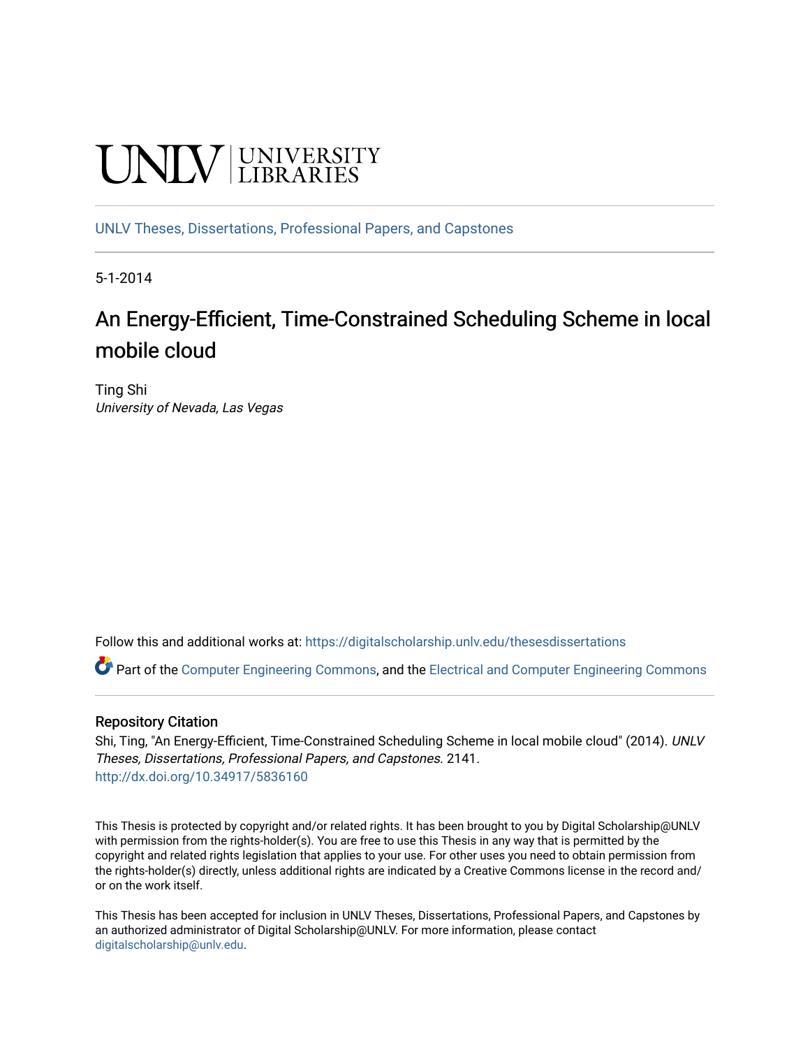UNLV | UNIVERSITY LIBRARIES

UNLV Theses, Dissertations, Professional Papers, and Capstones

5-1-2014

# An Energy-Efficient, Time-Constrained Scheduling Scheme in local mobile cloud

Ting Shi
*University of Nevada, Las Vegas*

Follow this and additional works at: https://digitalscholarship.unlv.edu/thesesdissertations

Part of the Computer Engineering Commons, and the Electrical and Computer Engineering Commons

## Repository Citation

Shi, Ting, "An Energy-Efficient, Time-Constrained Scheduling Scheme in local mobile cloud" (2014). *UNLV Theses, Dissertations, Professional Papers, and Capstones*. 2141.
http://dx.doi.org/10.34917/5836160

This Thesis is protected by copyright and/or related rights. It has been brought to you by Digital Scholarship@UNLV with permission from the rights-holder(s). You are free to use this Thesis in any way that is permitted by the copyright and related rights legislation that applies to your use. For other uses you need to obtain permission from the rights-holder(s) directly, unless additional rights are indicated by a Creative Commons license in the record and/or on the work itself.

This Thesis has been accepted for inclusion in UNLV Theses, Dissertations, Professional Papers, and Capstones by an authorized administrator of Digital Scholarship@UNLV. For more information, please contact digitalscholarship@unlv.edu.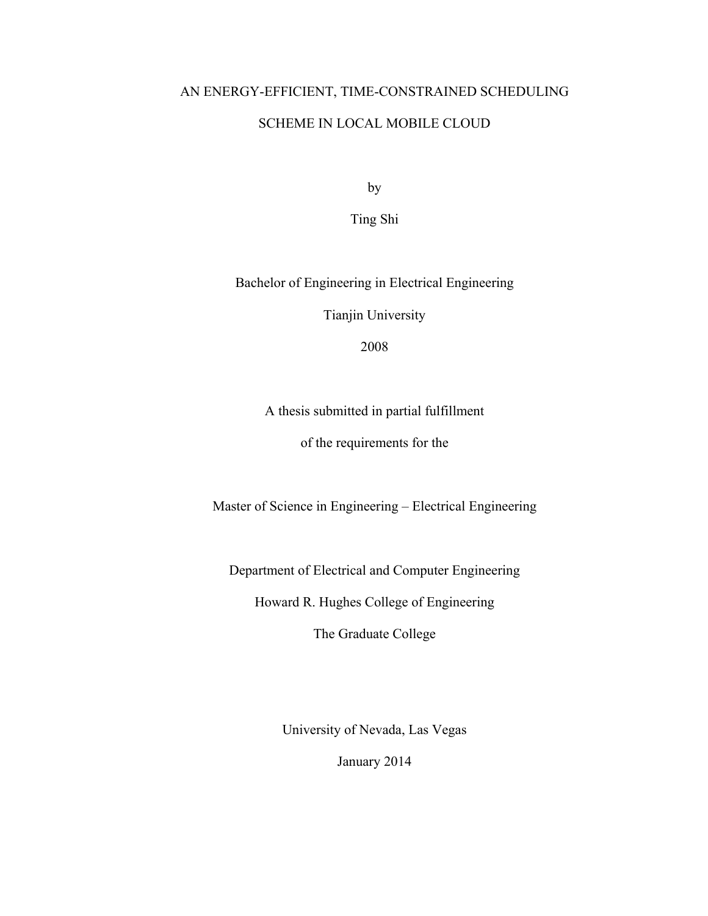# AN ENERGY-EFFICIENT, TIME-CONSTRAINED SCHEDULING SCHEME IN LOCAL MOBILE CLOUD

by

Ting Shi

Bachelor of Engineering in Electrical Engineering

Tianjin University

2008

A thesis submitted in partial fulfillment

of the requirements for the

Master of Science in Engineering – Electrical Engineering

Department of Electrical and Computer Engineering

Howard R. Hughes College of Engineering

The Graduate College

University of Nevada, Las Vegas

January 2014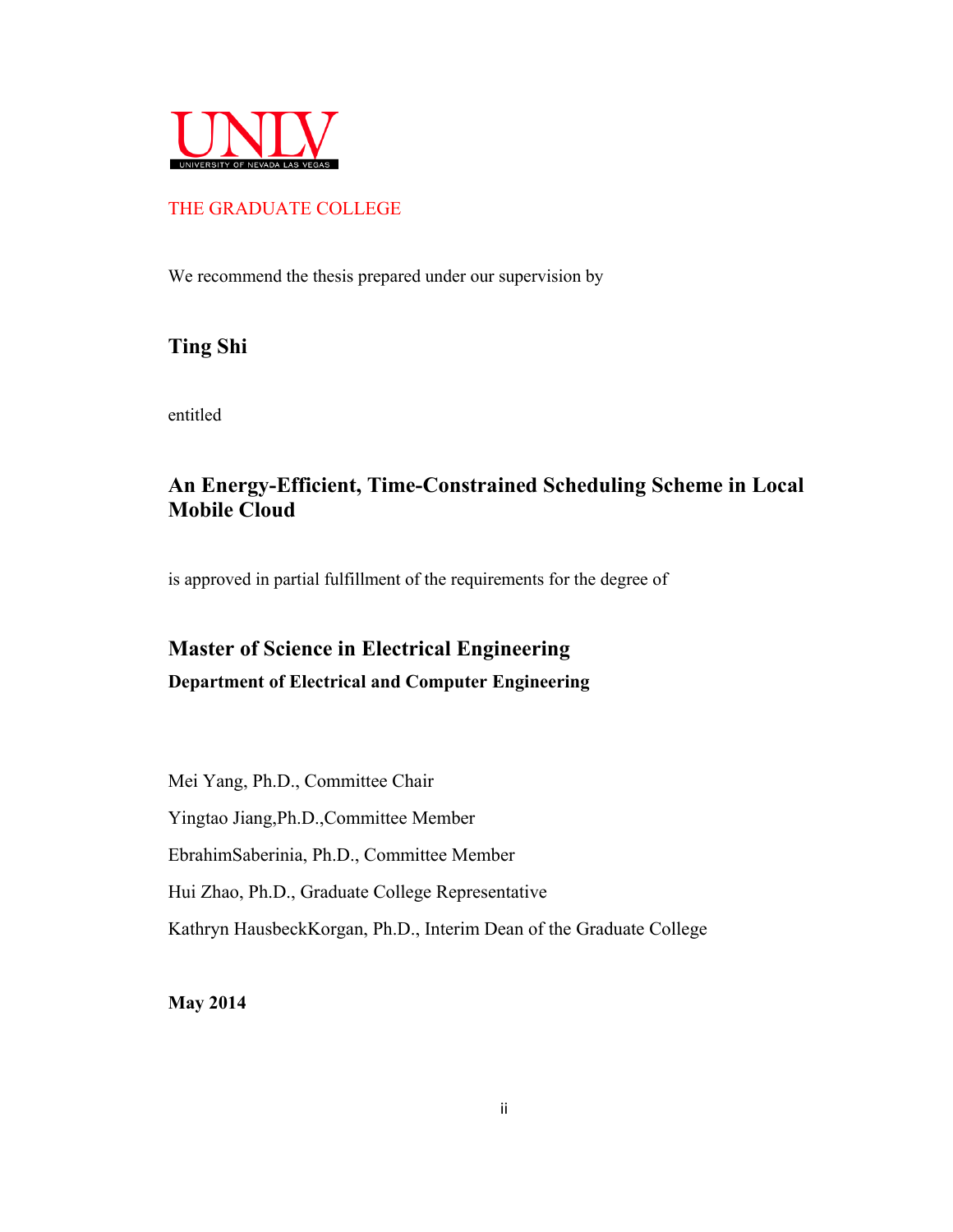UNLV

UNIVERSITY OF NEVADA LAS VEGAS

THE GRADUATE COLLEGE

We recommend the thesis prepared under our supervision by

**Ting Shi**

entitled

**An Energy-Efficient, Time-Constrained Scheduling Scheme in Local Mobile Cloud**

is approved in partial fulfillment of the requirements for the degree of

**Master of Science in Electrical Engineering**

**Department of Electrical and Computer Engineering**

Mei Yang, Ph.D., Committee Chair

Yingtao Jiang,Ph.D.,Committee Member

EbrahimSaberinia, Ph.D., Committee Member

Hui Zhao, Ph.D., Graduate College Representative

Kathryn HausbeckKorgan, Ph.D., Interim Dean of the Graduate College

**May 2014**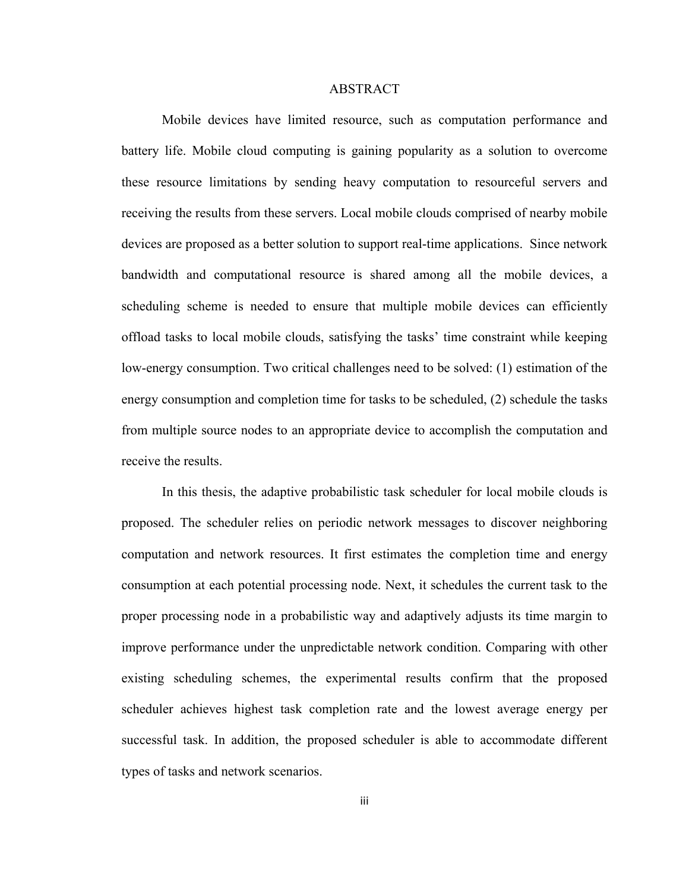# ABSTRACT

Mobile devices have limited resource, such as computation performance and battery life. Mobile cloud computing is gaining popularity as a solution to overcome these resource limitations by sending heavy computation to resourceful servers and receiving the results from these servers. Local mobile clouds comprised of nearby mobile devices are proposed as a better solution to support real-time applications. Since network bandwidth and computational resource is shared among all the mobile devices, a scheduling scheme is needed to ensure that multiple mobile devices can efficiently offload tasks to local mobile clouds, satisfying the tasks' time constraint while keeping low-energy consumption. Two critical challenges need to be solved: (1) estimation of the energy consumption and completion time for tasks to be scheduled, (2) schedule the tasks from multiple source nodes to an appropriate device to accomplish the computation and receive the results.

In this thesis, the adaptive probabilistic task scheduler for local mobile clouds is proposed. The scheduler relies on periodic network messages to discover neighboring computation and network resources. It first estimates the completion time and energy consumption at each potential processing node. Next, it schedules the current task to the proper processing node in a probabilistic way and adaptively adjusts its time margin to improve performance under the unpredictable network condition. Comparing with other existing scheduling schemes, the experimental results confirm that the proposed scheduler achieves highest task completion rate and the lowest average energy per successful task. In addition, the proposed scheduler is able to accommodate different types of tasks and network scenarios.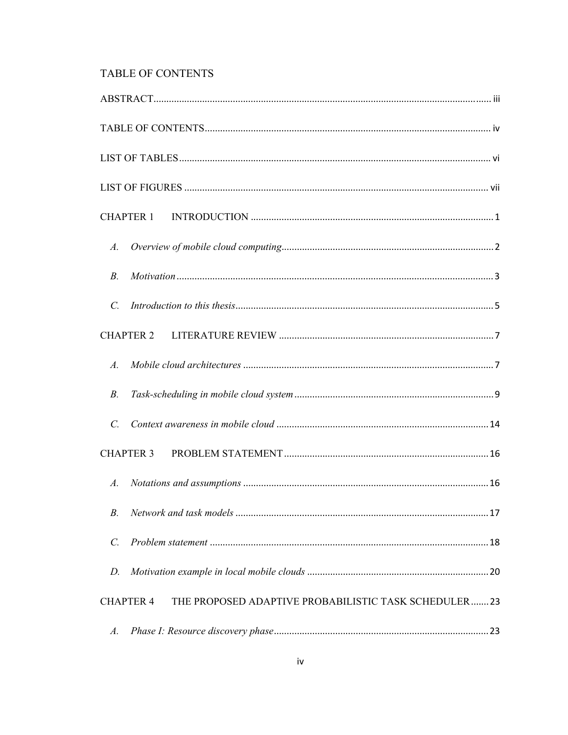## TABLE OF CONTENTS

ABSTRACT .......... iii

TABLE OF CONTENTS .......... iv

LIST OF TABLES .......... vi

LIST OF FIGURES .......... vii

CHAPTER 1 INTRODUCTION .......... 1

*A. Overview of mobile cloud computing* .......... 2

*B. Motivation* .......... 3

*C. Introduction to this thesis* .......... 5

CHAPTER 2 LITERATURE REVIEW .......... 7

*A. Mobile cloud architectures* .......... 7

*B. Task-scheduling in mobile cloud system* .......... 9

*C. Context awareness in mobile cloud* .......... 14

CHAPTER 3 PROBLEM STATEMENT .......... 16

*A. Notations and assumptions* .......... 16

*B. Network and task models* .......... 17

*C. Problem statement* .......... 18

*D. Motivation example in local mobile clouds* .......... 20

CHAPTER 4 THE PROPOSED ADAPTIVE PROBABILISTIC TASK SCHEDULER .......... 23

*A. Phase I: Resource discovery phase* .......... 23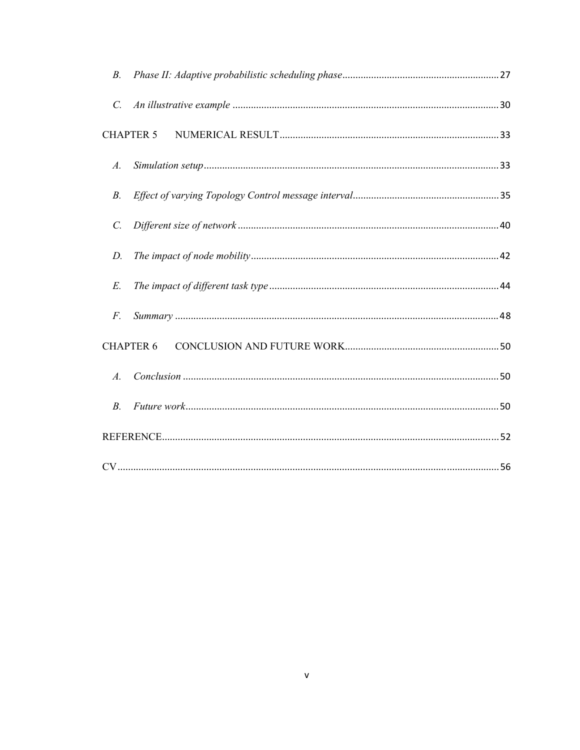*B.* *Phase II: Adaptive probabilistic scheduling phase* ........................................................... 27

*C.* *An illustrative example* ........................................................................................................ 30

CHAPTER 5 NUMERICAL RESULT ............................................................................... 33

*A.* *Simulation setup* ................................................................................................................. 33

*B.* *Effect of varying Topology Control message interval* ....................................................... 35

*C.* *Different size of network* .................................................................................................... 40

*D.* *The impact of node mobility* .............................................................................................. 42

*E.* *The impact of different task type* ....................................................................................... 44

*F.* *Summary* ............................................................................................................................ 48

CHAPTER 6 CONCLUSION AND FUTURE WORK ........................................................ 50

*A.* *Conclusion* ......................................................................................................................... 50

*B.* *Future work* ........................................................................................................................ 50

REFERENCE ................................................................................................................................ 52

CV ................................................................................................................................................ 56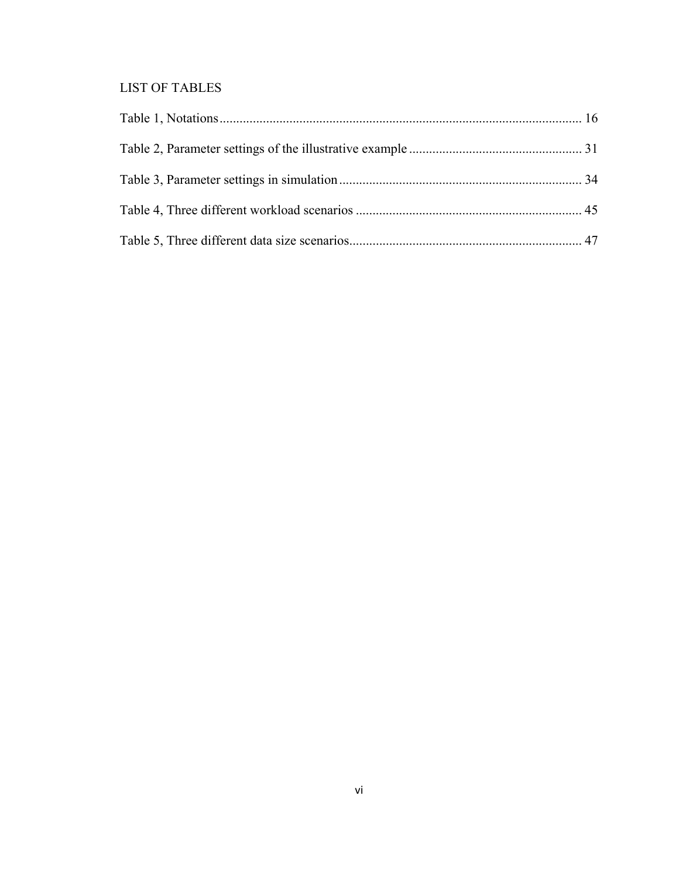## LIST OF TABLES

Table 1, Notations ............................................................................................................ 16

Table 2, Parameter settings of the illustrative example ................................................... 31

Table 3, Parameter settings in simulation ........................................................................ 34

Table 4, Three different workload scenarios ................................................................... 45

Table 5, Three different data size scenarios..................................................................... 47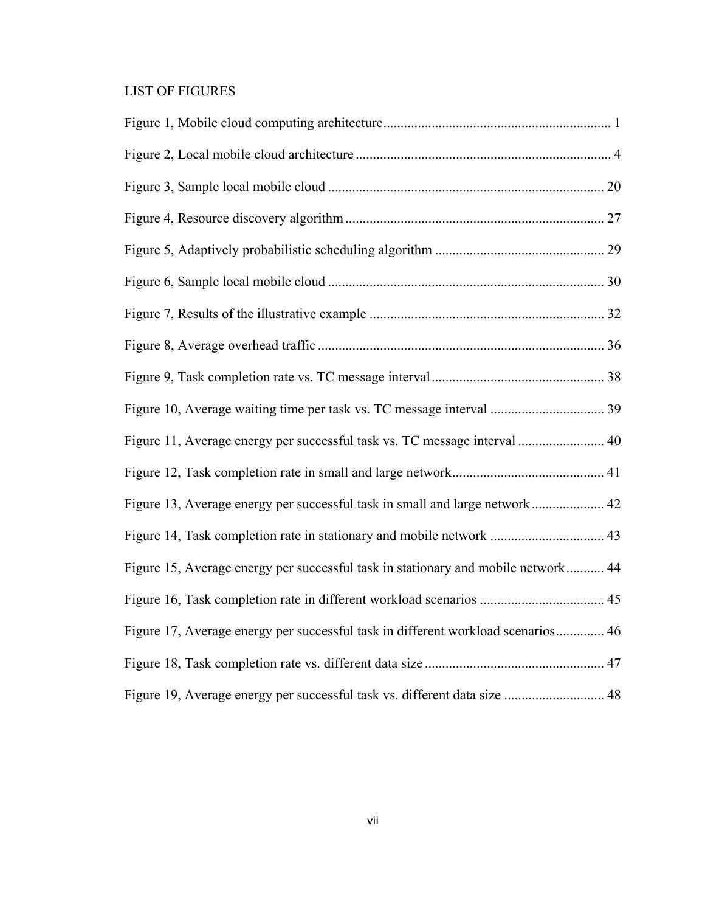# LIST OF FIGURES

Figure 1, Mobile cloud computing architecture ........................................................... 1

Figure 2, Local mobile cloud architecture ................................................................... 4

Figure 3, Sample local mobile cloud ........................................................................... 20

Figure 4, Resource discovery algorithm ...................................................................... 27

Figure 5, Adaptively probabilistic scheduling algorithm ............................................. 29

Figure 6, Sample local mobile cloud ........................................................................... 30

Figure 7, Results of the illustrative example ............................................................... 32

Figure 8, Average overhead traffic .............................................................................. 36

Figure 9, Task completion rate vs. TC message interval ............................................. 38

Figure 10, Average waiting time per task vs. TC message interval ............................. 39

Figure 11, Average energy per successful task vs. TC message interval ..................... 40

Figure 12, Task completion rate in small and large network ....................................... 41

Figure 13, Average energy per successful task in small and large network ................. 42

Figure 14, Task completion rate in stationary and mobile network ............................. 43

Figure 15, Average energy per successful task in stationary and mobile network ....... 44

Figure 16, Task completion rate in different workload scenarios ................................ 45

Figure 17, Average energy per successful task in different workload scenarios .......... 46

Figure 18, Task completion rate vs. different data size ............................................... 47

Figure 19, Average energy per successful task vs. different data size ......................... 48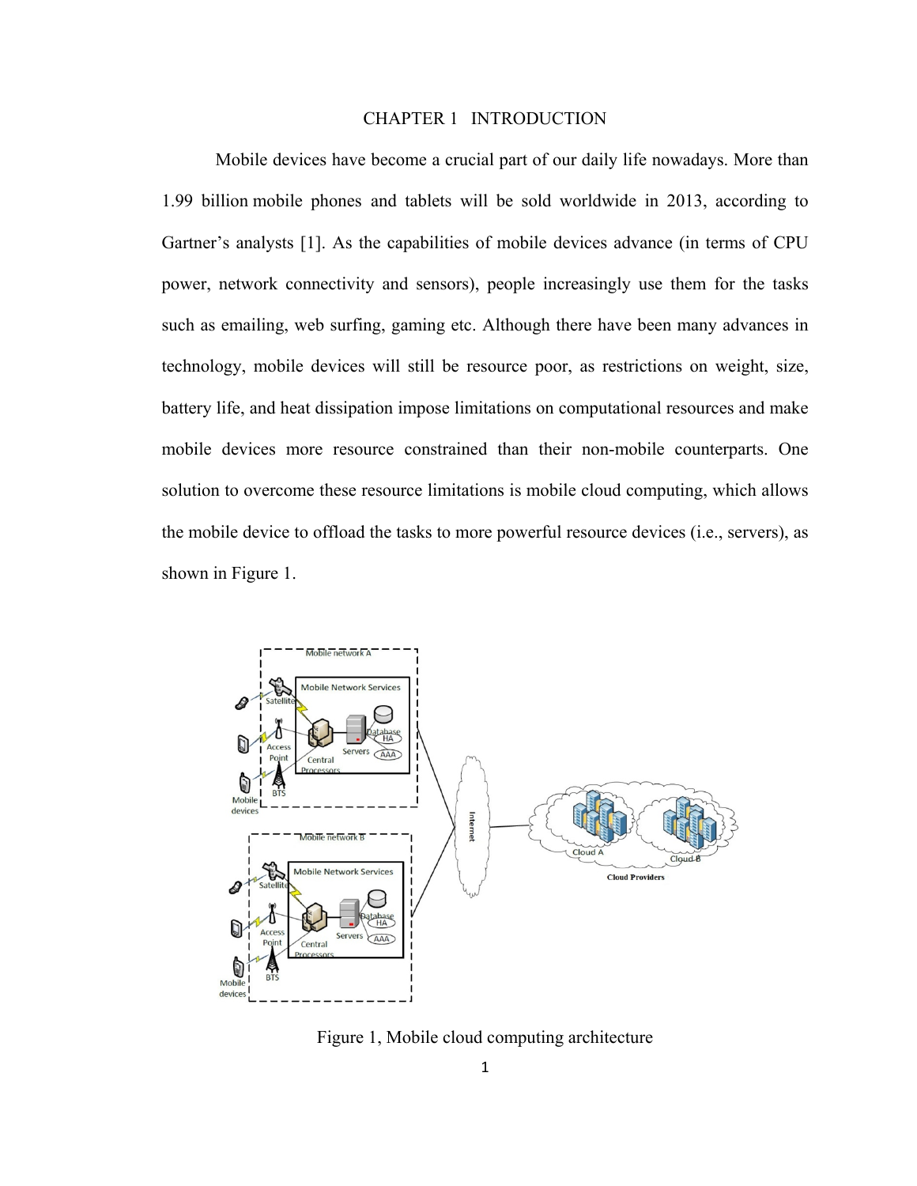# CHAPTER 1 INTRODUCTION

Mobile devices have become a crucial part of our daily life nowadays. More than 1.99 billion mobile phones and tablets will be sold worldwide in 2013, according to Gartner's analysts [1]. As the capabilities of mobile devices advance (in terms of CPU power, network connectivity and sensors), people increasingly use them for the tasks such as emailing, web surfing, gaming etc. Although there have been many advances in technology, mobile devices will still be resource poor, as restrictions on weight, size, battery life, and heat dissipation impose limitations on computational resources and make mobile devices more resource constrained than their non-mobile counterparts. One solution to overcome these resource limitations is mobile cloud computing, which allows the mobile device to offload the tasks to more powerful resource devices (i.e., servers), as shown in Figure 1.

Figure 1, Mobile cloud computing architecture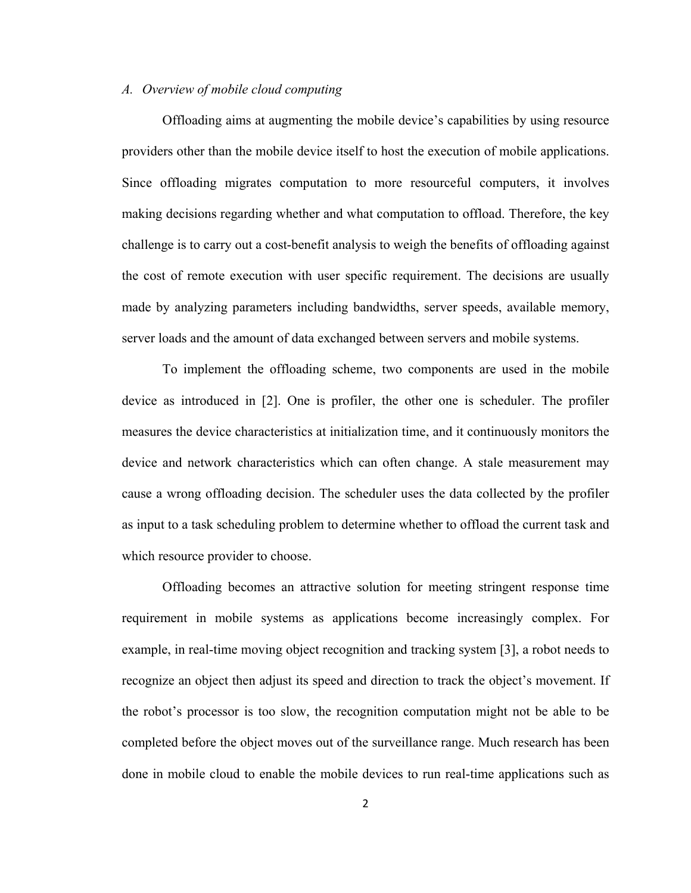### *A. Overview of mobile cloud computing*

Offloading aims at augmenting the mobile device's capabilities by using resource providers other than the mobile device itself to host the execution of mobile applications. Since offloading migrates computation to more resourceful computers, it involves making decisions regarding whether and what computation to offload. Therefore, the key challenge is to carry out a cost-benefit analysis to weigh the benefits of offloading against the cost of remote execution with user specific requirement. The decisions are usually made by analyzing parameters including bandwidths, server speeds, available memory, server loads and the amount of data exchanged between servers and mobile systems.

To implement the offloading scheme, two components are used in the mobile device as introduced in [2]. One is profiler, the other one is scheduler. The profiler measures the device characteristics at initialization time, and it continuously monitors the device and network characteristics which can often change. A stale measurement may cause a wrong offloading decision. The scheduler uses the data collected by the profiler as input to a task scheduling problem to determine whether to offload the current task and which resource provider to choose.

Offloading becomes an attractive solution for meeting stringent response time requirement in mobile systems as applications become increasingly complex. For example, in real-time moving object recognition and tracking system [3], a robot needs to recognize an object then adjust its speed and direction to track the object's movement. If the robot's processor is too slow, the recognition computation might not be able to be completed before the object moves out of the surveillance range. Much research has been done in mobile cloud to enable the mobile devices to run real-time applications such as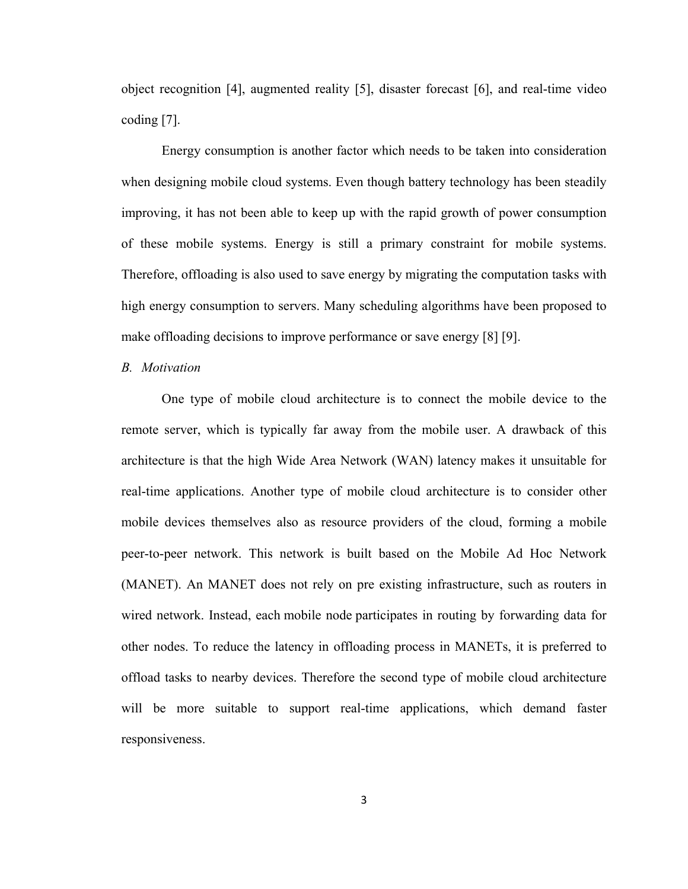object recognition [4], augmented reality [5], disaster forecast [6], and real-time video coding [7].

Energy consumption is another factor which needs to be taken into consideration when designing mobile cloud systems. Even though battery technology has been steadily improving, it has not been able to keep up with the rapid growth of power consumption of these mobile systems. Energy is still a primary constraint for mobile systems. Therefore, offloading is also used to save energy by migrating the computation tasks with high energy consumption to servers. Many scheduling algorithms have been proposed to make offloading decisions to improve performance or save energy [8] [9].

### *B. Motivation*

One type of mobile cloud architecture is to connect the mobile device to the remote server, which is typically far away from the mobile user. A drawback of this architecture is that the high Wide Area Network (WAN) latency makes it unsuitable for real-time applications. Another type of mobile cloud architecture is to consider other mobile devices themselves also as resource providers of the cloud, forming a mobile peer-to-peer network. This network is built based on the Mobile Ad Hoc Network (MANET). An MANET does not rely on pre existing infrastructure, such as routers in wired network. Instead, each mobile node participates in routing by forwarding data for other nodes. To reduce the latency in offloading process in MANETs, it is preferred to offload tasks to nearby devices. Therefore the second type of mobile cloud architecture will be more suitable to support real-time applications, which demand faster responsiveness.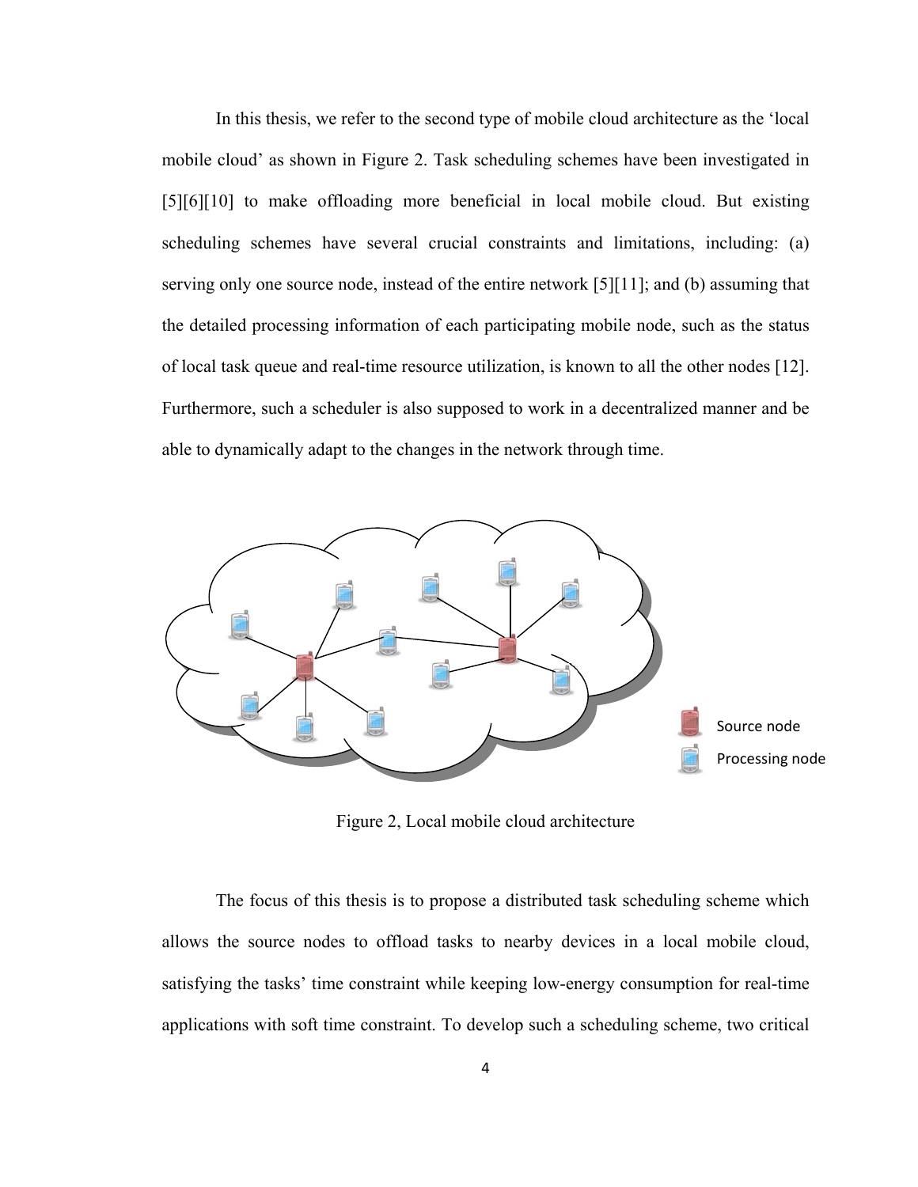In this thesis, we refer to the second type of mobile cloud architecture as the 'local mobile cloud' as shown in Figure 2. Task scheduling schemes have been investigated in [5][6][10] to make offloading more beneficial in local mobile cloud. But existing scheduling schemes have several crucial constraints and limitations, including: (a) serving only one source node, instead of the entire network [5][11]; and (b) assuming that the detailed processing information of each participating mobile node, such as the status of local task queue and real-time resource utilization, is known to all the other nodes [12]. Furthermore, such a scheduler is also supposed to work in a decentralized manner and be able to dynamically adapt to the changes in the network through time.

Source node

Processing node

Figure 2, Local mobile cloud architecture

The focus of this thesis is to propose a distributed task scheduling scheme which allows the source nodes to offload tasks to nearby devices in a local mobile cloud, satisfying the tasks' time constraint while keeping low-energy consumption for real-time applications with soft time constraint. To develop such a scheduling scheme, two critical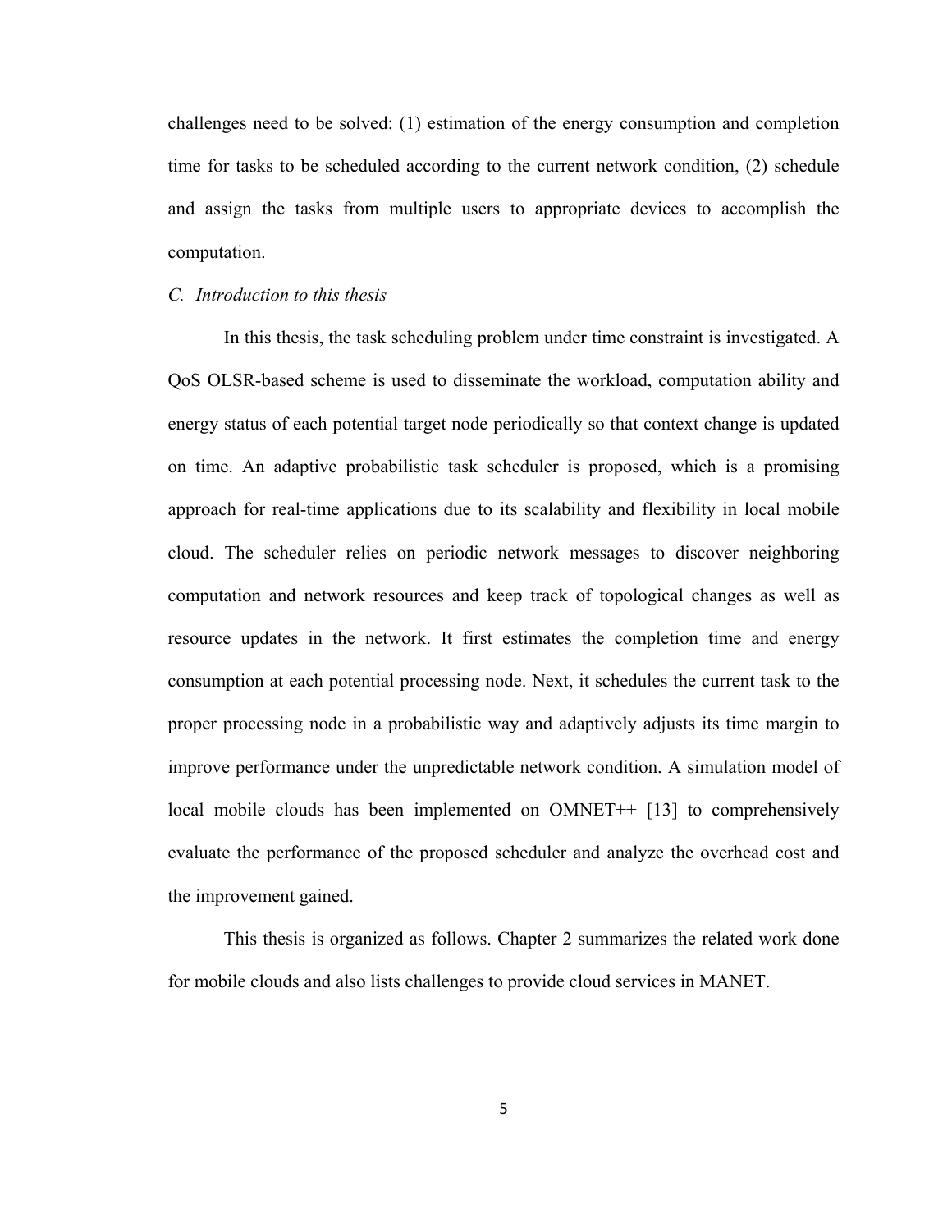challenges need to be solved: (1) estimation of the energy consumption and completion time for tasks to be scheduled according to the current network condition, (2) schedule and assign the tasks from multiple users to appropriate devices to accomplish the computation.

### *C. Introduction to this thesis*

In this thesis, the task scheduling problem under time constraint is investigated. A QoS OLSR-based scheme is used to disseminate the workload, computation ability and energy status of each potential target node periodically so that context change is updated on time. An adaptive probabilistic task scheduler is proposed, which is a promising approach for real-time applications due to its scalability and flexibility in local mobile cloud. The scheduler relies on periodic network messages to discover neighboring computation and network resources and keep track of topological changes as well as resource updates in the network. It first estimates the completion time and energy consumption at each potential processing node. Next, it schedules the current task to the proper processing node in a probabilistic way and adaptively adjusts its time margin to improve performance under the unpredictable network condition. A simulation model of local mobile clouds has been implemented on OMNET++ [13] to comprehensively evaluate the performance of the proposed scheduler and analyze the overhead cost and the improvement gained.

This thesis is organized as follows. Chapter 2 summarizes the related work done for mobile clouds and also lists challenges to provide cloud services in MANET.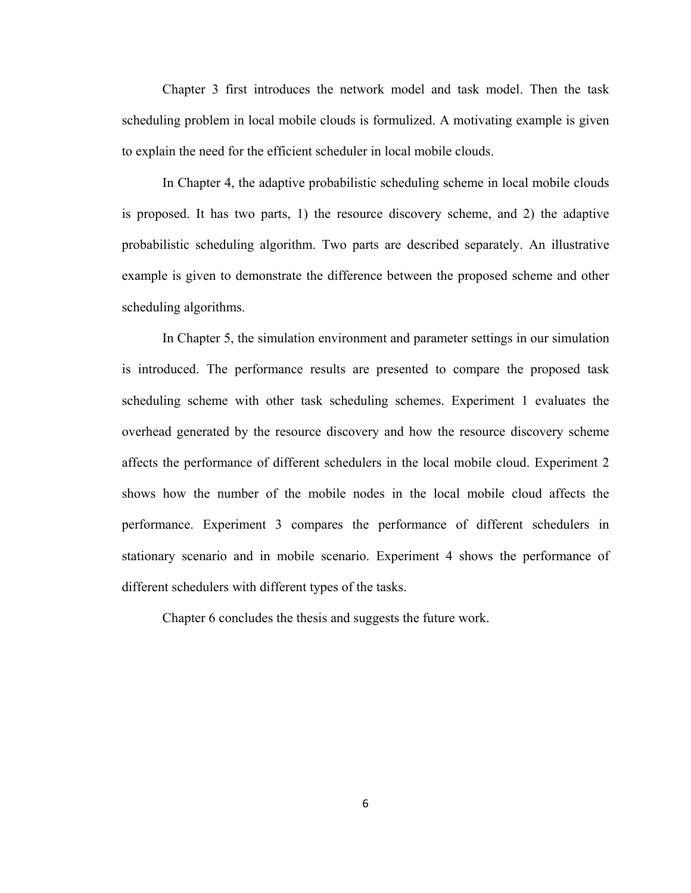Chapter 3 first introduces the network model and task model. Then the task scheduling problem in local mobile clouds is formulized. A motivating example is given to explain the need for the efficient scheduler in local mobile clouds.

In Chapter 4, the adaptive probabilistic scheduling scheme in local mobile clouds is proposed. It has two parts, 1) the resource discovery scheme, and 2) the adaptive probabilistic scheduling algorithm. Two parts are described separately. An illustrative example is given to demonstrate the difference between the proposed scheme and other scheduling algorithms.

In Chapter 5, the simulation environment and parameter settings in our simulation is introduced. The performance results are presented to compare the proposed task scheduling scheme with other task scheduling schemes. Experiment 1 evaluates the overhead generated by the resource discovery and how the resource discovery scheme affects the performance of different schedulers in the local mobile cloud. Experiment 2 shows how the number of the mobile nodes in the local mobile cloud affects the performance. Experiment 3 compares the performance of different schedulers in stationary scenario and in mobile scenario. Experiment 4 shows the performance of different schedulers with different types of the tasks.

Chapter 6 concludes the thesis and suggests the future work.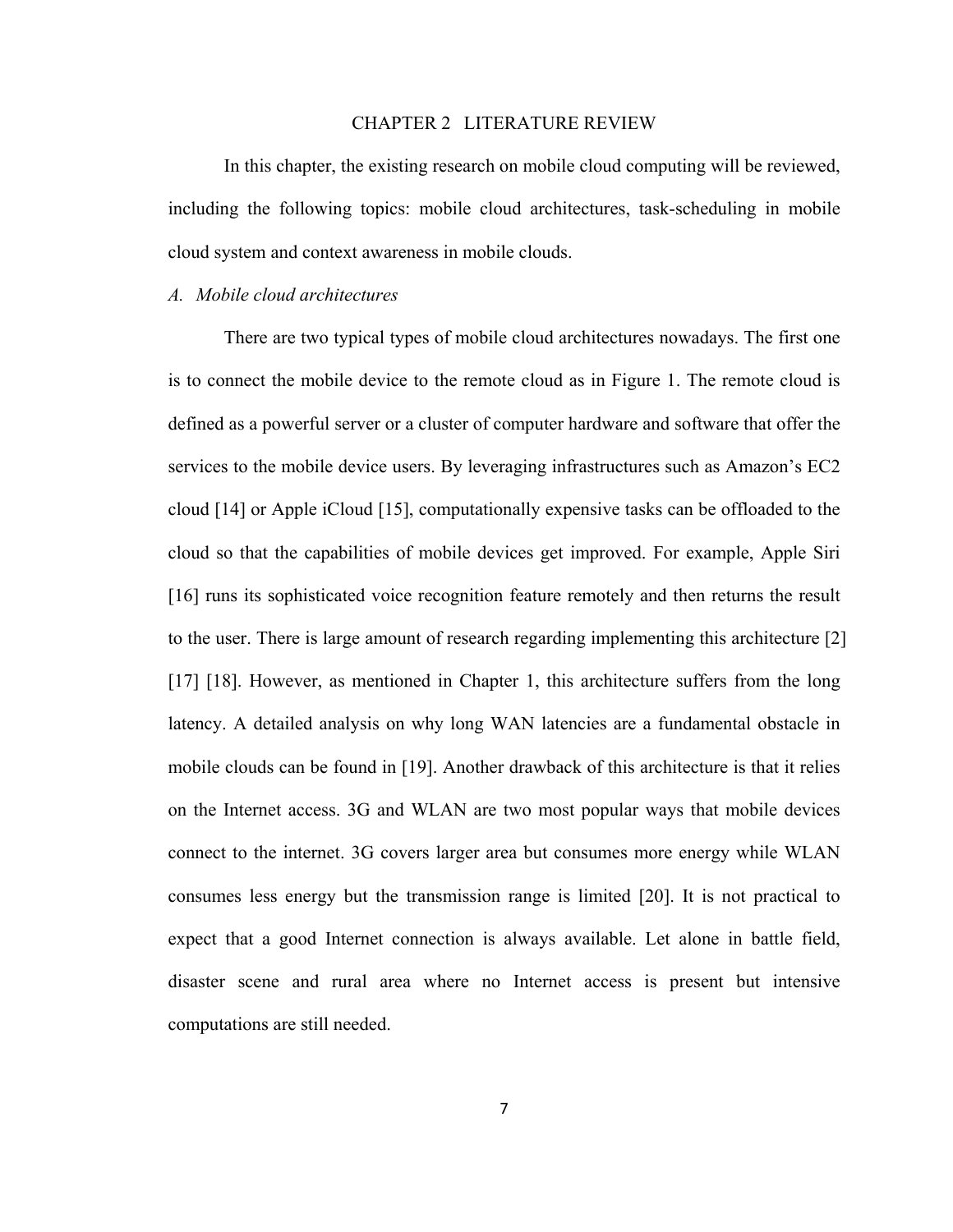# CHAPTER 2 LITERATURE REVIEW

In this chapter, the existing research on mobile cloud computing will be reviewed, including the following topics: mobile cloud architectures, task-scheduling in mobile cloud system and context awareness in mobile clouds.

## *A. Mobile cloud architectures*

There are two typical types of mobile cloud architectures nowadays. The first one is to connect the mobile device to the remote cloud as in Figure 1. The remote cloud is defined as a powerful server or a cluster of computer hardware and software that offer the services to the mobile device users. By leveraging infrastructures such as Amazon's EC2 cloud [14] or Apple iCloud [15], computationally expensive tasks can be offloaded to the cloud so that the capabilities of mobile devices get improved. For example, Apple Siri [16] runs its sophisticated voice recognition feature remotely and then returns the result to the user. There is large amount of research regarding implementing this architecture [2] [17] [18]. However, as mentioned in Chapter 1, this architecture suffers from the long latency. A detailed analysis on why long WAN latencies are a fundamental obstacle in mobile clouds can be found in [19]. Another drawback of this architecture is that it relies on the Internet access. 3G and WLAN are two most popular ways that mobile devices connect to the internet. 3G covers larger area but consumes more energy while WLAN consumes less energy but the transmission range is limited [20]. It is not practical to expect that a good Internet connection is always available. Let alone in battle field, disaster scene and rural area where no Internet access is present but intensive computations are still needed.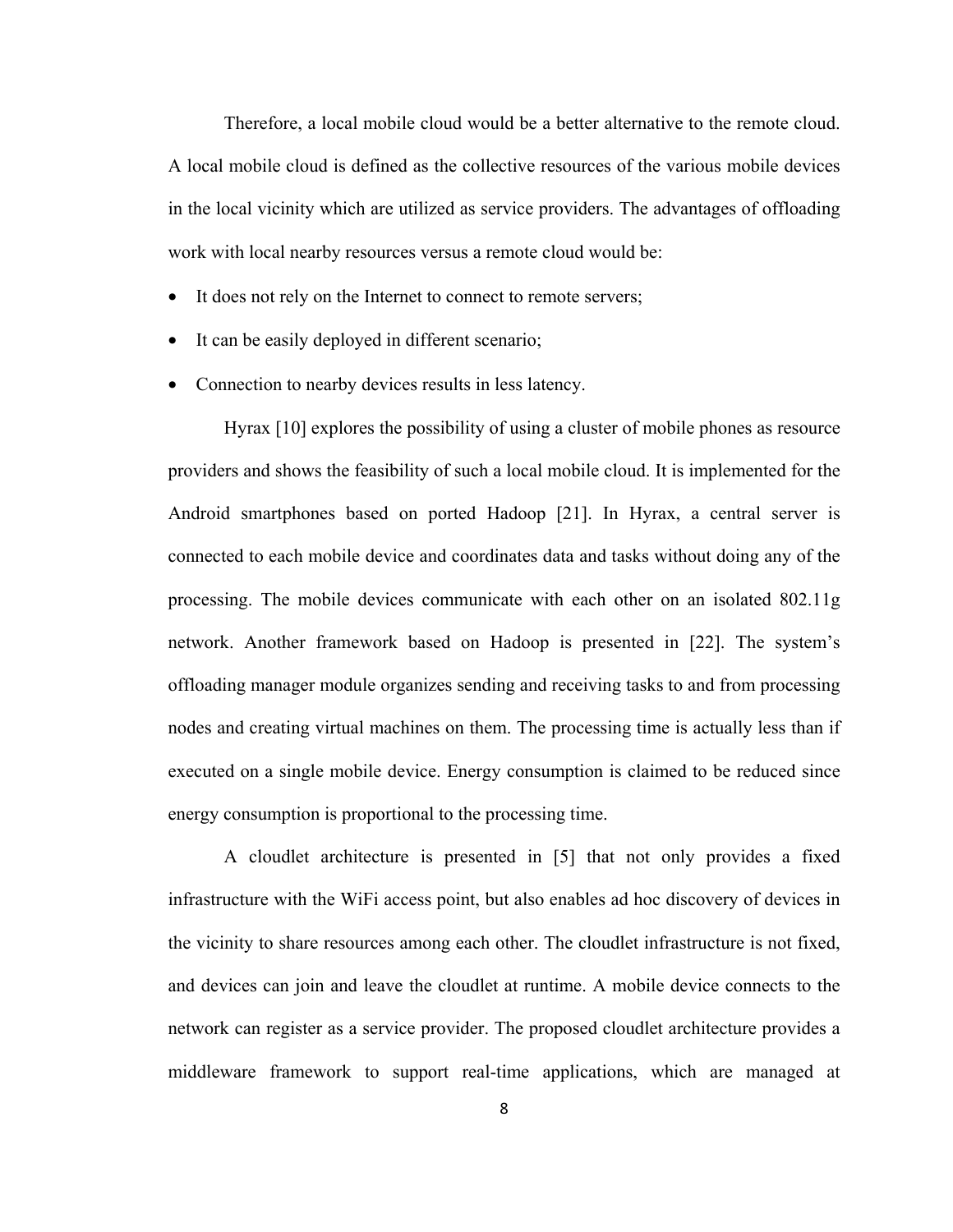Therefore, a local mobile cloud would be a better alternative to the remote cloud. A local mobile cloud is defined as the collective resources of the various mobile devices in the local vicinity which are utilized as service providers. The advantages of offloading work with local nearby resources versus a remote cloud would be:

- It does not rely on the Internet to connect to remote servers;
- It can be easily deployed in different scenario;
- Connection to nearby devices results in less latency.

Hyrax [10] explores the possibility of using a cluster of mobile phones as resource providers and shows the feasibility of such a local mobile cloud. It is implemented for the Android smartphones based on ported Hadoop [21]. In Hyrax, a central server is connected to each mobile device and coordinates data and tasks without doing any of the processing. The mobile devices communicate with each other on an isolated 802.11g network. Another framework based on Hadoop is presented in [22]. The system's offloading manager module organizes sending and receiving tasks to and from processing nodes and creating virtual machines on them. The processing time is actually less than if executed on a single mobile device. Energy consumption is claimed to be reduced since energy consumption is proportional to the processing time.

A cloudlet architecture is presented in [5] that not only provides a fixed infrastructure with the WiFi access point, but also enables ad hoc discovery of devices in the vicinity to share resources among each other. The cloudlet infrastructure is not fixed, and devices can join and leave the cloudlet at runtime. A mobile device connects to the network can register as a service provider. The proposed cloudlet architecture provides a middleware framework to support real-time applications, which are managed at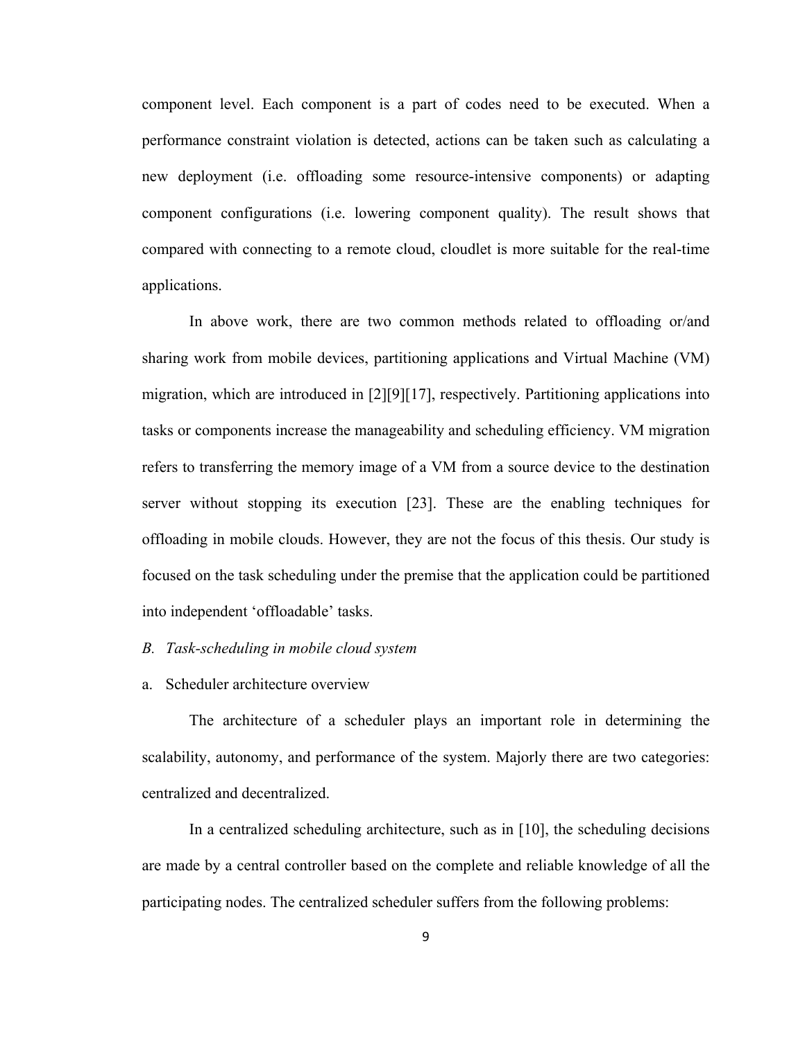component level. Each component is a part of codes need to be executed. When a performance constraint violation is detected, actions can be taken such as calculating a new deployment (i.e. offloading some resource-intensive components) or adapting component configurations (i.e. lowering component quality). The result shows that compared with connecting to a remote cloud, cloudlet is more suitable for the real-time applications.

In above work, there are two common methods related to offloading or/and sharing work from mobile devices, partitioning applications and Virtual Machine (VM) migration, which are introduced in [2][9][17], respectively. Partitioning applications into tasks or components increase the manageability and scheduling efficiency. VM migration refers to transferring the memory image of a VM from a source device to the destination server without stopping its execution [23]. These are the enabling techniques for offloading in mobile clouds. However, they are not the focus of this thesis. Our study is focused on the task scheduling under the premise that the application could be partitioned into independent 'offloadable' tasks.

*B. Task-scheduling in mobile cloud system*

a. Scheduler architecture overview

The architecture of a scheduler plays an important role in determining the scalability, autonomy, and performance of the system. Majorly there are two categories: centralized and decentralized.

In a centralized scheduling architecture, such as in [10], the scheduling decisions are made by a central controller based on the complete and reliable knowledge of all the participating nodes. The centralized scheduler suffers from the following problems: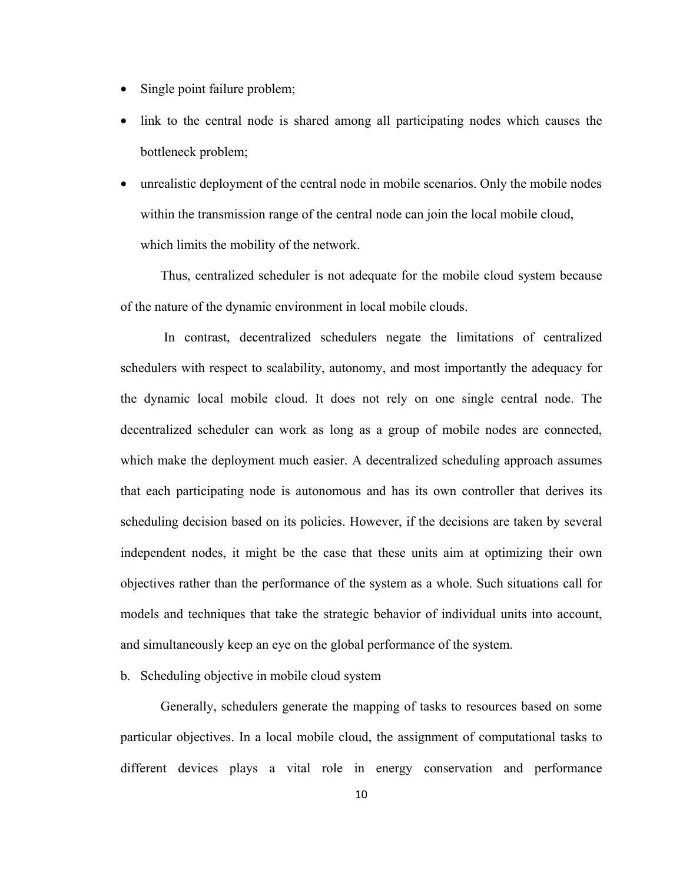- Single point failure problem;
- link to the central node is shared among all participating nodes which causes the bottleneck problem;
- unrealistic deployment of the central node in mobile scenarios. Only the mobile nodes within the transmission range of the central node can join the local mobile cloud, which limits the mobility of the network.

Thus, centralized scheduler is not adequate for the mobile cloud system because of the nature of the dynamic environment in local mobile clouds.

In contrast, decentralized schedulers negate the limitations of centralized schedulers with respect to scalability, autonomy, and most importantly the adequacy for the dynamic local mobile cloud. It does not rely on one single central node. The decentralized scheduler can work as long as a group of mobile nodes are connected, which make the deployment much easier. A decentralized scheduling approach assumes that each participating node is autonomous and has its own controller that derives its scheduling decision based on its policies. However, if the decisions are taken by several independent nodes, it might be the case that these units aim at optimizing their own objectives rather than the performance of the system as a whole. Such situations call for models and techniques that take the strategic behavior of individual units into account, and simultaneously keep an eye on the global performance of the system.

b. Scheduling objective in mobile cloud system

Generally, schedulers generate the mapping of tasks to resources based on some particular objectives. In a local mobile cloud, the assignment of computational tasks to different devices plays a vital role in energy conservation and performance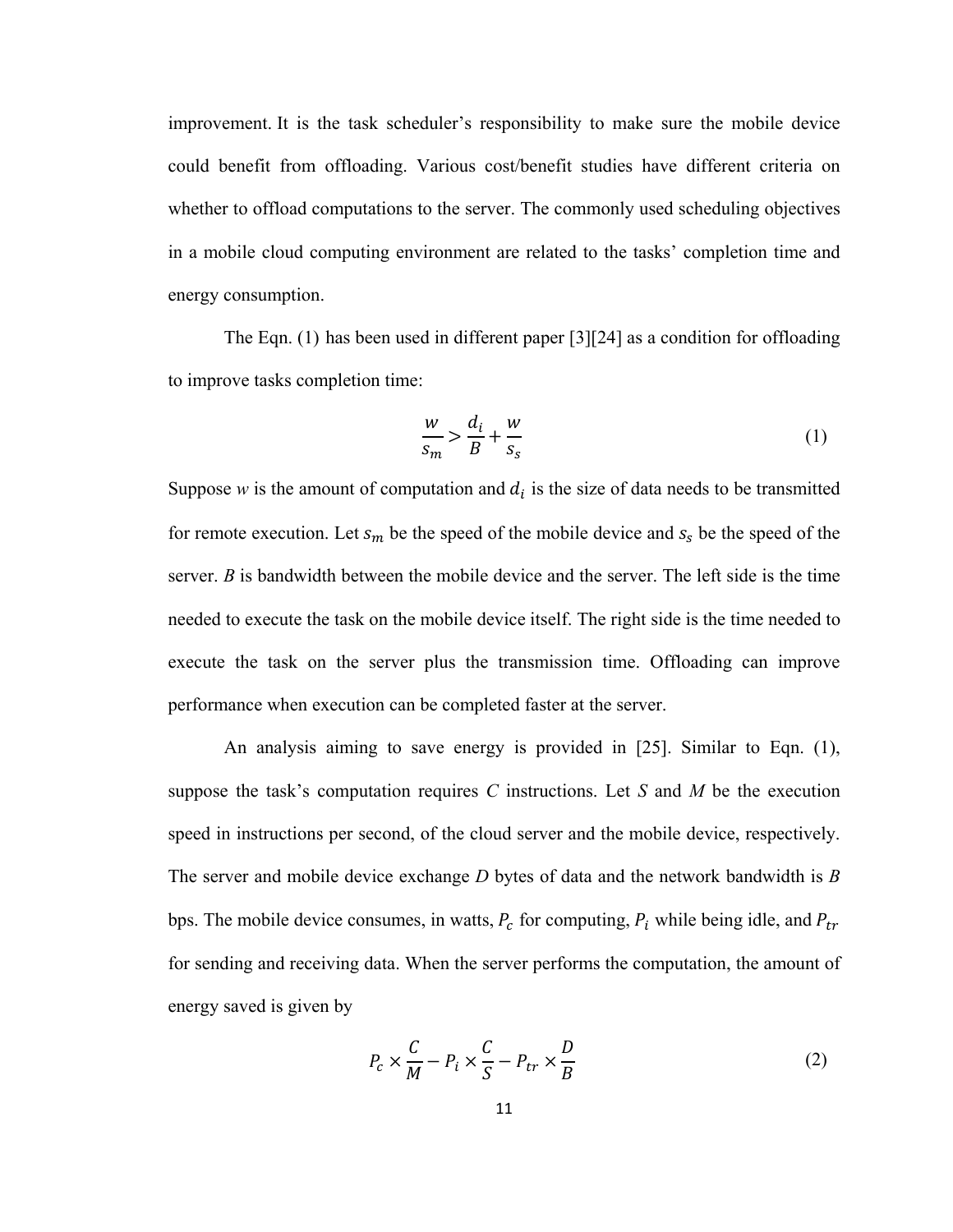improvement. It is the task scheduler's responsibility to make sure the mobile device could benefit from offloading. Various cost/benefit studies have different criteria on whether to offload computations to the server. The commonly used scheduling objectives in a mobile cloud computing environment are related to the tasks' completion time and energy consumption.

The Eqn. (1) has been used in different paper [3][24] as a condition for offloading to improve tasks completion time:

$$\frac{w}{s_m} > \frac{d_i}{B} + \frac{w}{s_s} \tag{1}$$

Suppose *w* is the amount of computation and $d_i$ is the size of data needs to be transmitted for remote execution. Let $s_m$ be the speed of the mobile device and $s_s$ be the speed of the server. *B* is bandwidth between the mobile device and the server. The left side is the time needed to execute the task on the mobile device itself. The right side is the time needed to execute the task on the server plus the transmission time. Offloading can improve performance when execution can be completed faster at the server.

An analysis aiming to save energy is provided in [25]. Similar to Eqn. (1), suppose the task's computation requires *C* instructions. Let *S* and *M* be the execution speed in instructions per second, of the cloud server and the mobile device, respectively. The server and mobile device exchange *D* bytes of data and the network bandwidth is *B* bps. The mobile device consumes, in watts, $P_c$ for computing, $P_i$ while being idle, and $P_{tr}$ for sending and receiving data. When the server performs the computation, the amount of energy saved is given by

$$P_c \times \frac{C}{M} - P_i \times \frac{C}{S} - P_{tr} \times \frac{D}{B} \tag{2}$$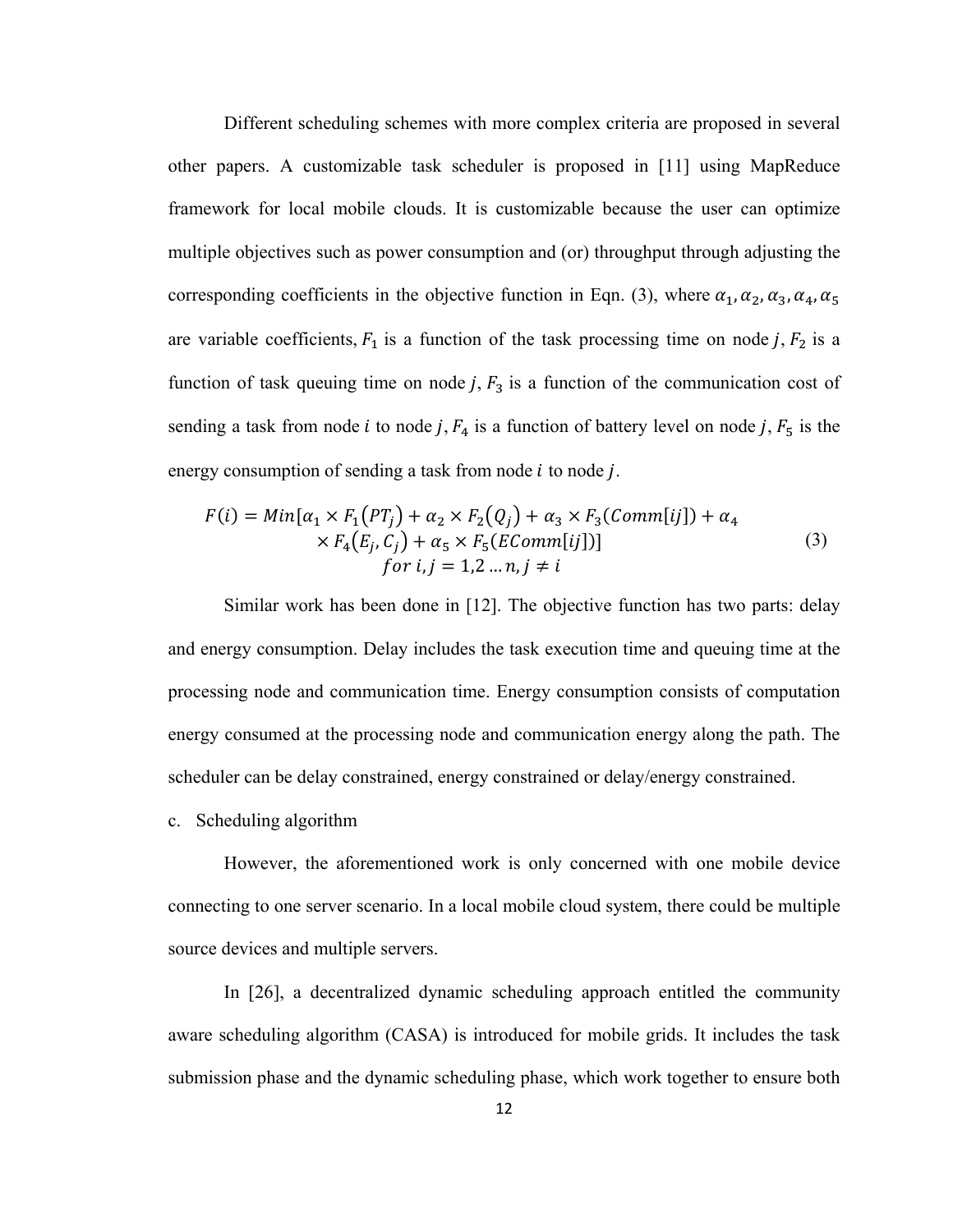Different scheduling schemes with more complex criteria are proposed in several other papers. A customizable task scheduler is proposed in [11] using MapReduce framework for local mobile clouds. It is customizable because the user can optimize multiple objectives such as power consumption and (or) throughput through adjusting the corresponding coefficients in the objective function in Eqn. (3), where $\alpha_1, \alpha_2, \alpha_3, \alpha_4, \alpha_5$ are variable coefficients, $F_1$ is a function of the task processing time on node $j$, $F_2$ is a function of task queuing time on node $j$, $F_3$ is a function of the communication cost of sending a task from node $i$ to node $j$, $F_4$ is a function of battery level on node $j$, $F_5$ is the energy consumption of sending a task from node $i$ to node $j$.

$$F(i) = Min[\alpha_1 \times F_1(PT_j) + \alpha_2 \times F_2(Q_j) + \alpha_3 \times F_3(Comm[ij]) + \alpha_4 \times F_4(E_j, C_j) + \alpha_5 \times F_5(EComm[ij])] \quad for\ i, j = 1,2 \ldots n, j \neq i \tag{3}$$

Similar work has been done in [12]. The objective function has two parts: delay and energy consumption. Delay includes the task execution time and queuing time at the processing node and communication time. Energy consumption consists of computation energy consumed at the processing node and communication energy along the path. The scheduler can be delay constrained, energy constrained or delay/energy constrained.

c. Scheduling algorithm

However, the aforementioned work is only concerned with one mobile device connecting to one server scenario. In a local mobile cloud system, there could be multiple source devices and multiple servers.

In [26], a decentralized dynamic scheduling approach entitled the community aware scheduling algorithm (CASA) is introduced for mobile grids. It includes the task submission phase and the dynamic scheduling phase, which work together to ensure both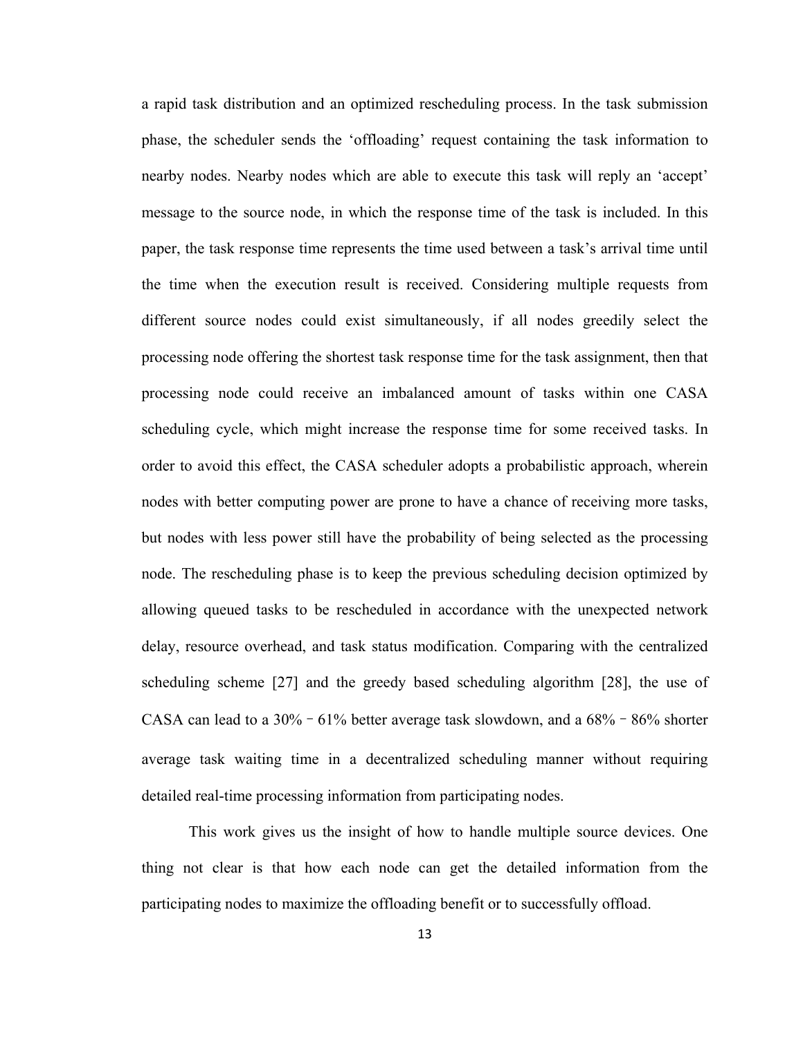a rapid task distribution and an optimized rescheduling process. In the task submission phase, the scheduler sends the 'offloading' request containing the task information to nearby nodes. Nearby nodes which are able to execute this task will reply an 'accept' message to the source node, in which the response time of the task is included. In this paper, the task response time represents the time used between a task's arrival time until the time when the execution result is received. Considering multiple requests from different source nodes could exist simultaneously, if all nodes greedily select the processing node offering the shortest task response time for the task assignment, then that processing node could receive an imbalanced amount of tasks within one CASA scheduling cycle, which might increase the response time for some received tasks. In order to avoid this effect, the CASA scheduler adopts a probabilistic approach, wherein nodes with better computing power are prone to have a chance of receiving more tasks, but nodes with less power still have the probability of being selected as the processing node. The rescheduling phase is to keep the previous scheduling decision optimized by allowing queued tasks to be rescheduled in accordance with the unexpected network delay, resource overhead, and task status modification. Comparing with the centralized scheduling scheme [27] and the greedy based scheduling algorithm [28], the use of CASA can lead to a 30% – 61% better average task slowdown, and a 68% – 86% shorter average task waiting time in a decentralized scheduling manner without requiring detailed real-time processing information from participating nodes.

This work gives us the insight of how to handle multiple source devices. One thing not clear is that how each node can get the detailed information from the participating nodes to maximize the offloading benefit or to successfully offload.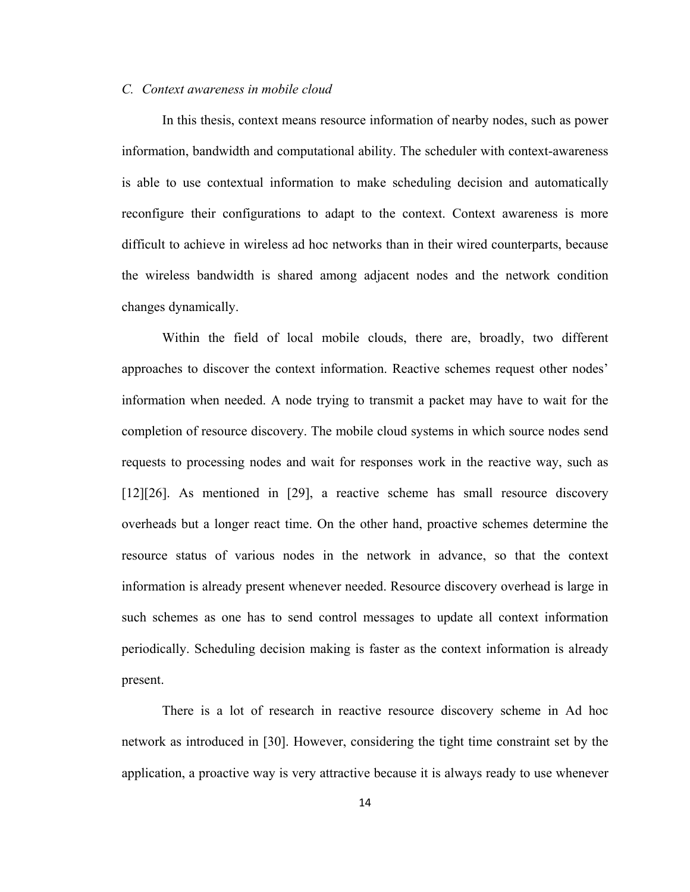### *C. Context awareness in mobile cloud*

In this thesis, context means resource information of nearby nodes, such as power information, bandwidth and computational ability. The scheduler with context-awareness is able to use contextual information to make scheduling decision and automatically reconfigure their configurations to adapt to the context. Context awareness is more difficult to achieve in wireless ad hoc networks than in their wired counterparts, because the wireless bandwidth is shared among adjacent nodes and the network condition changes dynamically.

Within the field of local mobile clouds, there are, broadly, two different approaches to discover the context information. Reactive schemes request other nodes' information when needed. A node trying to transmit a packet may have to wait for the completion of resource discovery. The mobile cloud systems in which source nodes send requests to processing nodes and wait for responses work in the reactive way, such as [12][26]. As mentioned in [29], a reactive scheme has small resource discovery overheads but a longer react time. On the other hand, proactive schemes determine the resource status of various nodes in the network in advance, so that the context information is already present whenever needed. Resource discovery overhead is large in such schemes as one has to send control messages to update all context information periodically. Scheduling decision making is faster as the context information is already present.

There is a lot of research in reactive resource discovery scheme in Ad hoc network as introduced in [30]. However, considering the tight time constraint set by the application, a proactive way is very attractive because it is always ready to use whenever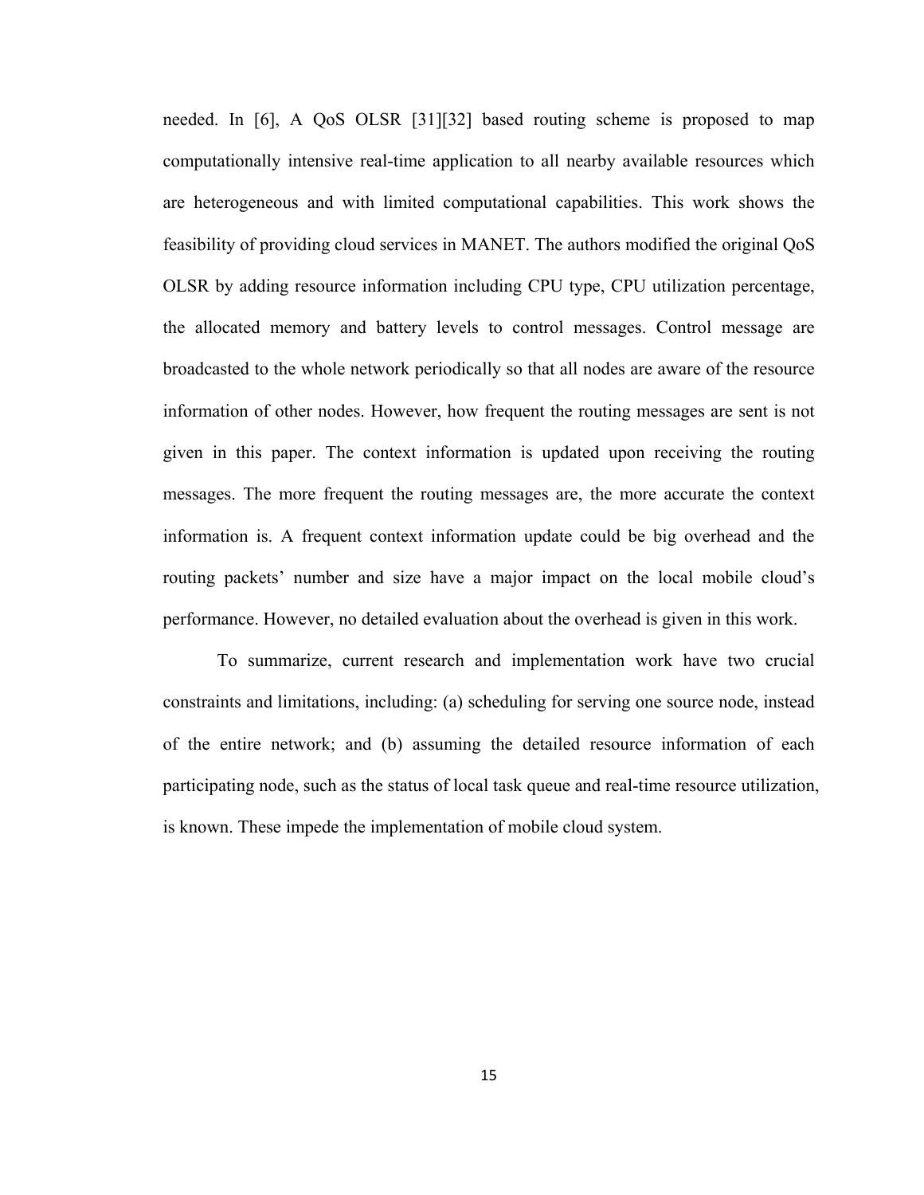needed. In [6], A QoS OLSR [31][32] based routing scheme is proposed to map computationally intensive real-time application to all nearby available resources which are heterogeneous and with limited computational capabilities. This work shows the feasibility of providing cloud services in MANET. The authors modified the original QoS OLSR by adding resource information including CPU type, CPU utilization percentage, the allocated memory and battery levels to control messages. Control message are broadcasted to the whole network periodically so that all nodes are aware of the resource information of other nodes. However, how frequent the routing messages are sent is not given in this paper. The context information is updated upon receiving the routing messages. The more frequent the routing messages are, the more accurate the context information is. A frequent context information update could be big overhead and the routing packets' number and size have a major impact on the local mobile cloud's performance. However, no detailed evaluation about the overhead is given in this work.

To summarize, current research and implementation work have two crucial constraints and limitations, including: (a) scheduling for serving one source node, instead of the entire network; and (b) assuming the detailed resource information of each participating node, such as the status of local task queue and real-time resource utilization, is known. These impede the implementation of mobile cloud system.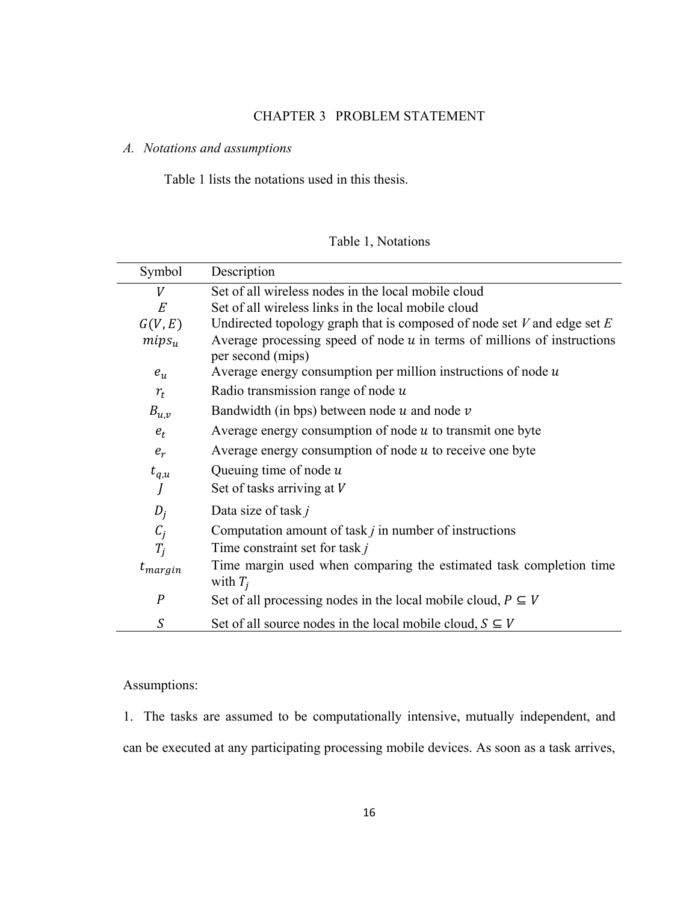# CHAPTER 3 PROBLEM STATEMENT

## *A. Notations and assumptions*

Table 1 lists the notations used in this thesis.

Table 1, Notations

| Symbol | Description |
|---|---|
| $V$ | Set of all wireless nodes in the local mobile cloud |
| $E$ | Set of all wireless links in the local mobile cloud |
| $G(V, E)$ | Undirected topology graph that is composed of node set *V* and edge set *E* |
| $mips_u$ | Average processing speed of node $u$ in terms of millions of instructions per second (mips) |
| $e_u$ | Average energy consumption per million instructions of node $u$ |
| $r_t$ | Radio transmission range of node $u$ |
| $B_{u,v}$ | Bandwidth (in bps) between node $u$ and node $v$ |
| $e_t$ | Average energy consumption of node $u$ to transmit one byte |
| $e_r$ | Average energy consumption of node $u$ to receive one byte |
| $t_{q,u}$ | Queuing time of node $u$ |
| $J$ | Set of tasks arriving at $V$ |
| $D_j$ | Data size of task *j* |
| $C_j$ | Computation amount of task *j* in number of instructions |
| $T_j$ | Time constraint set for task *j* |
| $t_{margin}$ | Time margin used when comparing the estimated task completion time with $T_j$ |
| $P$ | Set of all processing nodes in the local mobile cloud, $P \subseteq V$ |
| $S$ | Set of all source nodes in the local mobile cloud, $S \subseteq V$ |

Assumptions:

1. The tasks are assumed to be computationally intensive, mutually independent, and can be executed at any participating processing mobile devices. As soon as a task arrives,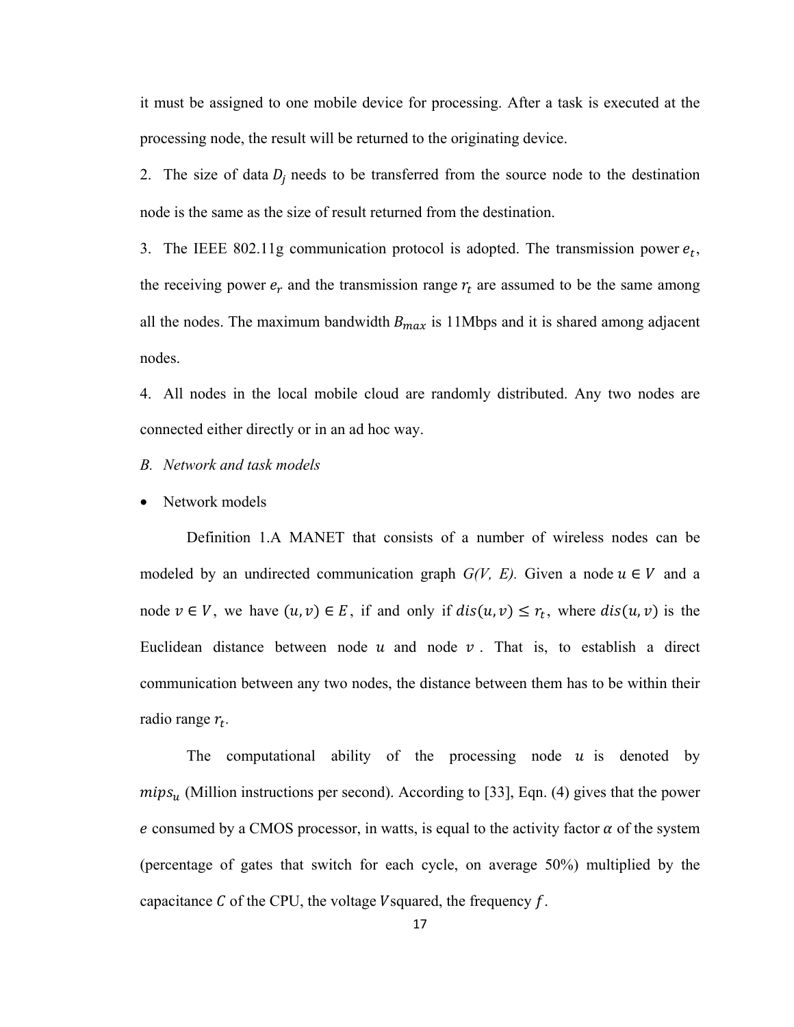it must be assigned to one mobile device for processing. After a task is executed at the processing node, the result will be returned to the originating device.

2. The size of data $D_j$ needs to be transferred from the source node to the destination node is the same as the size of result returned from the destination.

3. The IEEE 802.11g communication protocol is adopted. The transmission power $e_t$, the receiving power $e_r$ and the transmission range $r_t$ are assumed to be the same among all the nodes. The maximum bandwidth $B_{max}$ is 11Mbps and it is shared among adjacent nodes.

4. All nodes in the local mobile cloud are randomly distributed. Any two nodes are connected either directly or in an ad hoc way.

*B. Network and task models*

- Network models

Definition 1.A MANET that consists of a number of wireless nodes can be modeled by an undirected communication graph *G(V, E).* Given a node $u \in V$ and a node $v \in V$, we have $(u, v) \in E$, if and only if $dis(u, v) \leq r_t$, where $dis(u, v)$ is the Euclidean distance between node $u$ and node $v$. That is, to establish a direct communication between any two nodes, the distance between them has to be within their radio range $r_t$.

The computational ability of the processing node $u$ is denoted by $mips_u$ (Million instructions per second). According to [33], Eqn. (4) gives that the power $e$ consumed by a CMOS processor, in watts, is equal to the activity factor $\alpha$ of the system (percentage of gates that switch for each cycle, on average 50%) multiplied by the capacitance $C$ of the CPU, the voltage $V$squared, the frequency $f$.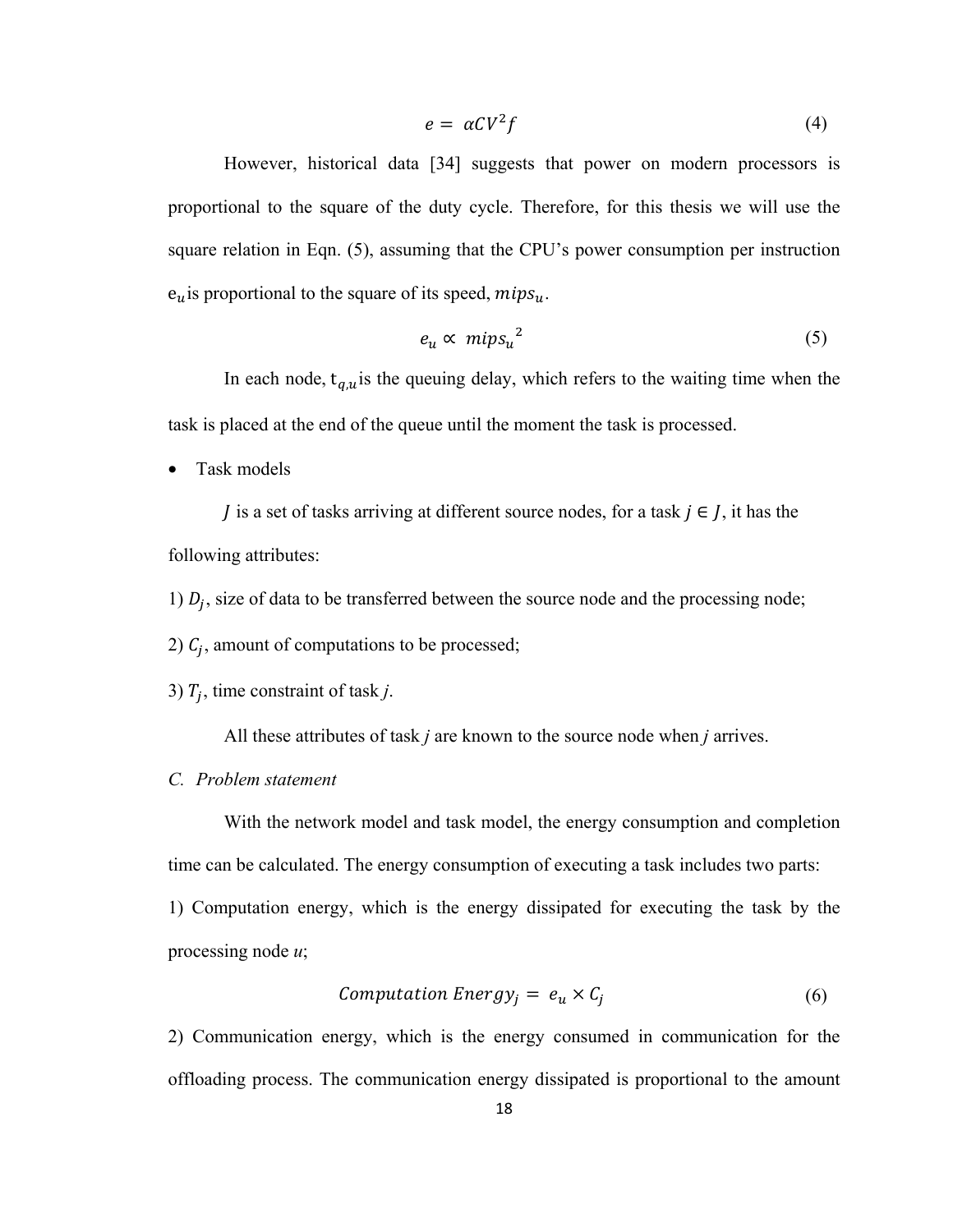$$e = \alpha C V^2 f \tag{4}$$

However, historical data [34] suggests that power on modern processors is proportional to the square of the duty cycle. Therefore, for this thesis we will use the square relation in Eqn. (5), assuming that the CPU's power consumption per instruction $e_u$ is proportional to the square of its speed, $mips_u$.

$$e_u \propto mips_u^{\,2} \tag{5}$$

In each node, $t_{q,u}$ is the queuing delay, which refers to the waiting time when the task is placed at the end of the queue until the moment the task is processed.

- Task models

$J$ is a set of tasks arriving at different source nodes, for a task $j \in J$, it has the following attributes:

1) $D_j$, size of data to be transferred between the source node and the processing node;

2) $C_j$, amount of computations to be processed;

3) $T_j$, time constraint of task *j*.

All these attributes of task *j* are known to the source node when *j* arrives.

*C. Problem statement*

With the network model and task model, the energy consumption and completion time can be calculated. The energy consumption of executing a task includes two parts:

1) Computation energy, which is the energy dissipated for executing the task by the processing node *u*;

$$Computation\ Energy_j = e_u \times C_j \tag{6}$$

2) Communication energy, which is the energy consumed in communication for the offloading process. The communication energy dissipated is proportional to the amount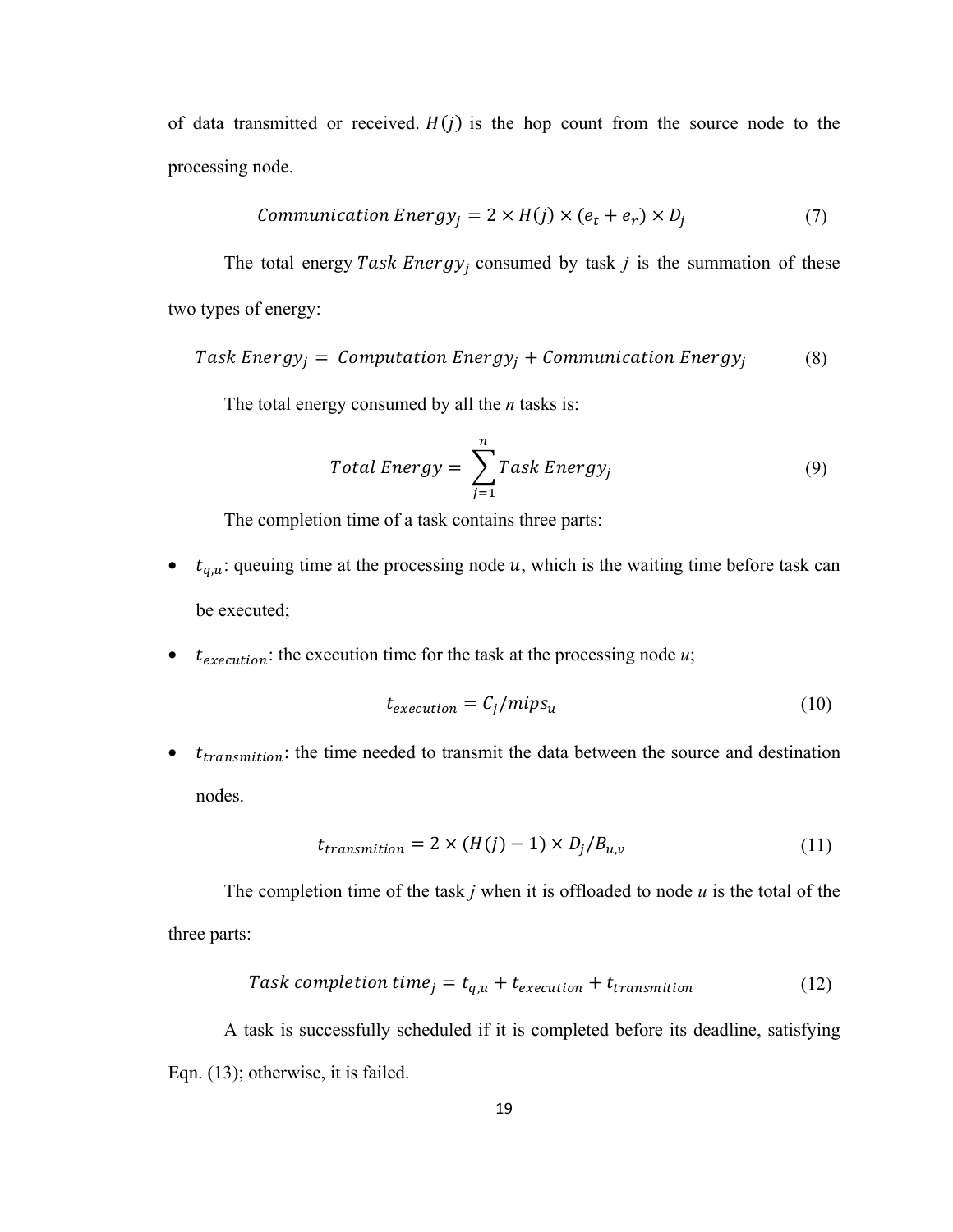of data transmitted or received. $H(j)$ is the hop count from the source node to the processing node.

$$Communication\ Energy_j = 2 \times H(j) \times (e_t + e_r) \times D_j \tag{7}$$

The total energy $Task\ Energy_j$ consumed by task *j* is the summation of these two types of energy:

$$Task\ Energy_j = \ Computation\ Energy_j + Communication\ Energy_j \tag{8}$$

The total energy consumed by all the *n* tasks is:

$$Total\ Energy = \sum_{j=1}^{n} Task\ Energy_j \tag{9}$$

The completion time of a task contains three parts:

- $t_{q,u}$: queuing time at the processing node $u$, which is the waiting time before task can be executed;
- $t_{execution}$: the execution time for the task at the processing node *u*;

$$t_{execution} = C_j / mips_u \tag{10}$$

- $t_{transmition}$: the time needed to transmit the data between the source and destination nodes.

$$t_{transmition} = 2 \times (H(j) - 1) \times D_j / B_{u,v} \tag{11}$$

The completion time of the task *j* when it is offloaded to node *u* is the total of the three parts:

$$Task\ completion\ time_j = t_{q,u} + t_{execution} + t_{transmition} \tag{12}$$

A task is successfully scheduled if it is completed before its deadline, satisfying Eqn. (13); otherwise, it is failed.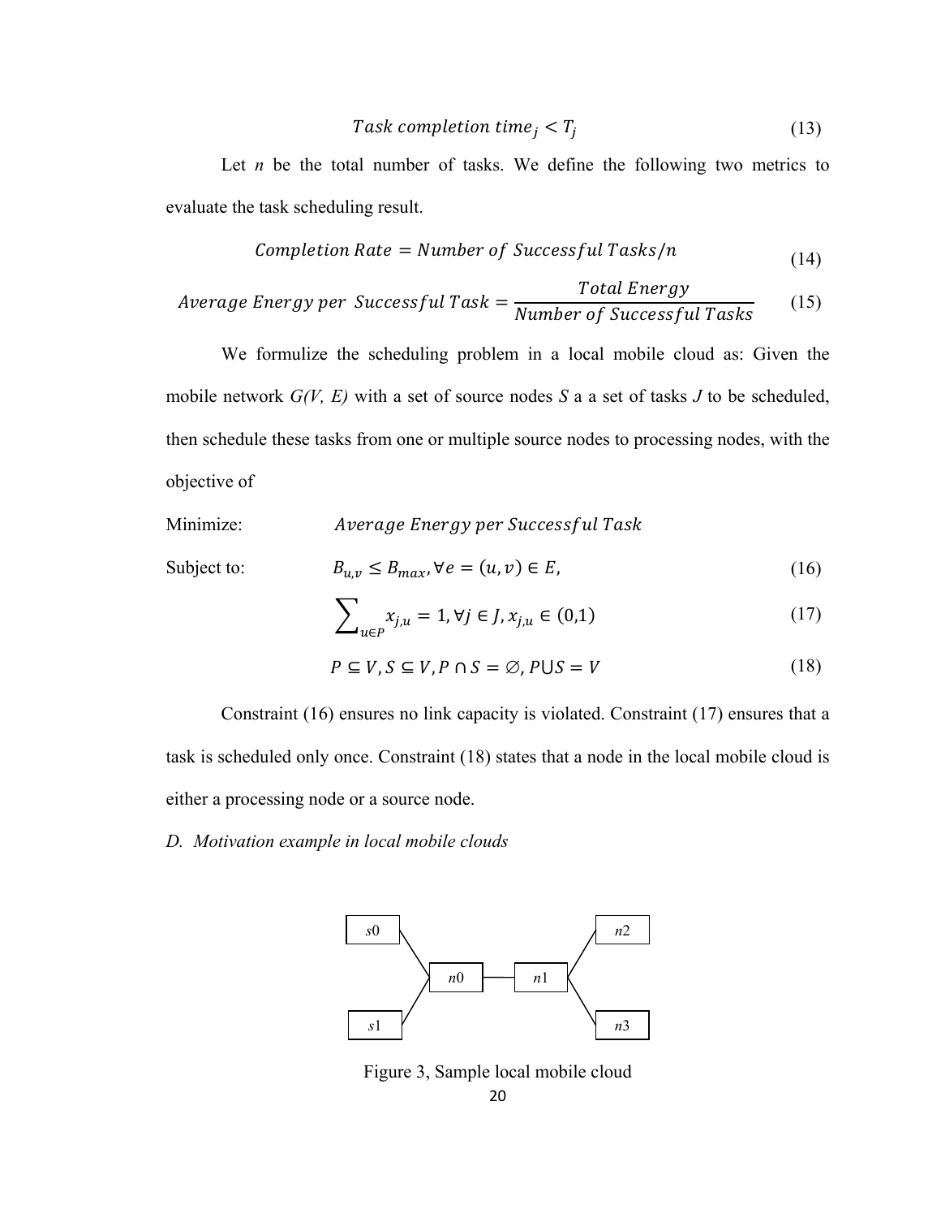$$Task\ completion\ time_j < T_j \tag{13}$$

Let $n$ be the total number of tasks. We define the following two metrics to evaluate the task scheduling result.

$$Completion\ Rate = Number\ of\ Successful\ Tasks/n \tag{14}$$

$$Average\ Energy\ per\ Successful\ Task = \frac{Total\ Energy}{Number\ of\ Successful\ Tasks} \tag{15}$$

We formulize the scheduling problem in a local mobile cloud as: Given the mobile network $G(V, E)$ with a set of source nodes $S$ a a set of tasks $J$ to be scheduled, then schedule these tasks from one or multiple source nodes to processing nodes, with the objective of

Minimize: $\quad Average\ Energy\ per\ Successful\ Task$

Subject to: $\quad B_{u,v} \leq B_{max}, \forall e = (u,v) \in E, \quad (16)$

$$\sum_{u \in P} x_{j,u} = 1, \forall j \in J, x_{j,u} \in (0,1) \tag{17}$$

$$P \subseteq V, S \subseteq V, P \cap S = \emptyset, P \cup S = V \tag{18}$$

Constraint (16) ensures no link capacity is violated. Constraint (17) ensures that a task is scheduled only once. Constraint (18) states that a node in the local mobile cloud is either a processing node or a source node.

*D. Motivation example in local mobile clouds*

s0

s1

n0

n1

n2

n3

Figure 3, Sample local mobile cloud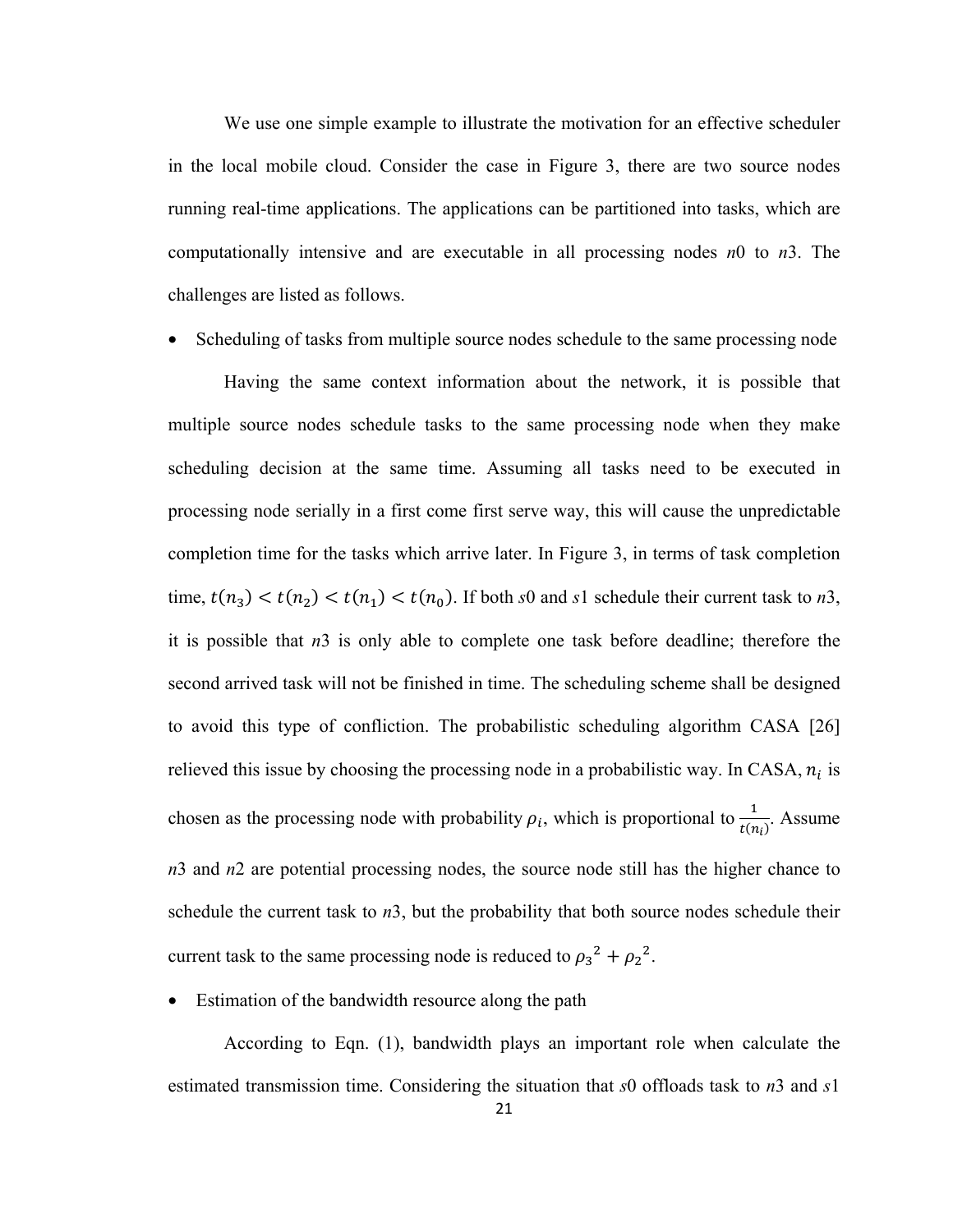We use one simple example to illustrate the motivation for an effective scheduler in the local mobile cloud. Consider the case in Figure 3, there are two source nodes running real-time applications. The applications can be partitioned into tasks, which are computationally intensive and are executable in all processing nodes *n*0 to *n*3. The challenges are listed as follows.

- Scheduling of tasks from multiple source nodes schedule to the same processing node

Having the same context information about the network, it is possible that multiple source nodes schedule tasks to the same processing node when they make scheduling decision at the same time. Assuming all tasks need to be executed in processing node serially in a first come first serve way, this will cause the unpredictable completion time for the tasks which arrive later. In Figure 3, in terms of task completion time, $t(n_3) < t(n_2) < t(n_1) < t(n_0)$. If both *s*0 and *s*1 schedule their current task to *n*3, it is possible that *n*3 is only able to complete one task before deadline; therefore the second arrived task will not be finished in time. The scheduling scheme shall be designed to avoid this type of confliction. The probabilistic scheduling algorithm CASA [26] relieved this issue by choosing the processing node in a probabilistic way. In CASA, $n_i$ is chosen as the processing node with probability $\rho_i$, which is proportional to $\frac{1}{t(n_i)}$. Assume *n*3 and *n*2 are potential processing nodes, the source node still has the higher chance to schedule the current task to *n*3, but the probability that both source nodes schedule their current task to the same processing node is reduced to ${\rho_3}^2 + {\rho_2}^2$.

- Estimation of the bandwidth resource along the path

According to Eqn. (1), bandwidth plays an important role when calculate the estimated transmission time. Considering the situation that *s*0 offloads task to *n*3 and *s*1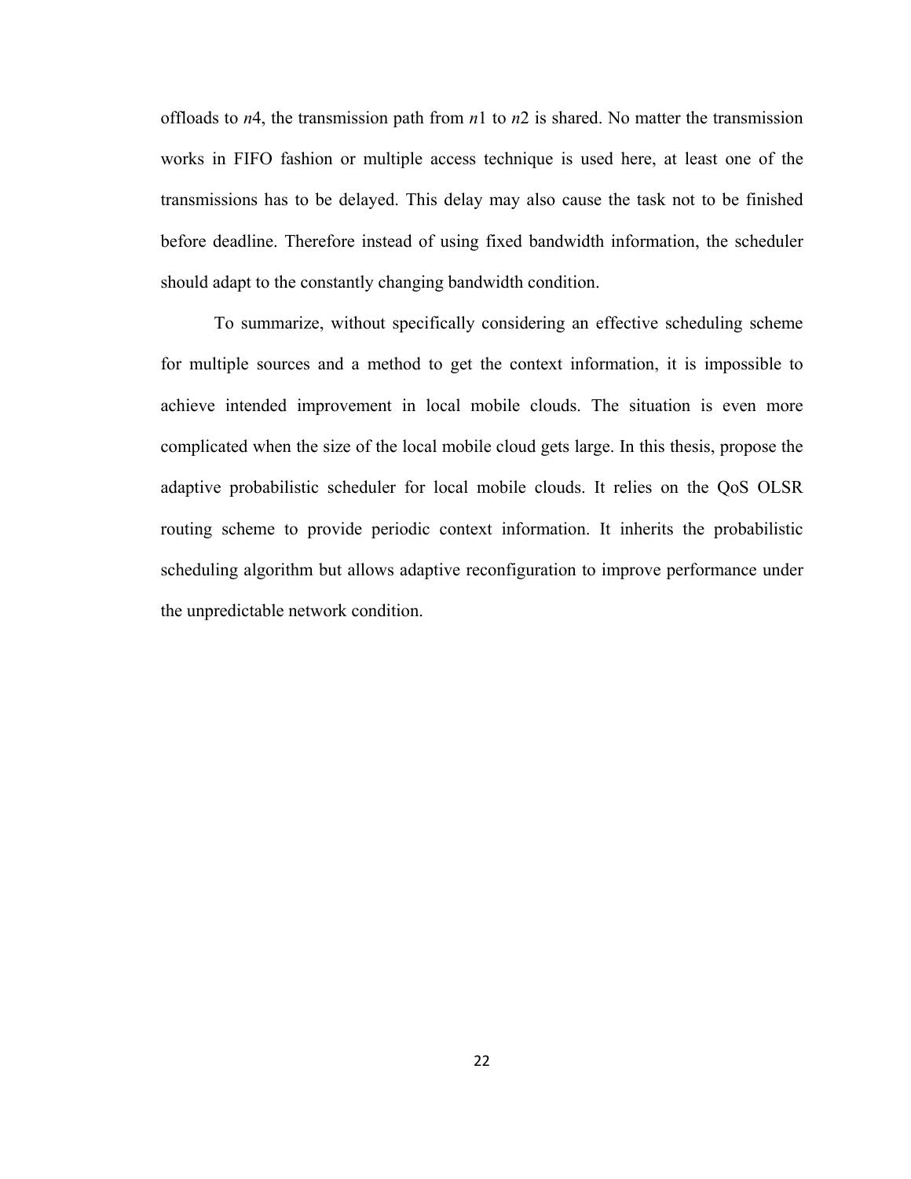offloads to *n*4, the transmission path from *n*1 to *n*2 is shared. No matter the transmission works in FIFO fashion or multiple access technique is used here, at least one of the transmissions has to be delayed. This delay may also cause the task not to be finished before deadline. Therefore instead of using fixed bandwidth information, the scheduler should adapt to the constantly changing bandwidth condition.

To summarize, without specifically considering an effective scheduling scheme for multiple sources and a method to get the context information, it is impossible to achieve intended improvement in local mobile clouds. The situation is even more complicated when the size of the local mobile cloud gets large. In this thesis, propose the adaptive probabilistic scheduler for local mobile clouds. It relies on the QoS OLSR routing scheme to provide periodic context information. It inherits the probabilistic scheduling algorithm but allows adaptive reconfiguration to improve performance under the unpredictable network condition.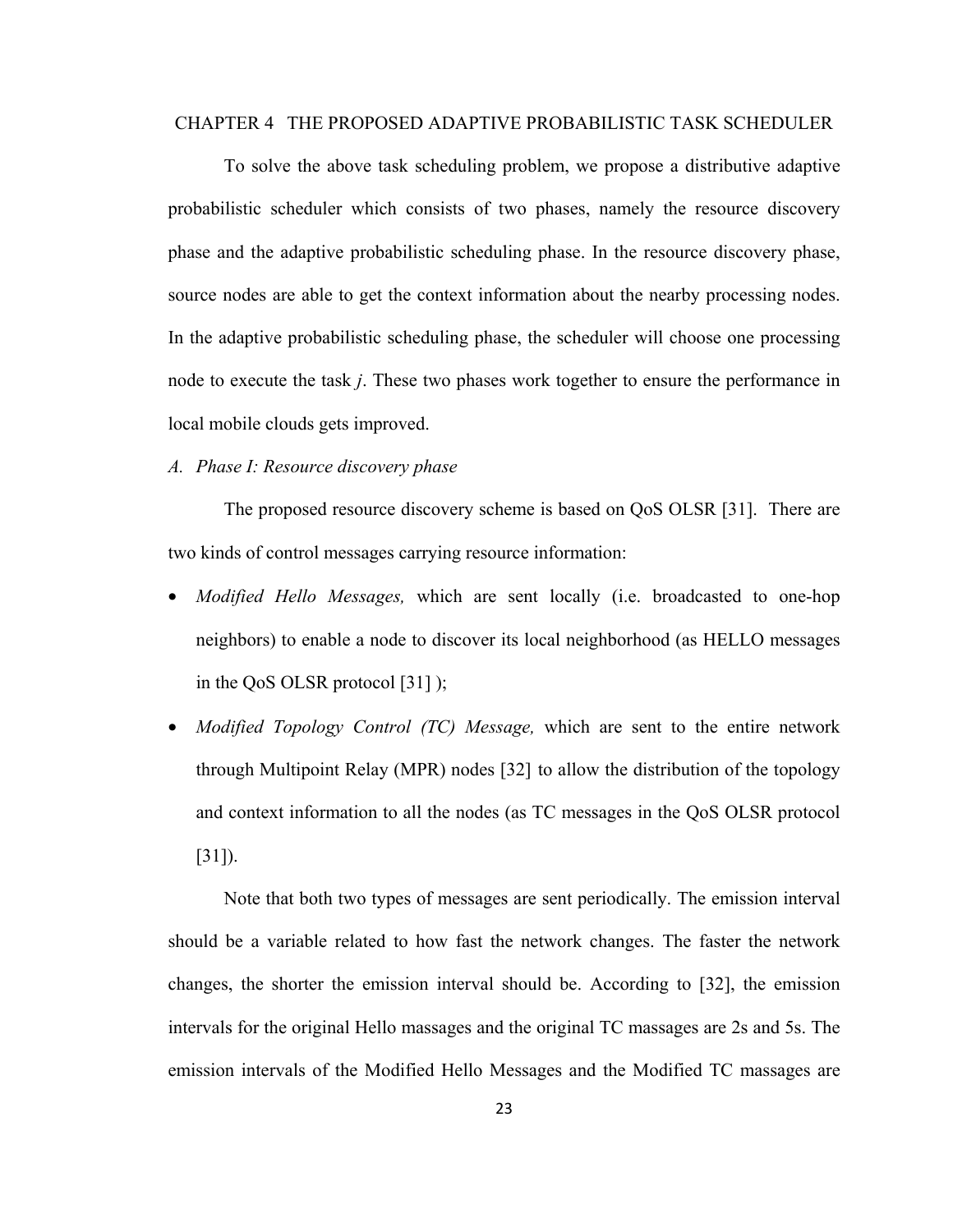# CHAPTER 4 THE PROPOSED ADAPTIVE PROBABILISTIC TASK SCHEDULER

To solve the above task scheduling problem, we propose a distributive adaptive probabilistic scheduler which consists of two phases, namely the resource discovery phase and the adaptive probabilistic scheduling phase. In the resource discovery phase, source nodes are able to get the context information about the nearby processing nodes. In the adaptive probabilistic scheduling phase, the scheduler will choose one processing node to execute the task $j$. These two phases work together to ensure the performance in local mobile clouds gets improved.

## A. Phase I: Resource discovery phase

The proposed resource discovery scheme is based on QoS OLSR [31]. There are two kinds of control messages carrying resource information:

- *Modified Hello Messages,* which are sent locally (i.e. broadcasted to one-hop neighbors) to enable a node to discover its local neighborhood (as HELLO messages in the QoS OLSR protocol [31] );
- *Modified Topology Control (TC) Message,* which are sent to the entire network through Multipoint Relay (MPR) nodes [32] to allow the distribution of the topology and context information to all the nodes (as TC messages in the QoS OLSR protocol [31]).

Note that both two types of messages are sent periodically. The emission interval should be a variable related to how fast the network changes. The faster the network changes, the shorter the emission interval should be. According to [32], the emission intervals for the original Hello massages and the original TC massages are 2s and 5s. The emission intervals of the Modified Hello Messages and the Modified TC massages are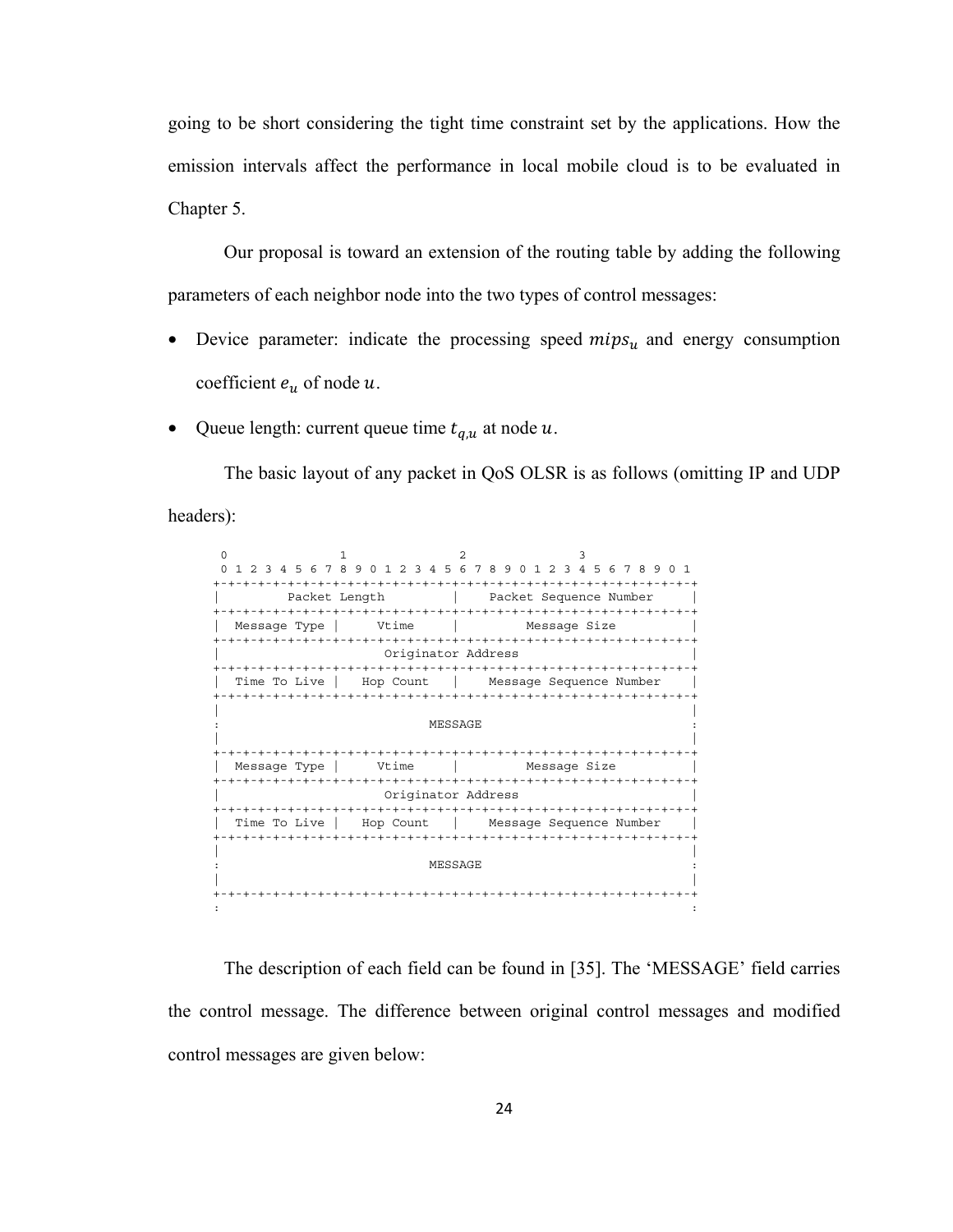going to be short considering the tight time constraint set by the applications. How the emission intervals affect the performance in local mobile cloud is to be evaluated in Chapter 5.

Our proposal is toward an extension of the routing table by adding the following parameters of each neighbor node into the two types of control messages:

- Device parameter: indicate the processing speed $mips_u$ and energy consumption coefficient $e_u$ of node $u$.
- Queue length: current queue time $t_{q,u}$ at node $u$.

The basic layout of any packet in QoS OLSR is as follows (omitting IP and UDP headers):

```
 0                   1                   2                   3
 0 1 2 3 4 5 6 7 8 9 0 1 2 3 4 5 6 7 8 9 0 1 2 3 4 5 6 7 8 9 0 1
+-+-+-+-+-+-+-+-+-+-+-+-+-+-+-+-+-+-+-+-+-+-+-+-+-+-+-+-+-+-+-+-+
|         Packet Length         |    Packet Sequence Number     |
+-+-+-+-+-+-+-+-+-+-+-+-+-+-+-+-+-+-+-+-+-+-+-+-+-+-+-+-+-+-+-+-+
|  Message Type |     Vtime     |         Message Size          |
+-+-+-+-+-+-+-+-+-+-+-+-+-+-+-+-+-+-+-+-+-+-+-+-+-+-+-+-+-+-+-+-+
|                      Originator Address                       |
+-+-+-+-+-+-+-+-+-+-+-+-+-+-+-+-+-+-+-+-+-+-+-+-+-+-+-+-+-+-+-+-+
|  Time To Live |   Hop Count   |    Message Sequence Number    |
+-+-+-+-+-+-+-+-+-+-+-+-+-+-+-+-+-+-+-+-+-+-+-+-+-+-+-+-+-+-+-+-+
|                                                               |
:                            MESSAGE                            :
|                                                               |
+-+-+-+-+-+-+-+-+-+-+-+-+-+-+-+-+-+-+-+-+-+-+-+-+-+-+-+-+-+-+-+-+
|  Message Type |     Vtime     |         Message Size          |
+-+-+-+-+-+-+-+-+-+-+-+-+-+-+-+-+-+-+-+-+-+-+-+-+-+-+-+-+-+-+-+-+
|                      Originator Address                       |
+-+-+-+-+-+-+-+-+-+-+-+-+-+-+-+-+-+-+-+-+-+-+-+-+-+-+-+-+-+-+-+-+
|  Time To Live |   Hop Count   |    Message Sequence Number    |
+-+-+-+-+-+-+-+-+-+-+-+-+-+-+-+-+-+-+-+-+-+-+-+-+-+-+-+-+-+-+-+-+
|                                                               |
:                            MESSAGE                            :
|                                                               |
+-+-+-+-+-+-+-+-+-+-+-+-+-+-+-+-+-+-+-+-+-+-+-+-+-+-+-+-+-+-+-+-+
:                                                               :
```

The description of each field can be found in [35]. The 'MESSAGE' field carries the control message. The difference between original control messages and modified control messages are given below: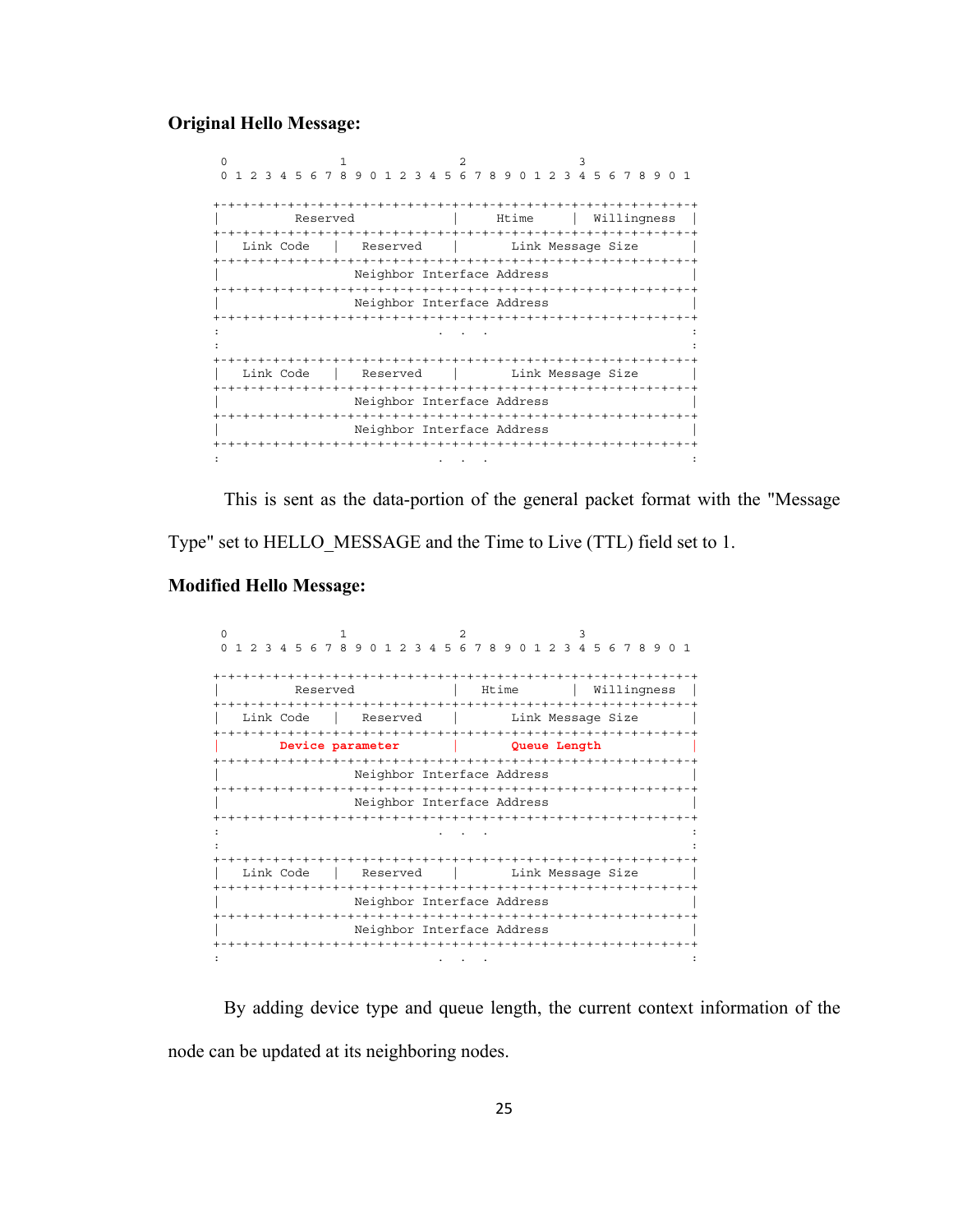**Original Hello Message:**

```
 0                   1                   2                   3
 0 1 2 3 4 5 6 7 8 9 0 1 2 3 4 5 6 7 8 9 0 1 2 3 4 5 6 7 8 9 0 1

+-+-+-+-+-+-+-+-+-+-+-+-+-+-+-+-+-+-+-+-+-+-+-+-+-+-+-+-+-+-+-+-+
|          Reserved             |     Htime     |  Willingness  |
+-+-+-+-+-+-+-+-+-+-+-+-+-+-+-+-+-+-+-+-+-+-+-+-+-+-+-+-+-+-+-+-+
|   Link Code   |   Reserved    |       Link Message Size       |
+-+-+-+-+-+-+-+-+-+-+-+-+-+-+-+-+-+-+-+-+-+-+-+-+-+-+-+-+-+-+-+-+
|                  Neighbor Interface Address                   |
+-+-+-+-+-+-+-+-+-+-+-+-+-+-+-+-+-+-+-+-+-+-+-+-+-+-+-+-+-+-+-+-+
|                  Neighbor Interface Address                   |
+-+-+-+-+-+-+-+-+-+-+-+-+-+-+-+-+-+-+-+-+-+-+-+-+-+-+-+-+-+-+-+-+
:                             .  .  .                           :
:                                                               :
+-+-+-+-+-+-+-+-+-+-+-+-+-+-+-+-+-+-+-+-+-+-+-+-+-+-+-+-+-+-+-+-+
|   Link Code   |   Reserved    |       Link Message Size       |
+-+-+-+-+-+-+-+-+-+-+-+-+-+-+-+-+-+-+-+-+-+-+-+-+-+-+-+-+-+-+-+-+
|                  Neighbor Interface Address                   |
+-+-+-+-+-+-+-+-+-+-+-+-+-+-+-+-+-+-+-+-+-+-+-+-+-+-+-+-+-+-+-+-+
|                  Neighbor Interface Address                   |
+-+-+-+-+-+-+-+-+-+-+-+-+-+-+-+-+-+-+-+-+-+-+-+-+-+-+-+-+-+-+-+-+
:                             .  .  .                           :
```

This is sent as the data-portion of the general packet format with the "Message Type" set to HELLO_MESSAGE and the Time to Live (TTL) field set to 1.

**Modified Hello Message:**

```
 0                   1                   2                   3
 0 1 2 3 4 5 6 7 8 9 0 1 2 3 4 5 6 7 8 9 0 1 2 3 4 5 6 7 8 9 0 1

+-+-+-+-+-+-+-+-+-+-+-+-+-+-+-+-+-+-+-+-+-+-+-+-+-+-+-+-+-+-+-+-+
|          Reserved             |   Htime       |  Willingness  |
+-+-+-+-+-+-+-+-+-+-+-+-+-+-+-+-+-+-+-+-+-+-+-+-+-+-+-+-+-+-+-+-+
|   Link Code   |   Reserved    |       Link Message Size       |
+-+-+-+-+-+-+-+-+-+-+-+-+-+-+-+-+-+-+-+-+-+-+-+-+-+-+-+-+-+-+-+-+
|        Device parameter       |         Queue Length          |
+-+-+-+-+-+-+-+-+-+-+-+-+-+-+-+-+-+-+-+-+-+-+-+-+-+-+-+-+-+-+-+-+
|                  Neighbor Interface Address                   |
+-+-+-+-+-+-+-+-+-+-+-+-+-+-+-+-+-+-+-+-+-+-+-+-+-+-+-+-+-+-+-+-+
|                  Neighbor Interface Address                   |
+-+-+-+-+-+-+-+-+-+-+-+-+-+-+-+-+-+-+-+-+-+-+-+-+-+-+-+-+-+-+-+-+
:                             .  .  .                           :
:                                                               :
+-+-+-+-+-+-+-+-+-+-+-+-+-+-+-+-+-+-+-+-+-+-+-+-+-+-+-+-+-+-+-+-+
|   Link Code   |   Reserved    |       Link Message Size       |
+-+-+-+-+-+-+-+-+-+-+-+-+-+-+-+-+-+-+-+-+-+-+-+-+-+-+-+-+-+-+-+-+
|                  Neighbor Interface Address                   |
+-+-+-+-+-+-+-+-+-+-+-+-+-+-+-+-+-+-+-+-+-+-+-+-+-+-+-+-+-+-+-+-+
|                  Neighbor Interface Address                   |
+-+-+-+-+-+-+-+-+-+-+-+-+-+-+-+-+-+-+-+-+-+-+-+-+-+-+-+-+-+-+-+-+
:                             .  .  .                           :
```

By adding device type and queue length, the current context information of the node can be updated at its neighboring nodes.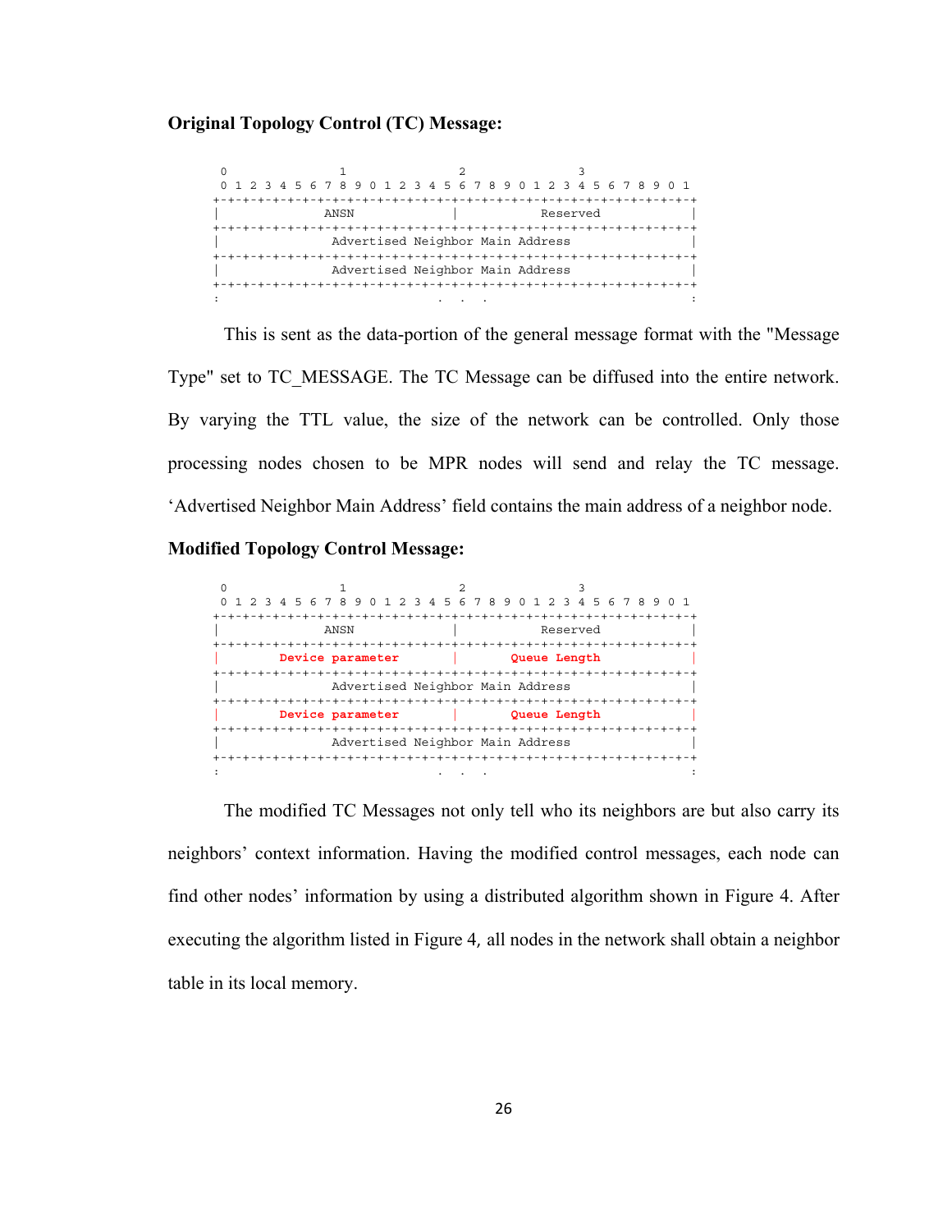**Original Topology Control (TC) Message:**

```
 0                   1                   2                   3
 0 1 2 3 4 5 6 7 8 9 0 1 2 3 4 5 6 7 8 9 0 1 2 3 4 5 6 7 8 9 0 1
+-+-+-+-+-+-+-+-+-+-+-+-+-+-+-+-+-+-+-+-+-+-+-+-+-+-+-+-+-+-+-+-+
|              ANSN             |           Reserved            |
+-+-+-+-+-+-+-+-+-+-+-+-+-+-+-+-+-+-+-+-+-+-+-+-+-+-+-+-+-+-+-+-+
|               Advertised Neighbor Main Address                |
+-+-+-+-+-+-+-+-+-+-+-+-+-+-+-+-+-+-+-+-+-+-+-+-+-+-+-+-+-+-+-+-+
|               Advertised Neighbor Main Address                |
+-+-+-+-+-+-+-+-+-+-+-+-+-+-+-+-+-+-+-+-+-+-+-+-+-+-+-+-+-+-+-+-+
:                              . . .                            :
```

This is sent as the data-portion of the general message format with the "Message Type" set to TC_MESSAGE. The TC Message can be diffused into the entire network. By varying the TTL value, the size of the network can be controlled. Only those processing nodes chosen to be MPR nodes will send and relay the TC message. 'Advertised Neighbor Main Address' field contains the main address of a neighbor node.

**Modified Topology Control Message:**

```
 0                   1                   2                   3
 0 1 2 3 4 5 6 7 8 9 0 1 2 3 4 5 6 7 8 9 0 1 2 3 4 5 6 7 8 9 0 1
+-+-+-+-+-+-+-+-+-+-+-+-+-+-+-+-+-+-+-+-+-+-+-+-+-+-+-+-+-+-+-+-+
|              ANSN             |           Reserved            |
+-+-+-+-+-+-+-+-+-+-+-+-+-+-+-+-+-+-+-+-+-+-+-+-+-+-+-+-+-+-+-+-+
|        Device parameter       |         Queue Length          |
+-+-+-+-+-+-+-+-+-+-+-+-+-+-+-+-+-+-+-+-+-+-+-+-+-+-+-+-+-+-+-+-+
|               Advertised Neighbor Main Address                |
+-+-+-+-+-+-+-+-+-+-+-+-+-+-+-+-+-+-+-+-+-+-+-+-+-+-+-+-+-+-+-+-+
|        Device parameter       |         Queue Length          |
+-+-+-+-+-+-+-+-+-+-+-+-+-+-+-+-+-+-+-+-+-+-+-+-+-+-+-+-+-+-+-+-+
|               Advertised Neighbor Main Address                |
+-+-+-+-+-+-+-+-+-+-+-+-+-+-+-+-+-+-+-+-+-+-+-+-+-+-+-+-+-+-+-+-+
:                              . . .                            :
```

The modified TC Messages not only tell who its neighbors are but also carry its neighbors' context information. Having the modified control messages, each node can find other nodes' information by using a distributed algorithm shown in Figure 4. After executing the algorithm listed in Figure 4, all nodes in the network shall obtain a neighbor table in its local memory.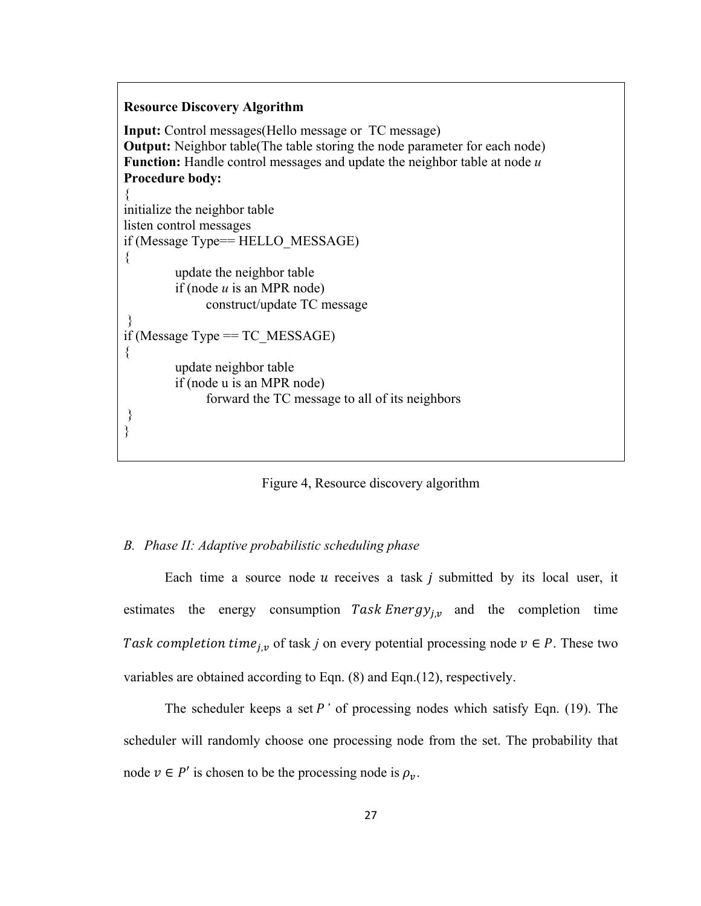```
Resource Discovery Algorithm
Input: Control messages(Hello message or  TC message)
Output: Neighbor table(The table storing the node parameter for each node)
Function: Handle control messages and update the neighbor table at node u
Procedure body:
{
initialize the neighbor table
listen control messages
if (Message Type== HELLO_MESSAGE)
{
        update the neighbor table
        if (node u is an MPR node)
              construct/update TC message
}
if (Message Type == TC_MESSAGE)
{
        update neighbor table
        if (node u is an MPR node)
              forward the TC message to all of its neighbors
}
}
```

Figure 4, Resource discovery algorithm

### *B. Phase II: Adaptive probabilistic scheduling phase*

Each time a source node $u$ receives a task $j$ submitted by its local user, it estimates the energy consumption $Task\ Energy_{j,v}$ and the completion time $Task\ completion\ time_{j,v}$ of task $j$ on every potential processing node $v \in P$. These two variables are obtained according to Eqn. (8) and Eqn.(12), respectively.

The scheduler keeps a set $P'$ of processing nodes which satisfy Eqn. (19). The scheduler will randomly choose one processing node from the set. The probability that node $v \in P'$ is chosen to be the processing node is $\rho_v$.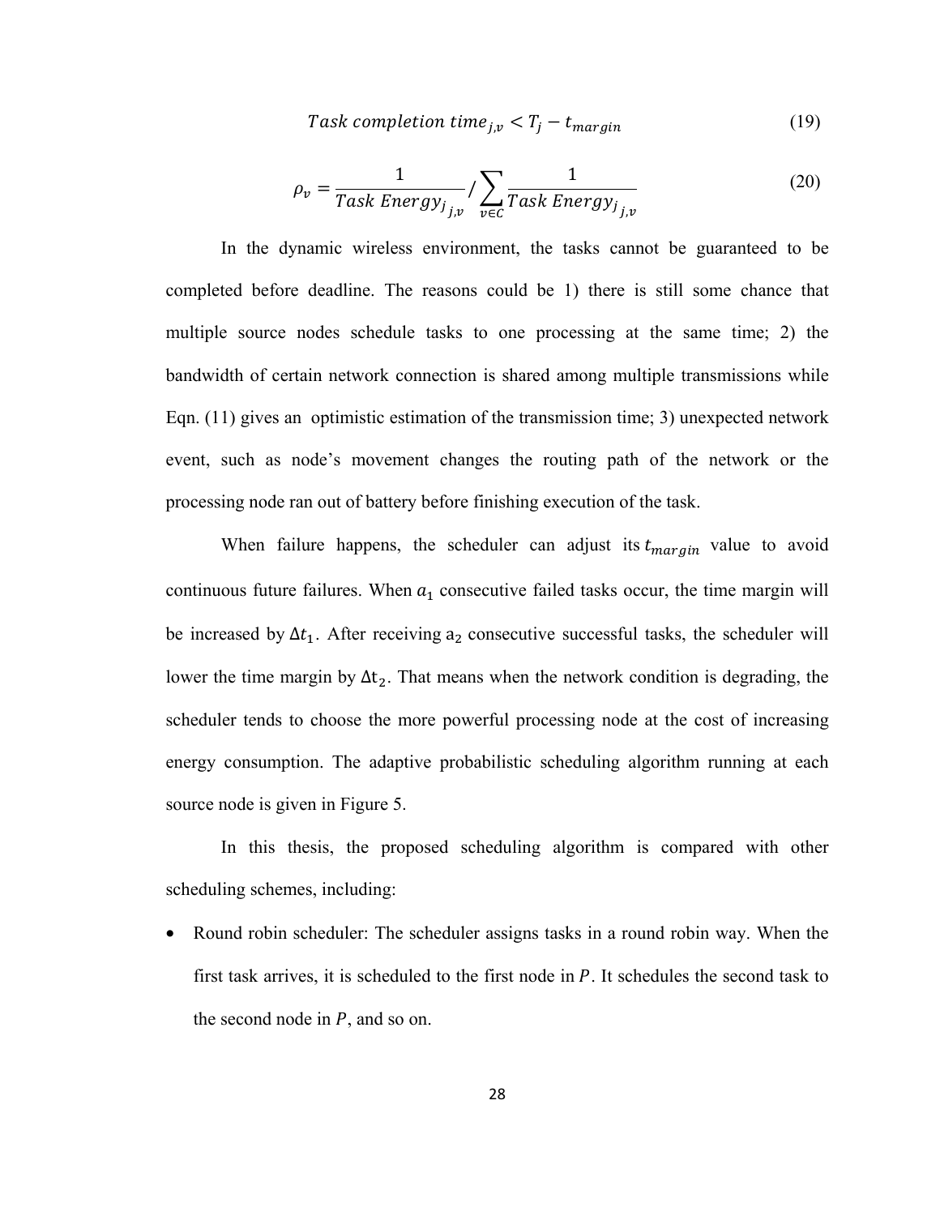$$Task\ completion\ time_{j,v} < T_j - t_{margin} \tag{19}$$

$$\rho_v = \frac{1}{Task\ Energy_{j\ j,v}} / \sum_{v \in C} \frac{1}{Task\ Energy_{j\ j,v}} \tag{20}$$

In the dynamic wireless environment, the tasks cannot be guaranteed to be completed before deadline. The reasons could be 1) there is still some chance that multiple source nodes schedule tasks to one processing at the same time; 2) the bandwidth of certain network connection is shared among multiple transmissions while Eqn. (11) gives an optimistic estimation of the transmission time; 3) unexpected network event, such as node's movement changes the routing path of the network or the processing node ran out of battery before finishing execution of the task.

When failure happens, the scheduler can adjust its $t_{margin}$ value to avoid continuous future failures. When $a_1$ consecutive failed tasks occur, the time margin will be increased by $\Delta t_1$. After receiving $a_2$ consecutive successful tasks, the scheduler will lower the time margin by $\Delta t_2$. That means when the network condition is degrading, the scheduler tends to choose the more powerful processing node at the cost of increasing energy consumption. The adaptive probabilistic scheduling algorithm running at each source node is given in Figure 5.

In this thesis, the proposed scheduling algorithm is compared with other scheduling schemes, including:

- Round robin scheduler: The scheduler assigns tasks in a round robin way. When the first task arrives, it is scheduled to the first node in $P$. It schedules the second task to the second node in $P$, and so on.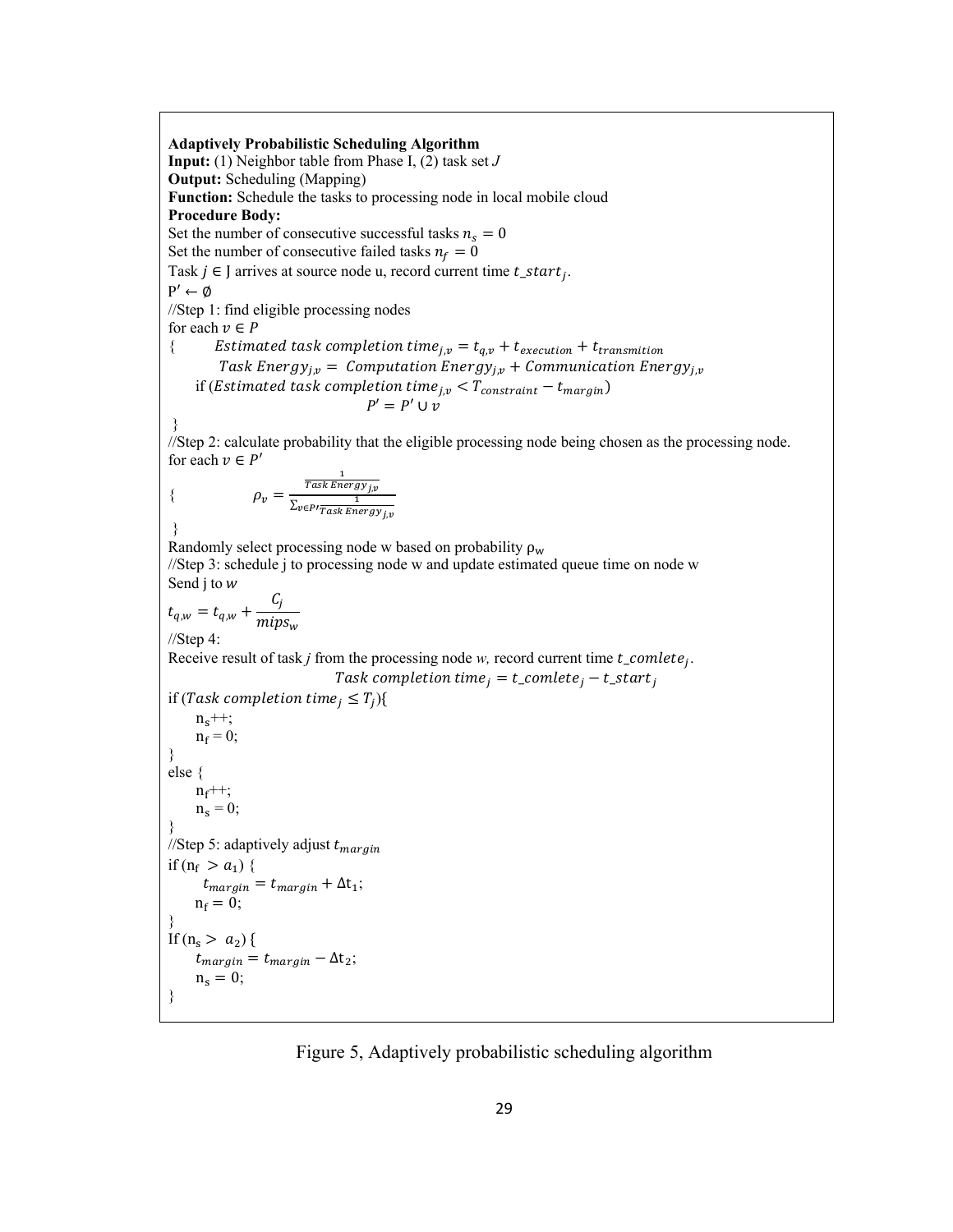**Adaptively Probabilistic Scheduling Algorithm**

**Input:** (1) Neighbor table from Phase I, (2) task set $J$

**Output:** Scheduling (Mapping)

**Function:** Schedule the tasks to processing node in local mobile cloud

**Procedure Body:**

Set the number of consecutive successful tasks $n_s = 0$

Set the number of consecutive failed tasks $n_f = 0$

Task $j \in$ J arrives at source node u, record current time $t\_start_j$.

$P' \leftarrow \emptyset$

//Step 1: find eligible processing nodes

for each $v \in P$

{ $\quad Estimated\ task\ completion\ time_{j,v} = t_{q,v} + t_{execution} + t_{transmition}$

$\quad Task\ Energy_{j,v} = Computation\ Energy_{j,v} + Communication\ Energy_{j,v}$

$\quad$ if ($Estimated\ task\ completion\ time_{j,v} < T_{constraint} - t_{margin}$)

$$P' = P' \cup v$$

}

//Step 2: calculate probability that the eligible processing node being chosen as the processing node.

for each $v \in P'$

{ $$\rho_v = \frac{\frac{1}{Task\ Energy_{j,v}}}{\sum_{v \in P'} \frac{1}{Task\ Energy_{j,v}}}$$

}

Randomly select processing node w based on probability $\rho_w$

//Step 3: schedule j to processing node w and update estimated queue time on node w

Send j to $w$

$$t_{q,w} = t_{q,w} + \frac{C_j}{mips_w}$$

//Step 4:

Receive result of task $j$ from the processing node $w$, record current time $t\_comlete_j$.

$$Task\ completion\ time_j = t\_comlete_j - t\_start_j$$

if ($Task\ completion\ time_j \leq T_j$){

$\quad n_s$++;

$\quad n_f = 0$;

}

else {

$\quad n_f$++;

$\quad n_s = 0$;

}

//Step 5: adaptively adjust $t_{margin}$

if ($n_f > a_1$) {

$\quad t_{margin} = t_{margin} + \Delta t_1$;

$\quad n_f = 0$;

}

If ($n_s > a_2$) {

$\quad t_{margin} = t_{margin} - \Delta t_2$;

$\quad n_s = 0$;

}

Figure 5, Adaptively probabilistic scheduling algorithm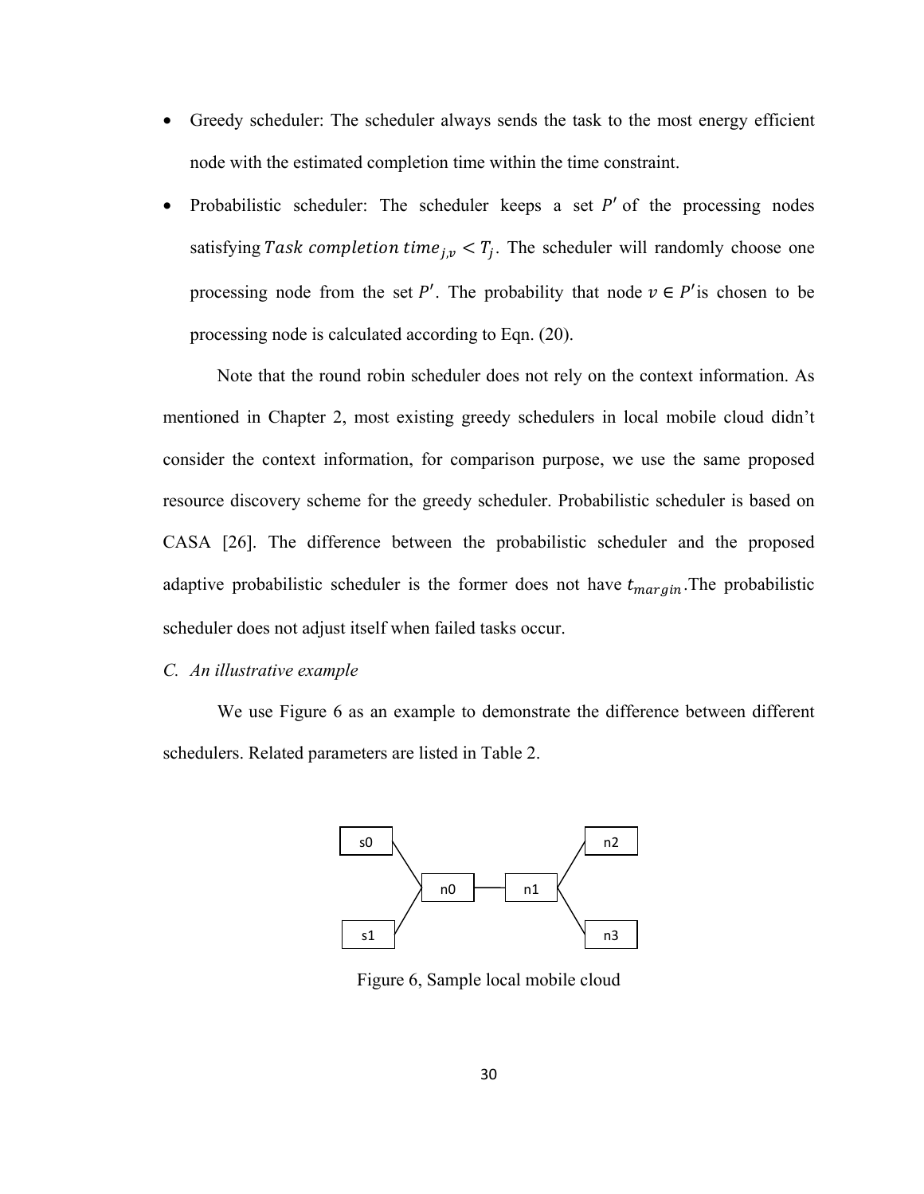- Greedy scheduler: The scheduler always sends the task to the most energy efficient node with the estimated completion time within the time constraint.
- Probabilistic scheduler: The scheduler keeps a set $P'$ of the processing nodes satisfying $Task\ completion\ time_{j,v} < T_j$. The scheduler will randomly choose one processing node from the set $P'$. The probability that node $v \in P'$ is chosen to be processing node is calculated according to Eqn. (20).

Note that the round robin scheduler does not rely on the context information. As mentioned in Chapter 2, most existing greedy schedulers in local mobile cloud didn't consider the context information, for comparison purpose, we use the same proposed resource discovery scheme for the greedy scheduler. Probabilistic scheduler is based on CASA [26]. The difference between the probabilistic scheduler and the proposed adaptive probabilistic scheduler is the former does not have $t_{margin}$. The probabilistic scheduler does not adjust itself when failed tasks occur.

*C. An illustrative example*

We use Figure 6 as an example to demonstrate the difference between different schedulers. Related parameters are listed in Table 2.

s0

s1

n0

n1

n2

n3

Figure 6, Sample local mobile cloud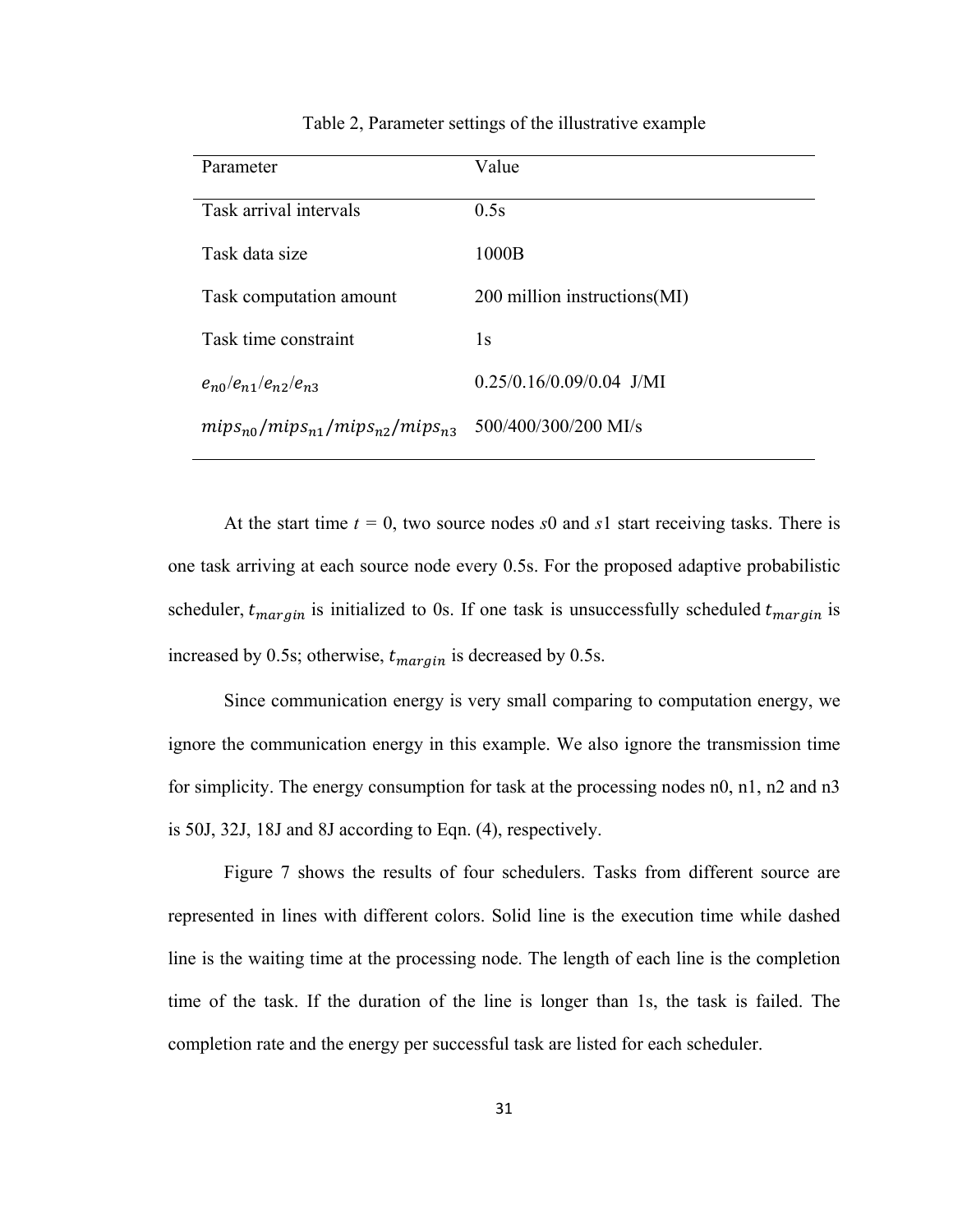Table 2, Parameter settings of the illustrative example

| Parameter | Value |
|---|---|
| Task arrival intervals | 0.5s |
| Task data size | 1000B |
| Task computation amount | 200 million instructions(MI) |
| Task time constraint | 1s |
| $e_{n0}/e_{n1}/e_{n2}/e_{n3}$ | 0.25/0.16/0.09/0.04 J/MI |
| $mips_{n0}/mips_{n1}/mips_{n2}/mips_{n3}$ | 500/400/300/200 MI/s |

At the start time $t$ = 0, two source nodes *s*0 and *s*1 start receiving tasks. There is one task arriving at each source node every 0.5s. For the proposed adaptive probabilistic scheduler, $t_{margin}$ is initialized to 0s. If one task is unsuccessfully scheduled $t_{margin}$ is increased by 0.5s; otherwise, $t_{margin}$ is decreased by 0.5s.

Since communication energy is very small comparing to computation energy, we ignore the communication energy in this example. We also ignore the transmission time for simplicity. The energy consumption for task at the processing nodes n0, n1, n2 and n3 is 50J, 32J, 18J and 8J according to Eqn. (4), respectively.

Figure 7 shows the results of four schedulers. Tasks from different source are represented in lines with different colors. Solid line is the execution time while dashed line is the waiting time at the processing node. The length of each line is the completion time of the task. If the duration of the line is longer than 1s, the task is failed. The completion rate and the energy per successful task are listed for each scheduler.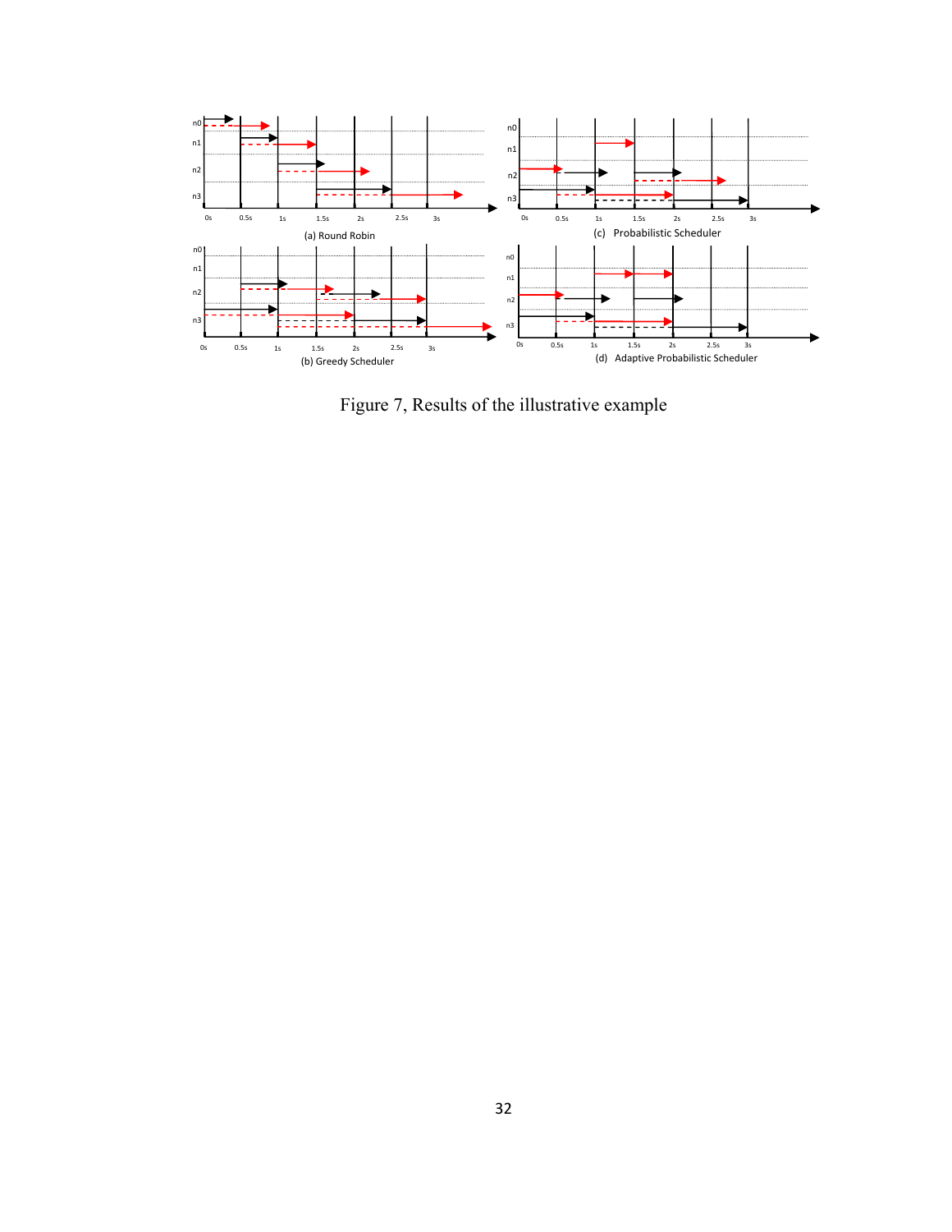n0
n1
n2
n3
0s 0.5s 1s 1.5s 2s 2.5s 3s
(a) Round Robin

n0
n1
n2
n3
0s 0.5s 1s 1.5s 2s 2.5s 3s
(c) Probabilistic Scheduler

n0
n1
n2
n3
0s 0.5s 1s 1.5s 2s 2.5s 3s
(b) Greedy Scheduler

n0
n1
n2
n3
0s 0.5s 1s 1.5s 2s 2.5s 3s
(d) Adaptive Probabilistic Scheduler

Figure 7, Results of the illustrative example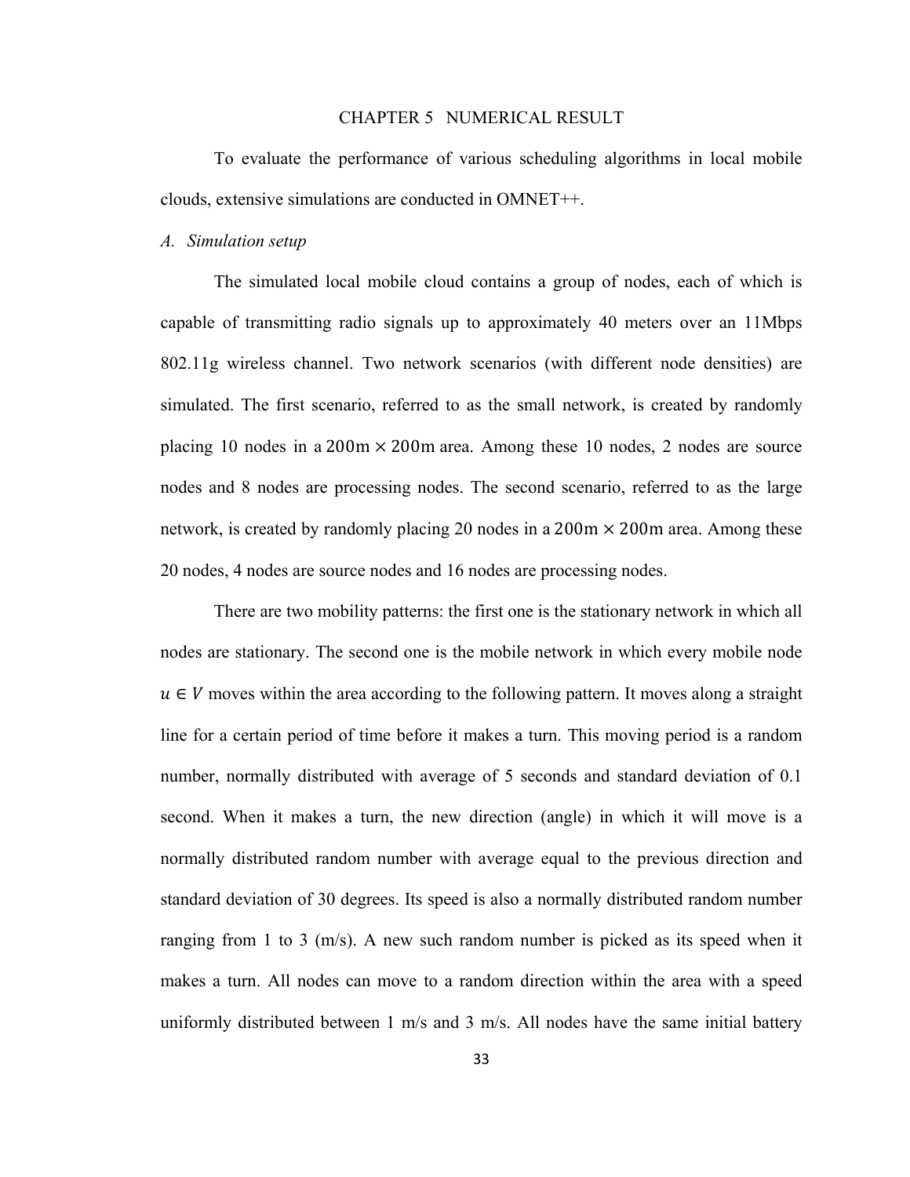# CHAPTER 5 NUMERICAL RESULT

To evaluate the performance of various scheduling algorithms in local mobile clouds, extensive simulations are conducted in OMNET++.

## *A. Simulation setup*

The simulated local mobile cloud contains a group of nodes, each of which is capable of transmitting radio signals up to approximately 40 meters over an 11Mbps 802.11g wireless channel. Two network scenarios (with different node densities) are simulated. The first scenario, referred to as the small network, is created by randomly placing 10 nodes in a $200\text{m} \times 200\text{m}$ area. Among these 10 nodes, 2 nodes are source nodes and 8 nodes are processing nodes. The second scenario, referred to as the large network, is created by randomly placing 20 nodes in a $200\text{m} \times 200\text{m}$ area. Among these 20 nodes, 4 nodes are source nodes and 16 nodes are processing nodes.

There are two mobility patterns: the first one is the stationary network in which all nodes are stationary. The second one is the mobile network in which every mobile node $u \in V$ moves within the area according to the following pattern. It moves along a straight line for a certain period of time before it makes a turn. This moving period is a random number, normally distributed with average of 5 seconds and standard deviation of 0.1 second. When it makes a turn, the new direction (angle) in which it will move is a normally distributed random number with average equal to the previous direction and standard deviation of 30 degrees. Its speed is also a normally distributed random number ranging from 1 to 3 (m/s). A new such random number is picked as its speed when it makes a turn. All nodes can move to a random direction within the area with a speed uniformly distributed between 1 m/s and 3 m/s. All nodes have the same initial battery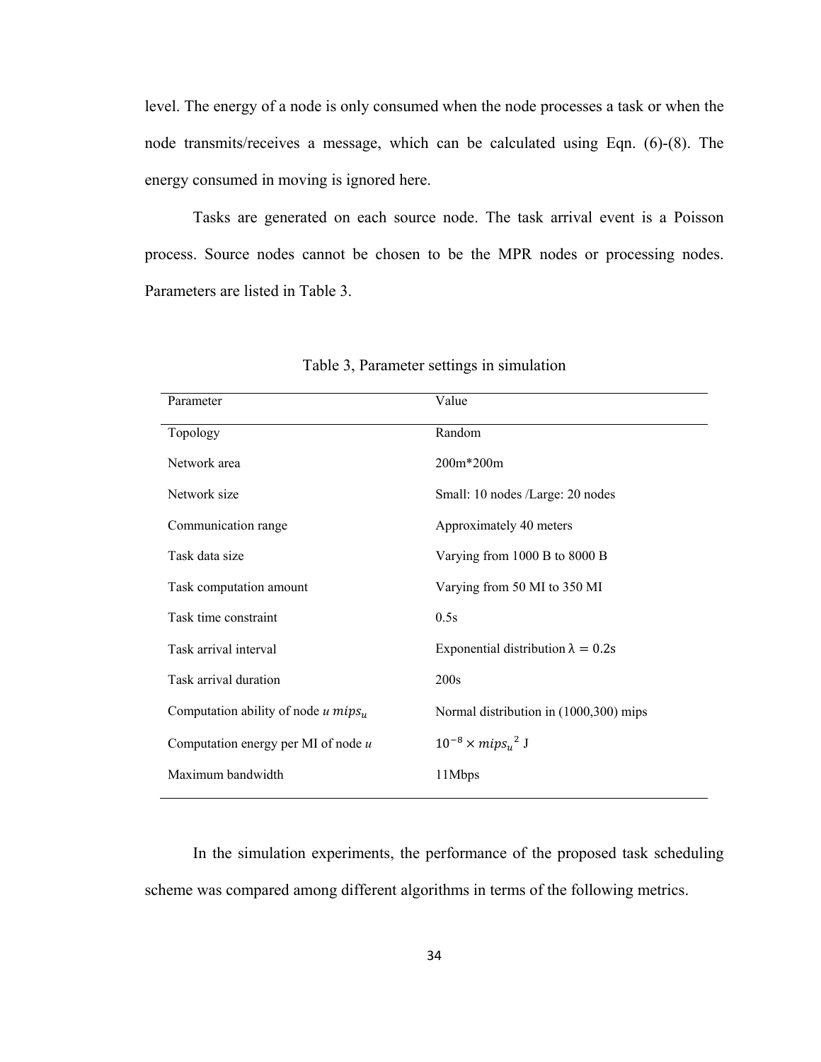level. The energy of a node is only consumed when the node processes a task or when the node transmits/receives a message, which can be calculated using Eqn. (6)-(8). The energy consumed in moving is ignored here.

Tasks are generated on each source node. The task arrival event is a Poisson process. Source nodes cannot be chosen to be the MPR nodes or processing nodes. Parameters are listed in Table 3.

Table 3, Parameter settings in simulation

| Parameter | Value |
|---|---|
| Topology | Random |
| Network area | 200m*200m |
| Network size | Small: 10 nodes /Large: 20 nodes |
| Communication range | Approximately 40 meters |
| Task data size | Varying from 1000 B to 8000 B |
| Task computation amount | Varying from 50 MI to 350 MI |
| Task time constraint | 0.5s |
| Task arrival interval | Exponential distribution $\lambda = 0.2$s |
| Task arrival duration | 200s |
| Computation ability of node *u* $mips_u$ | Normal distribution in (1000,300) mips |
| Computation energy per MI of node *u* | $10^{-8} \times {mips_u}^2$ J |
| Maximum bandwidth | 11Mbps |

In the simulation experiments, the performance of the proposed task scheduling scheme was compared among different algorithms in terms of the following metrics.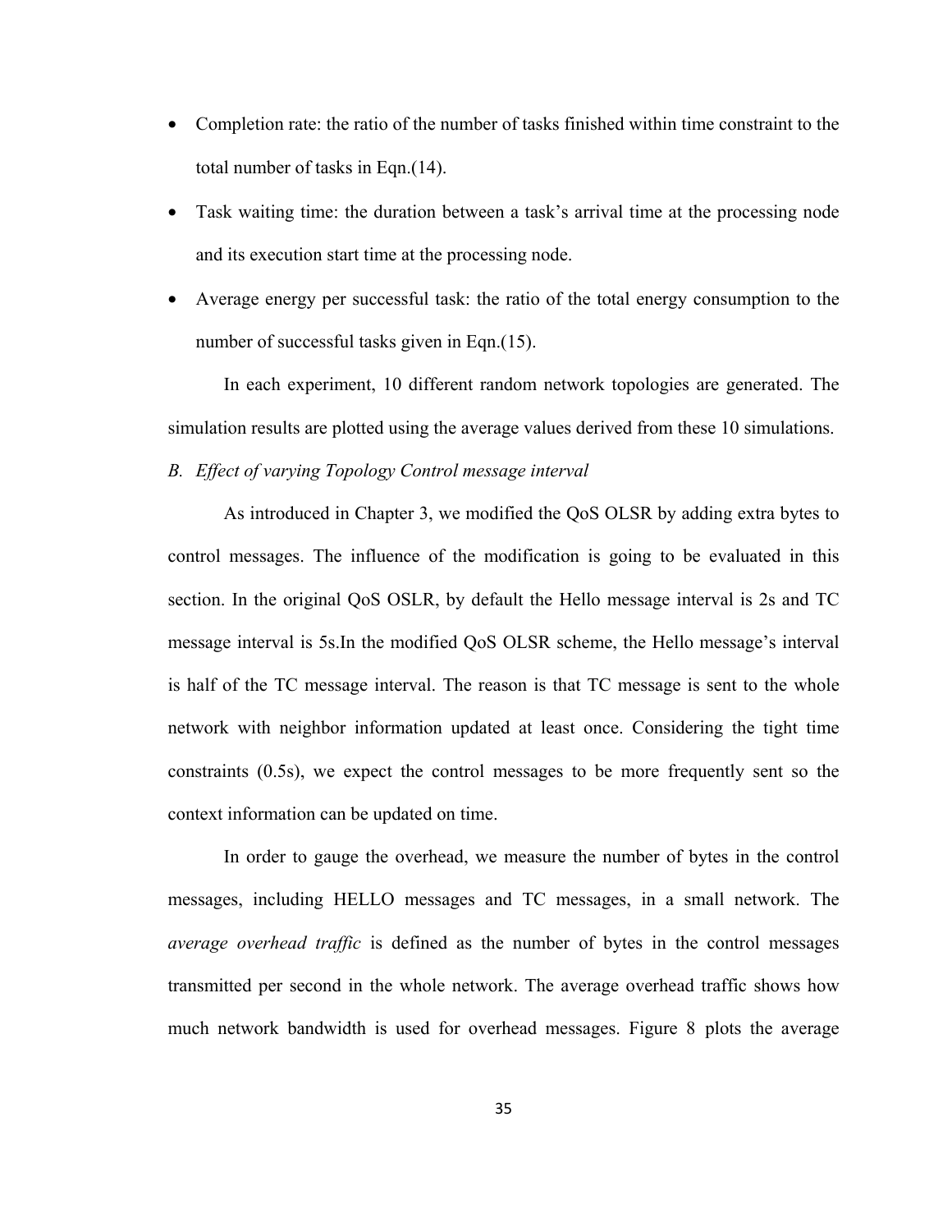- Completion rate: the ratio of the number of tasks finished within time constraint to the total number of tasks in Eqn.(14).
- Task waiting time: the duration between a task's arrival time at the processing node and its execution start time at the processing node.
- Average energy per successful task: the ratio of the total energy consumption to the number of successful tasks given in Eqn.(15).

In each experiment, 10 different random network topologies are generated. The simulation results are plotted using the average values derived from these 10 simulations.

*B. Effect of varying Topology Control message interval*

As introduced in Chapter 3, we modified the QoS OLSR by adding extra bytes to control messages. The influence of the modification is going to be evaluated in this section. In the original QoS OSLR, by default the Hello message interval is 2s and TC message interval is 5s.In the modified QoS OLSR scheme, the Hello message's interval is half of the TC message interval. The reason is that TC message is sent to the whole network with neighbor information updated at least once. Considering the tight time constraints (0.5s), we expect the control messages to be more frequently sent so the context information can be updated on time.

In order to gauge the overhead, we measure the number of bytes in the control messages, including HELLO messages and TC messages, in a small network. The *average overhead traffic* is defined as the number of bytes in the control messages transmitted per second in the whole network. The average overhead traffic shows how much network bandwidth is used for overhead messages. Figure 8 plots the average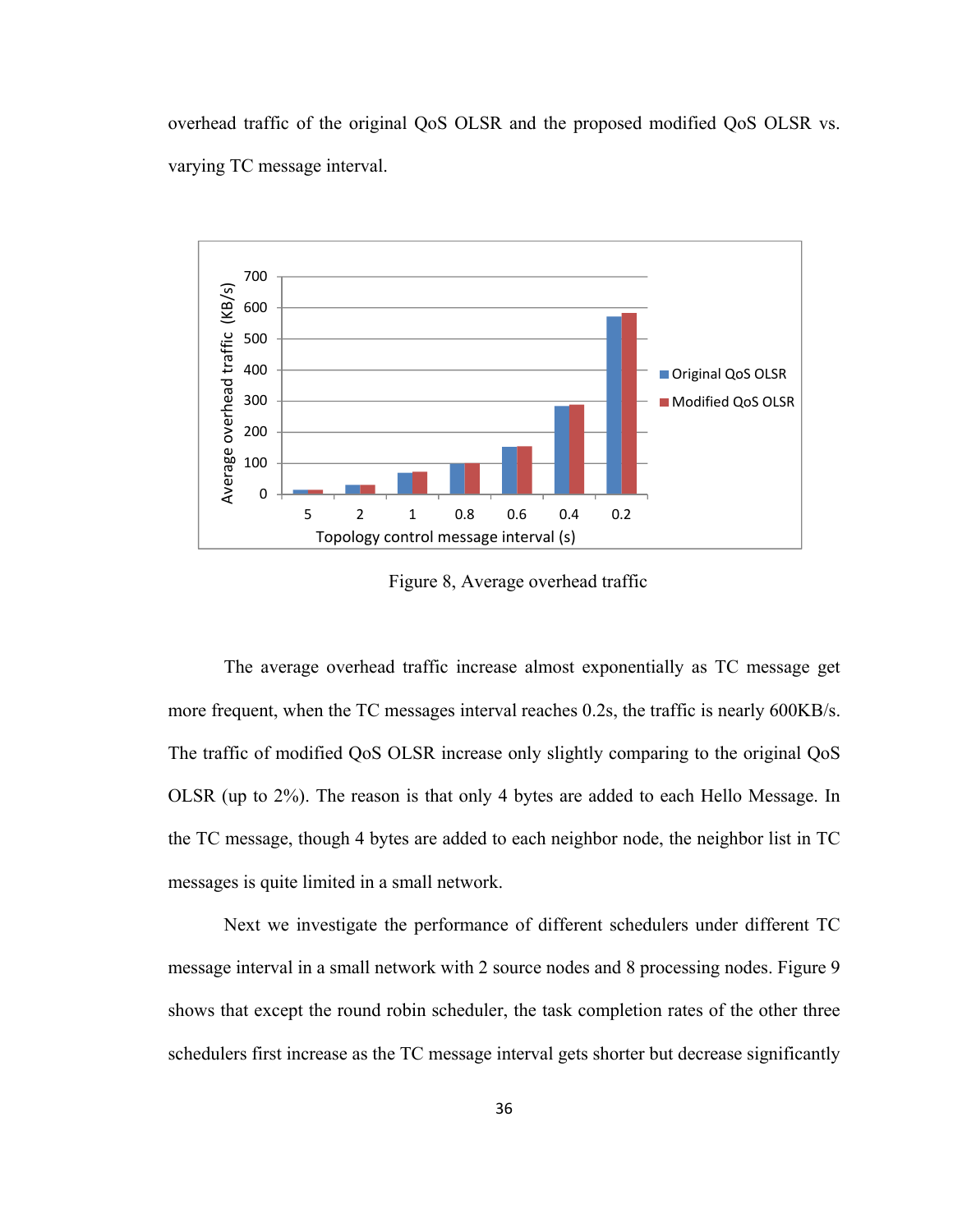overhead traffic of the original QoS OLSR and the proposed modified QoS OLSR vs. varying TC message interval.

Average overhead traffic (KB/s)
700
600
500
400
300
200
100
0
5
2
1
0.8
0.6
0.4
0.2
Topology control message interval (s)
Original QoS OLSR
Modified QoS OLSR

Figure 8, Average overhead traffic

The average overhead traffic increase almost exponentially as TC message get more frequent, when the TC messages interval reaches 0.2s, the traffic is nearly 600KB/s. The traffic of modified QoS OLSR increase only slightly comparing to the original QoS OLSR (up to 2%). The reason is that only 4 bytes are added to each Hello Message. In the TC message, though 4 bytes are added to each neighbor node, the neighbor list in TC messages is quite limited in a small network.

Next we investigate the performance of different schedulers under different TC message interval in a small network with 2 source nodes and 8 processing nodes. Figure 9 shows that except the round robin scheduler, the task completion rates of the other three schedulers first increase as the TC message interval gets shorter but decrease significantly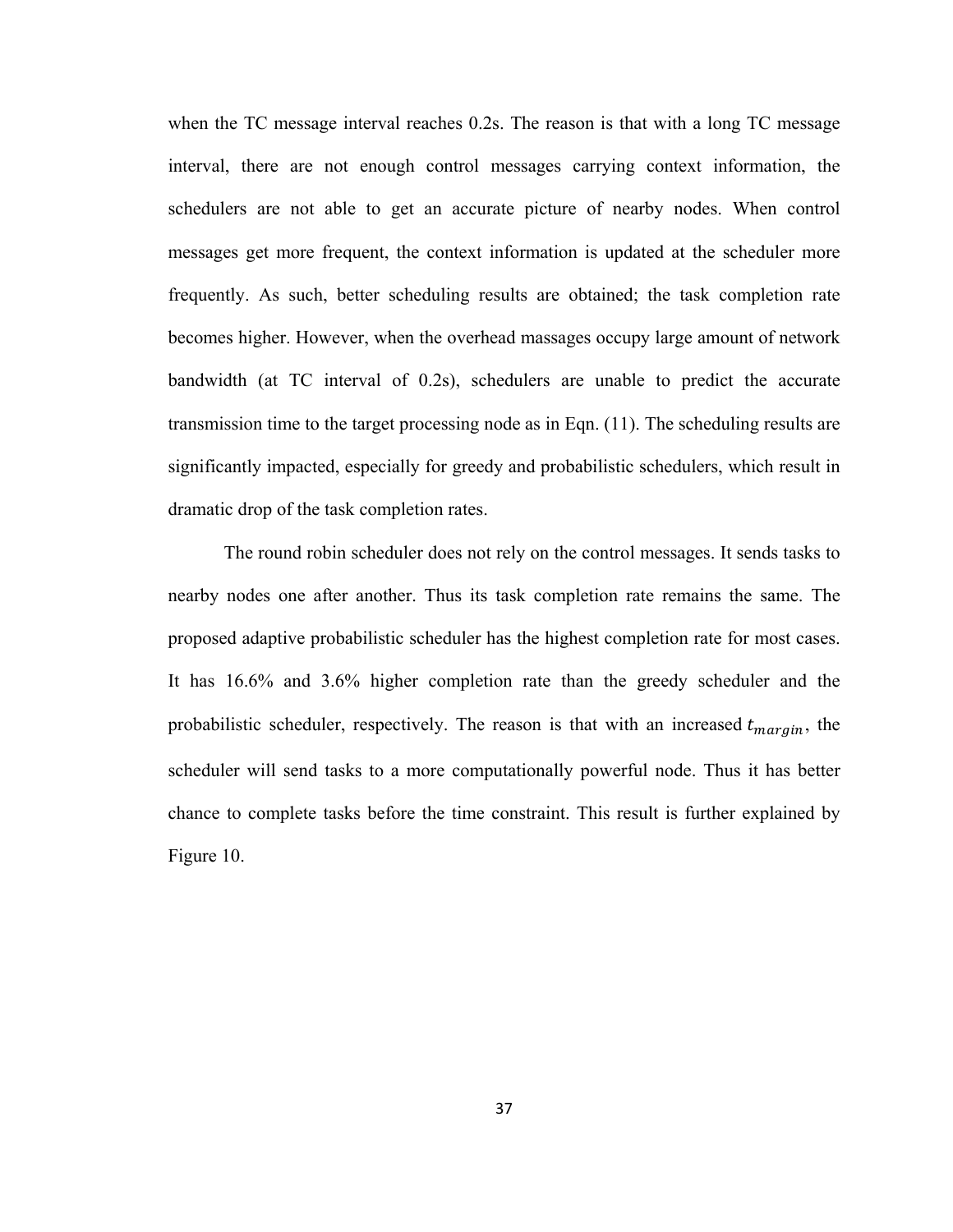when the TC message interval reaches 0.2s. The reason is that with a long TC message interval, there are not enough control messages carrying context information, the schedulers are not able to get an accurate picture of nearby nodes. When control messages get more frequent, the context information is updated at the scheduler more frequently. As such, better scheduling results are obtained; the task completion rate becomes higher. However, when the overhead massages occupy large amount of network bandwidth (at TC interval of 0.2s), schedulers are unable to predict the accurate transmission time to the target processing node as in Eqn. (11). The scheduling results are significantly impacted, especially for greedy and probabilistic schedulers, which result in dramatic drop of the task completion rates.

The round robin scheduler does not rely on the control messages. It sends tasks to nearby nodes one after another. Thus its task completion rate remains the same. The proposed adaptive probabilistic scheduler has the highest completion rate for most cases. It has 16.6% and 3.6% higher completion rate than the greedy scheduler and the probabilistic scheduler, respectively. The reason is that with an increased $t_{margin}$, the scheduler will send tasks to a more computationally powerful node. Thus it has better chance to complete tasks before the time constraint. This result is further explained by Figure 10.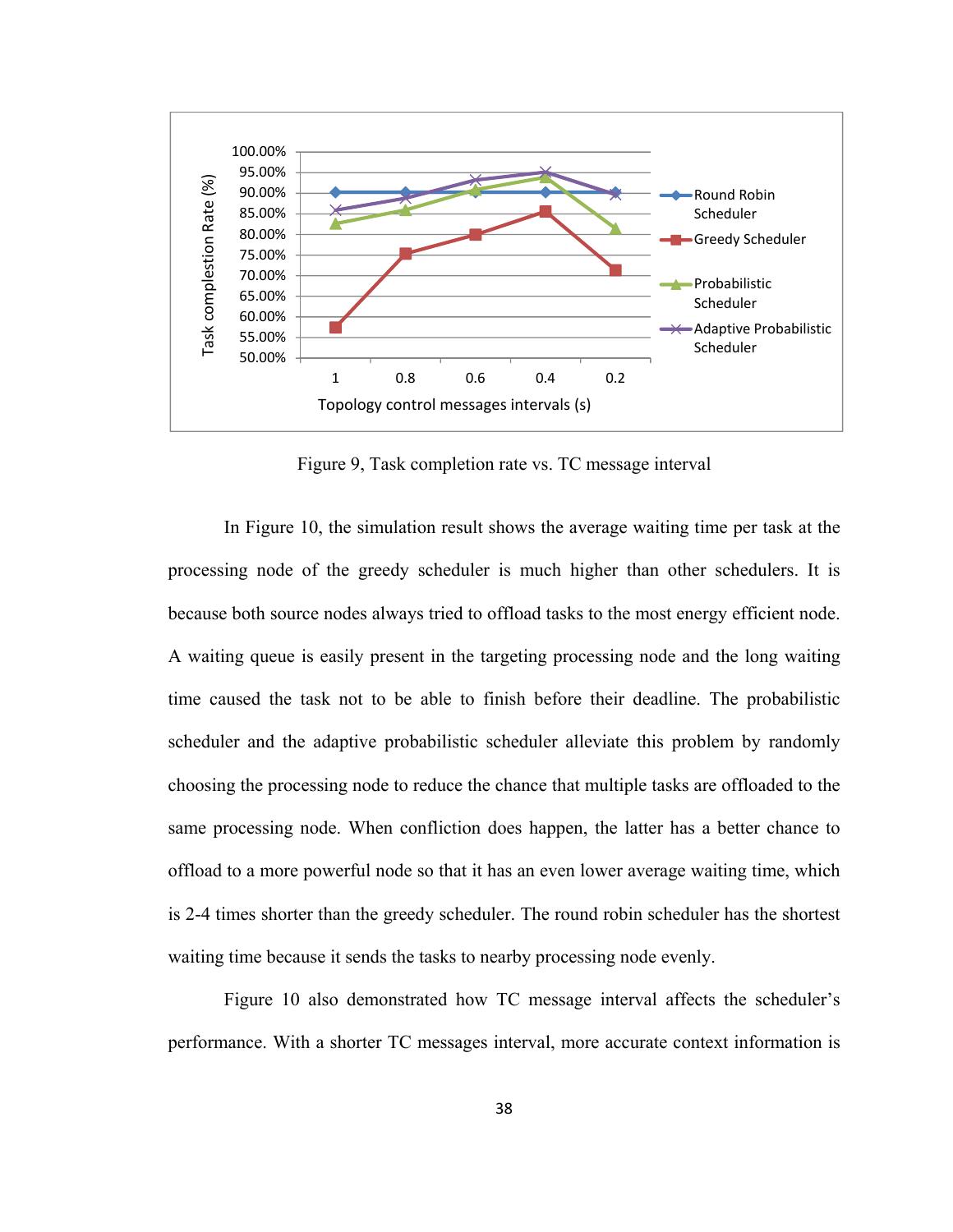Task completion Rate (%)

100.00%
95.00%
90.00%
85.00%
80.00%
75.00%
70.00%
65.00%
60.00%
55.00%
50.00%

1
0.8
0.6
0.4
0.2

Topology control messages intervals (s)

Round Robin Scheduler
Greedy Scheduler
Probabilistic Scheduler
Adaptive Probabilistic Scheduler

Figure 9, Task completion rate vs. TC message interval

In Figure 10, the simulation result shows the average waiting time per task at the processing node of the greedy scheduler is much higher than other schedulers. It is because both source nodes always tried to offload tasks to the most energy efficient node. A waiting queue is easily present in the targeting processing node and the long waiting time caused the task not to be able to finish before their deadline. The probabilistic scheduler and the adaptive probabilistic scheduler alleviate this problem by randomly choosing the processing node to reduce the chance that multiple tasks are offloaded to the same processing node. When confliction does happen, the latter has a better chance to offload to a more powerful node so that it has an even lower average waiting time, which is 2-4 times shorter than the greedy scheduler. The round robin scheduler has the shortest waiting time because it sends the tasks to nearby processing node evenly.

Figure 10 also demonstrated how TC message interval affects the scheduler's performance. With a shorter TC messages interval, more accurate context information is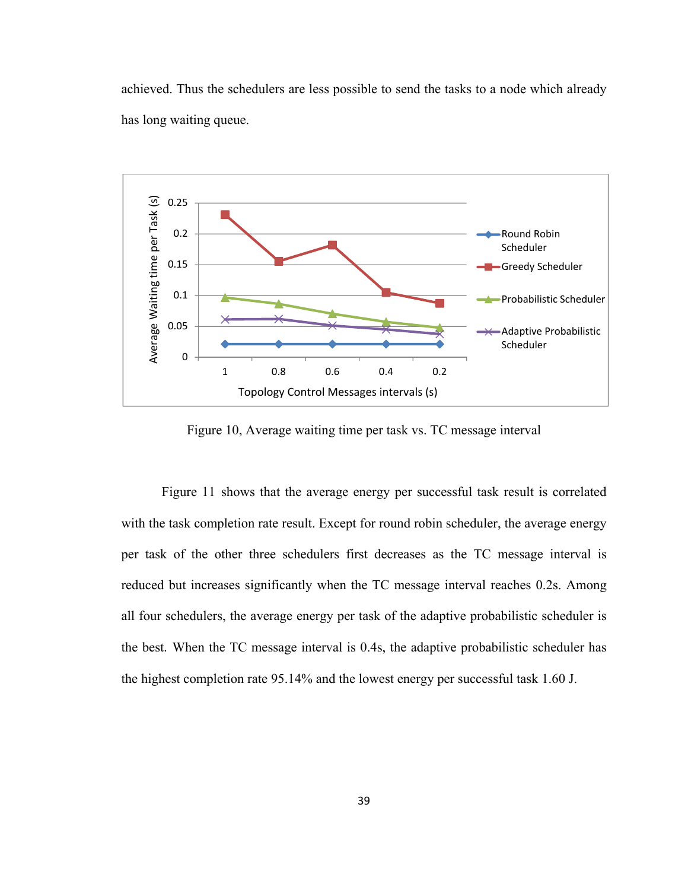achieved. Thus the schedulers are less possible to send the tasks to a node which already has long waiting queue.

Average Waiting time per Task (s)

0.25
0.2
0.15
0.1
0.05
0

1
0.8
0.6
0.4
0.2

Topology Control Messages intervals (s)

Round Robin Scheduler
Greedy Scheduler
Probabilistic Scheduler
Adaptive Probabilistic Scheduler

Figure 10, Average waiting time per task vs. TC message interval

Figure 11 shows that the average energy per successful task result is correlated with the task completion rate result. Except for round robin scheduler, the average energy per task of the other three schedulers first decreases as the TC message interval is reduced but increases significantly when the TC message interval reaches 0.2s. Among all four schedulers, the average energy per task of the adaptive probabilistic scheduler is the best. When the TC message interval is 0.4s, the adaptive probabilistic scheduler has the highest completion rate 95.14% and the lowest energy per successful task 1.60 J.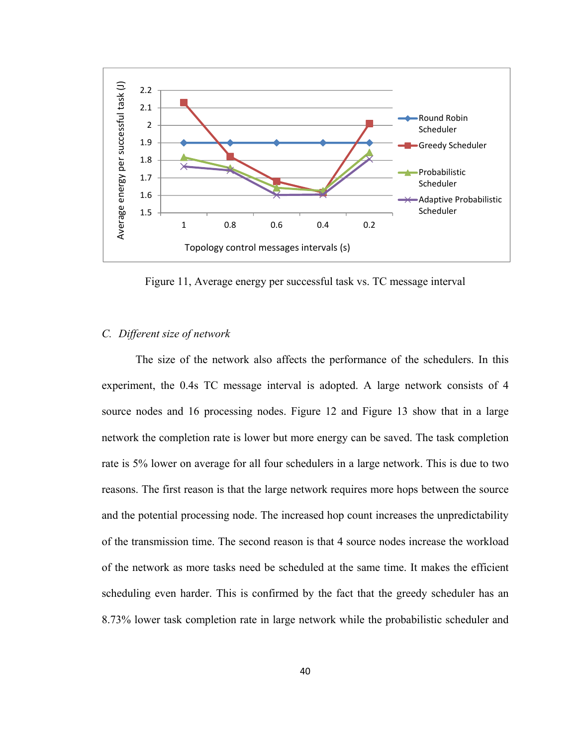Average energy per successful task (J)

2.2
2.1
2
1.9
1.8
1.7
1.6
1.5

1 0.8 0.6 0.4 0.2

Topology control messages intervals (s)

Round Robin Scheduler
Greedy Scheduler
Probabilistic Scheduler
Adaptive Probabilistic Scheduler

Figure 11, Average energy per successful task vs. TC message interval

### *C. Different size of network*

The size of the network also affects the performance of the schedulers. In this experiment, the 0.4s TC message interval is adopted. A large network consists of 4 source nodes and 16 processing nodes. Figure 12 and Figure 13 show that in a large network the completion rate is lower but more energy can be saved. The task completion rate is 5% lower on average for all four schedulers in a large network. This is due to two reasons. The first reason is that the large network requires more hops between the source and the potential processing node. The increased hop count increases the unpredictability of the transmission time. The second reason is that 4 source nodes increase the workload of the network as more tasks need be scheduled at the same time. It makes the efficient scheduling even harder. This is confirmed by the fact that the greedy scheduler has an 8.73% lower task completion rate in large network while the probabilistic scheduler and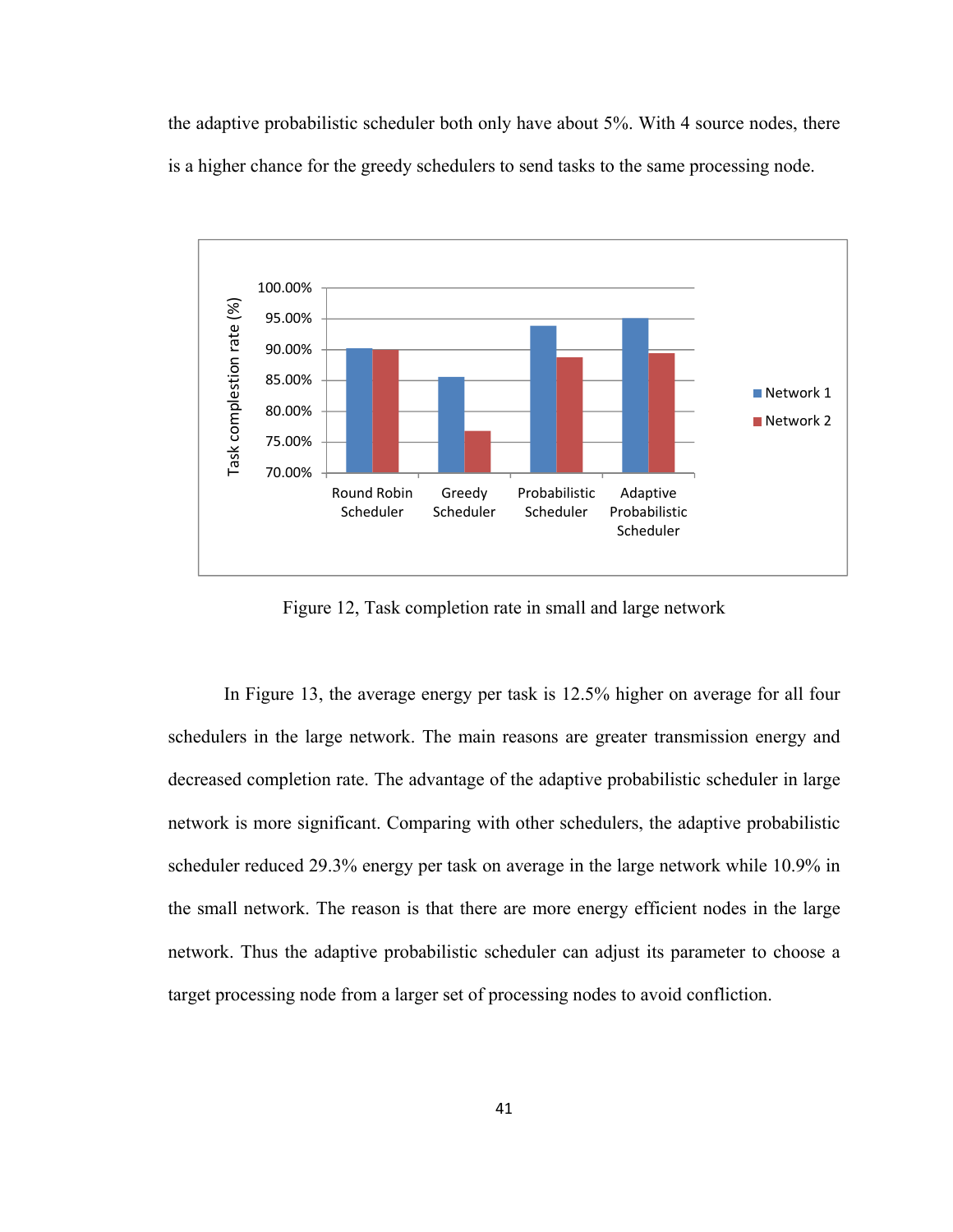the adaptive probabilistic scheduler both only have about 5%. With 4 source nodes, there is a higher chance for the greedy schedulers to send tasks to the same processing node.

Task completion rate (%)

100.00%
95.00%
90.00%
85.00%
80.00%
75.00%
70.00%

Round Robin Scheduler
Greedy Scheduler
Probabilistic Scheduler
Adaptive Probabilistic Scheduler

Network 1
Network 2

Figure 12, Task completion rate in small and large network

In Figure 13, the average energy per task is 12.5% higher on average for all four schedulers in the large network. The main reasons are greater transmission energy and decreased completion rate. The advantage of the adaptive probabilistic scheduler in large network is more significant. Comparing with other schedulers, the adaptive probabilistic scheduler reduced 29.3% energy per task on average in the large network while 10.9% in the small network. The reason is that there are more energy efficient nodes in the large network. Thus the adaptive probabilistic scheduler can adjust its parameter to choose a target processing node from a larger set of processing nodes to avoid confliction.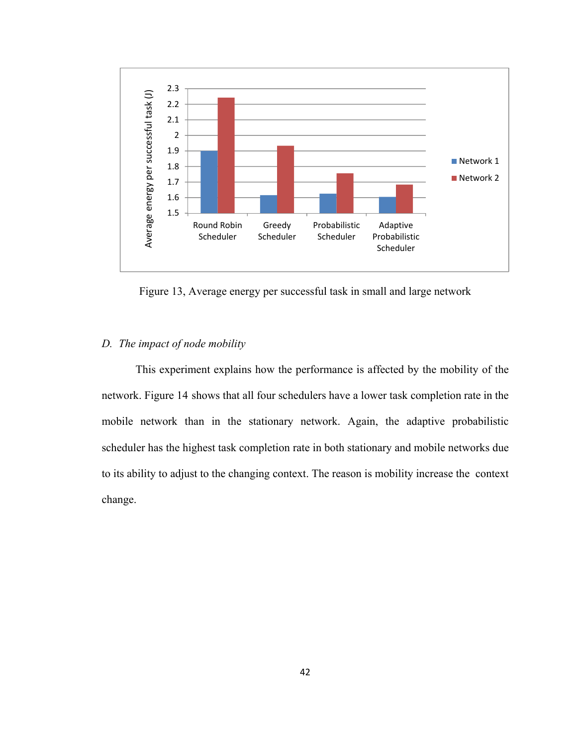Average energy per successful task (J)

2.3
2.2
2.1
2
1.9
1.8
1.7
1.6
1.5

Round Robin Scheduler
Greedy Scheduler
Probabilistic Scheduler
Adaptive Probabilistic Scheduler

Network 1
Network 2

Figure 13, Average energy per successful task in small and large network

*D. The impact of node mobility*

This experiment explains how the performance is affected by the mobility of the network. Figure 14 shows that all four schedulers have a lower task completion rate in the mobile network than in the stationary network. Again, the adaptive probabilistic scheduler has the highest task completion rate in both stationary and mobile networks due to its ability to adjust to the changing context. The reason is mobility increase the context change.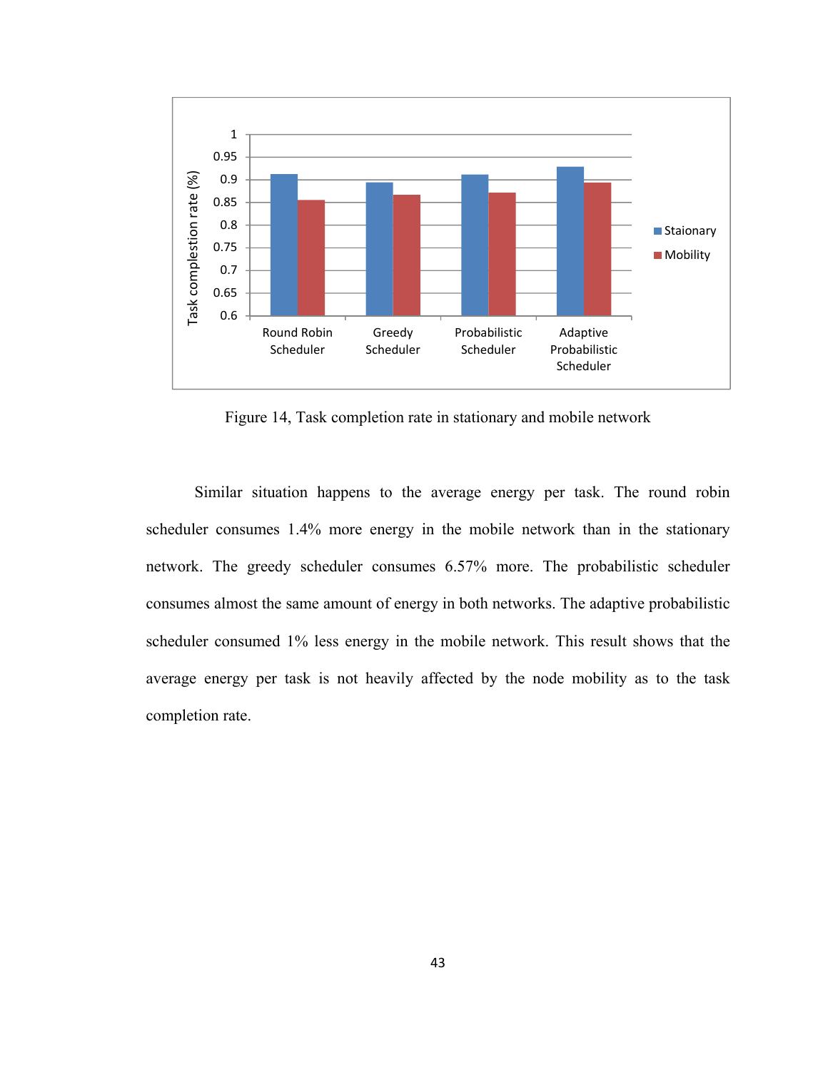Task completion rate (%)

1
0.95
0.9
0.85
0.8
0.75
0.7
0.65
0.6

Round Robin Scheduler
Greedy Scheduler
Probabilistic Scheduler
Adaptive Probabilistic Scheduler

Staionary
Mobility

Figure 14, Task completion rate in stationary and mobile network

Similar situation happens to the average energy per task. The round robin scheduler consumes 1.4% more energy in the mobile network than in the stationary network. The greedy scheduler consumes 6.57% more. The probabilistic scheduler consumes almost the same amount of energy in both networks. The adaptive probabilistic scheduler consumed 1% less energy in the mobile network. This result shows that the average energy per task is not heavily affected by the node mobility as to the task completion rate.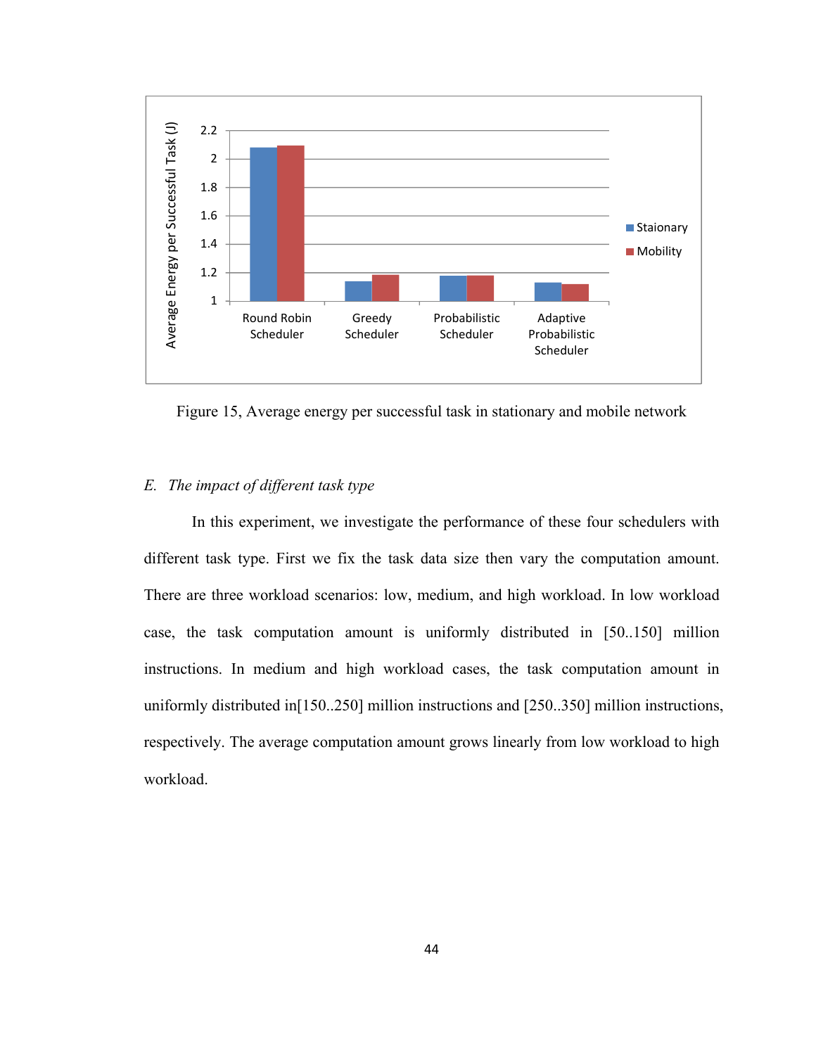Average Energy per Successful Task (J)

2.2
2
1.8
1.6
1.4
1.2
1

Round Robin Scheduler
Greedy Scheduler
Probabilistic Scheduler
Adaptive Probabilistic Scheduler

Staionary
Mobility

Figure 15, Average energy per successful task in stationary and mobile network

### *E. The impact of different task type*

In this experiment, we investigate the performance of these four schedulers with different task type. First we fix the task data size then vary the computation amount. There are three workload scenarios: low, medium, and high workload. In low workload case, the task computation amount is uniformly distributed in [50..150] million instructions. In medium and high workload cases, the task computation amount in uniformly distributed in[150..250] million instructions and [250..350] million instructions, respectively. The average computation amount grows linearly from low workload to high workload.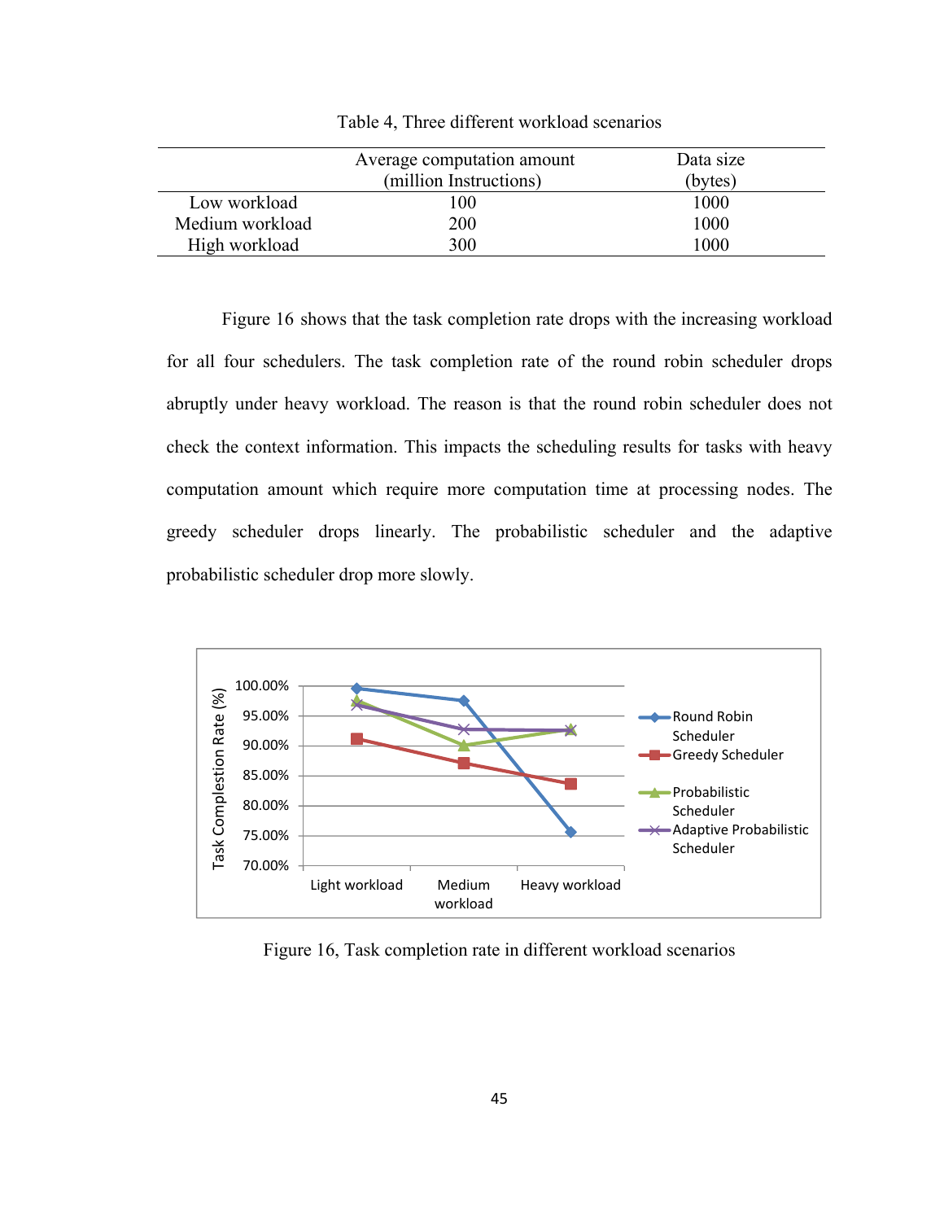Table 4, Three different workload scenarios

| | Average computation amount (million Instructions) | Data size (bytes) |
| --- | --- | --- |
| Low workload | 100 | 1000 |
| Medium workload | 200 | 1000 |
| High workload | 300 | 1000 |

Figure 16 shows that the task completion rate drops with the increasing workload for all four schedulers. The task completion rate of the round robin scheduler drops abruptly under heavy workload. The reason is that the round robin scheduler does not check the context information. This impacts the scheduling results for tasks with heavy computation amount which require more computation time at processing nodes. The greedy scheduler drops linearly. The probabilistic scheduler and the adaptive probabilistic scheduler drop more slowly.

Task Completion Rate (%)
100.00%
95.00%
90.00%
85.00%
80.00%
75.00%
70.00%
Light workload
Medium workload
Heavy workload
Round Robin Scheduler
Greedy Scheduler
Probabilistic Scheduler
Adaptive Probabilistic Scheduler

Figure 16, Task completion rate in different workload scenarios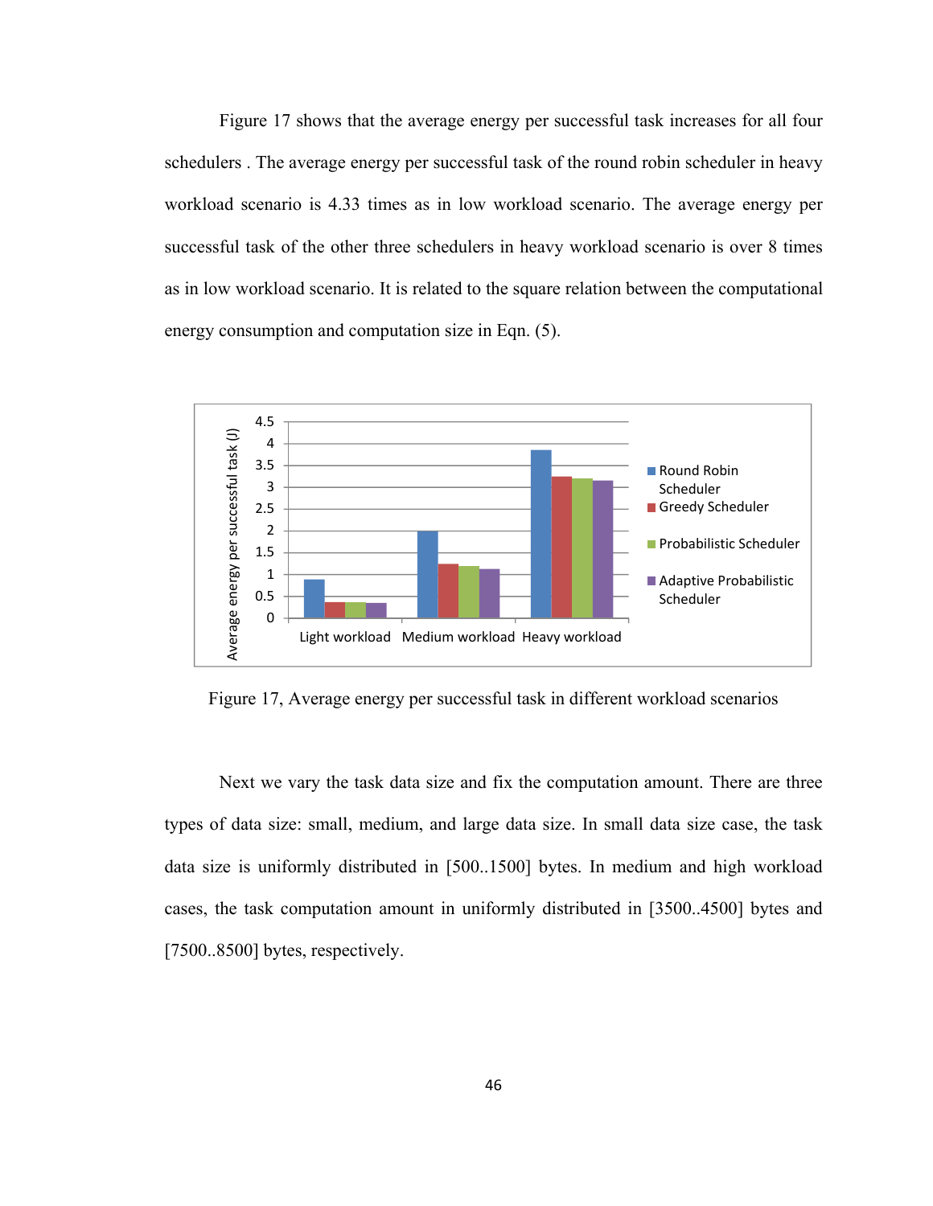Figure 17 shows that the average energy per successful task increases for all four schedulers . The average energy per successful task of the round robin scheduler in heavy workload scenario is 4.33 times as in low workload scenario. The average energy per successful task of the other three schedulers in heavy workload scenario is over 8 times as in low workload scenario. It is related to the square relation between the computational energy consumption and computation size in Eqn. (5).

Average energy per successful task (J)

4.5
4
3.5
3
2.5
2
1.5
1
0.5
0

Light workload
Medium workload
Heavy workload

Round Robin Scheduler
Greedy Scheduler
Probabilistic Scheduler
Adaptive Probabilistic Scheduler

Figure 17, Average energy per successful task in different workload scenarios

Next we vary the task data size and fix the computation amount. There are three types of data size: small, medium, and large data size. In small data size case, the task data size is uniformly distributed in [500..1500] bytes. In medium and high workload cases, the task computation amount in uniformly distributed in [3500..4500] bytes and [7500..8500] bytes, respectively.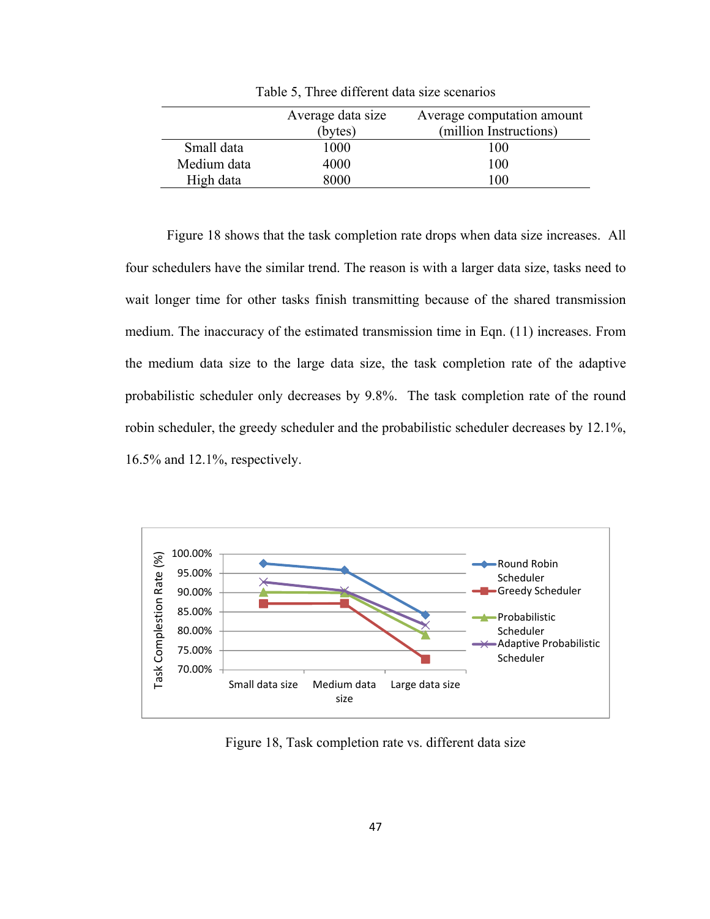Table 5, Three different data size scenarios

| | Average data size (bytes) | Average computation amount (million Instructions) |
|---|---|---|
| Small data | 1000 | 100 |
| Medium data | 4000 | 100 |
| High data | 8000 | 100 |

Figure 18 shows that the task completion rate drops when data size increases. All four schedulers have the similar trend. The reason is with a larger data size, tasks need to wait longer time for other tasks finish transmitting because of the shared transmission medium. The inaccuracy of the estimated transmission time in Eqn. (11) increases. From the medium data size to the large data size, the task completion rate of the adaptive probabilistic scheduler only decreases by 9.8%. The task completion rate of the round robin scheduler, the greedy scheduler and the probabilistic scheduler decreases by 12.1%, 16.5% and 12.1%, respectively.

Task Completion Rate (%)

100.00%
95.00%
90.00%
85.00%
80.00%
75.00%
70.00%

Small data size
Medium data size
Large data size

Round Robin Scheduler
Greedy Scheduler
Probabilistic Scheduler
Adaptive Probabilistic Scheduler

Figure 18, Task completion rate vs. different data size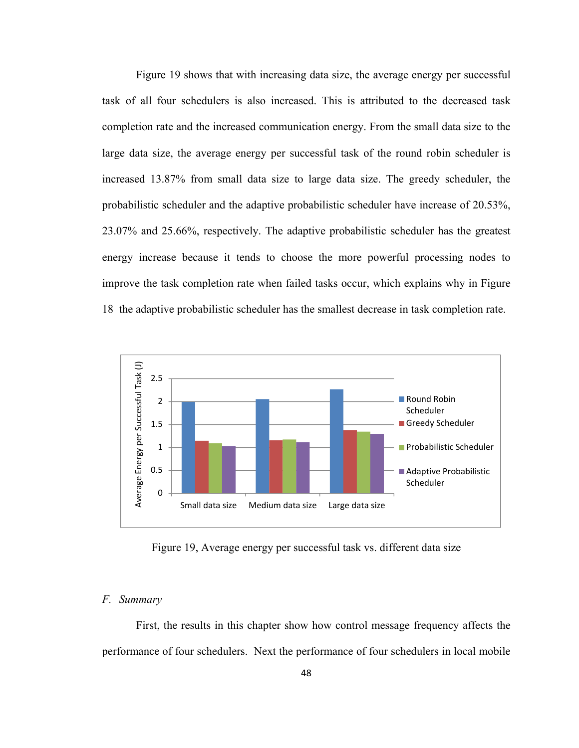Figure 19 shows that with increasing data size, the average energy per successful task of all four schedulers is also increased. This is attributed to the decreased task completion rate and the increased communication energy. From the small data size to the large data size, the average energy per successful task of the round robin scheduler is increased 13.87% from small data size to large data size. The greedy scheduler, the probabilistic scheduler and the adaptive probabilistic scheduler have increase of 20.53%, 23.07% and 25.66%, respectively. The adaptive probabilistic scheduler has the greatest energy increase because it tends to choose the more powerful processing nodes to improve the task completion rate when failed tasks occur, which explains why in Figure 18 the adaptive probabilistic scheduler has the smallest decrease in task completion rate.

Average Energy per Successful Task (J)

2.5
2
1.5
1
0.5
0

Small data size
Medium data size
Large data size

Round Robin Scheduler
Greedy Scheduler
Probabilistic Scheduler
Adaptive Probabilistic Scheduler

Figure 19, Average energy per successful task vs. different data size

*F. Summary*

First, the results in this chapter show how control message frequency affects the performance of four schedulers. Next the performance of four schedulers in local mobile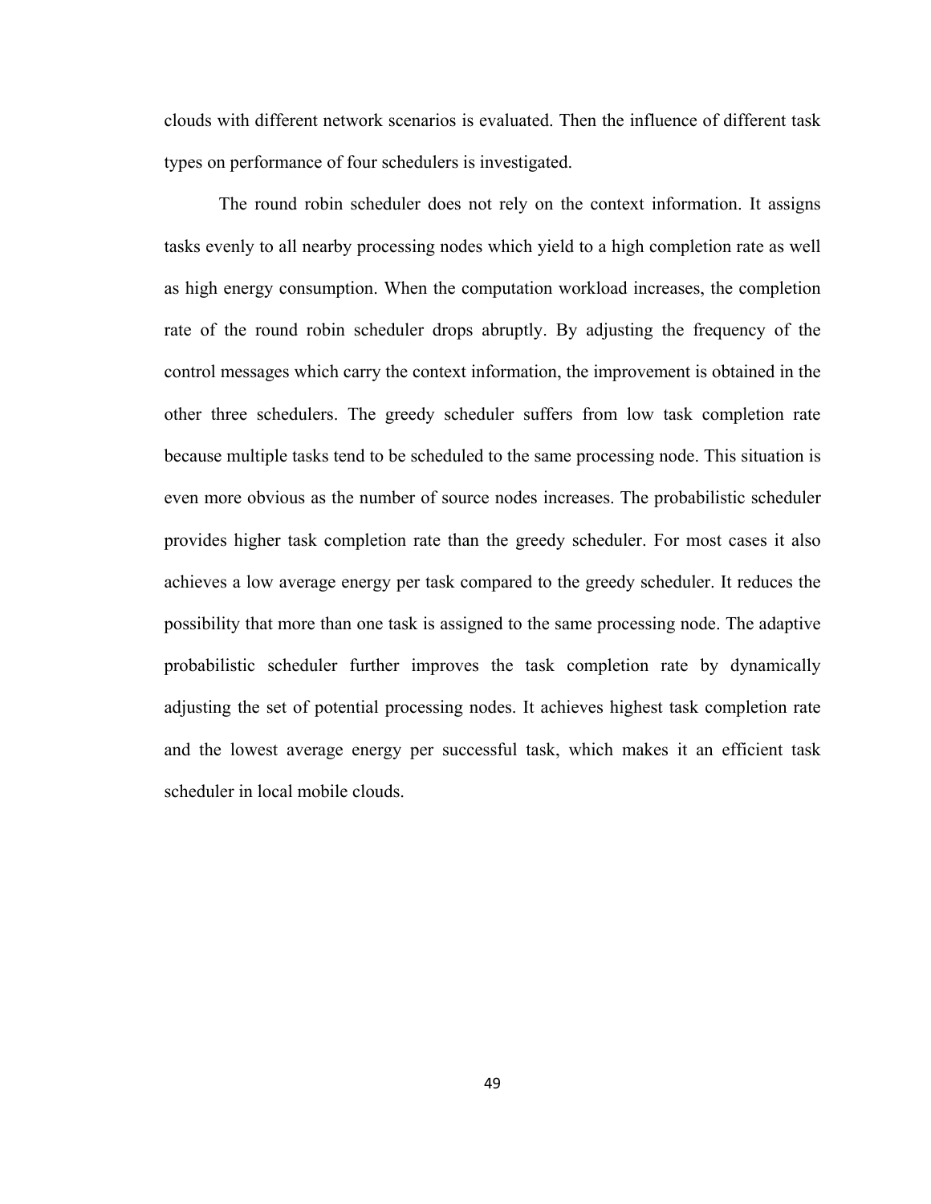clouds with different network scenarios is evaluated. Then the influence of different task types on performance of four schedulers is investigated.

The round robin scheduler does not rely on the context information. It assigns tasks evenly to all nearby processing nodes which yield to a high completion rate as well as high energy consumption. When the computation workload increases, the completion rate of the round robin scheduler drops abruptly. By adjusting the frequency of the control messages which carry the context information, the improvement is obtained in the other three schedulers. The greedy scheduler suffers from low task completion rate because multiple tasks tend to be scheduled to the same processing node. This situation is even more obvious as the number of source nodes increases. The probabilistic scheduler provides higher task completion rate than the greedy scheduler. For most cases it also achieves a low average energy per task compared to the greedy scheduler. It reduces the possibility that more than one task is assigned to the same processing node. The adaptive probabilistic scheduler further improves the task completion rate by dynamically adjusting the set of potential processing nodes. It achieves highest task completion rate and the lowest average energy per successful task, which makes it an efficient task scheduler in local mobile clouds.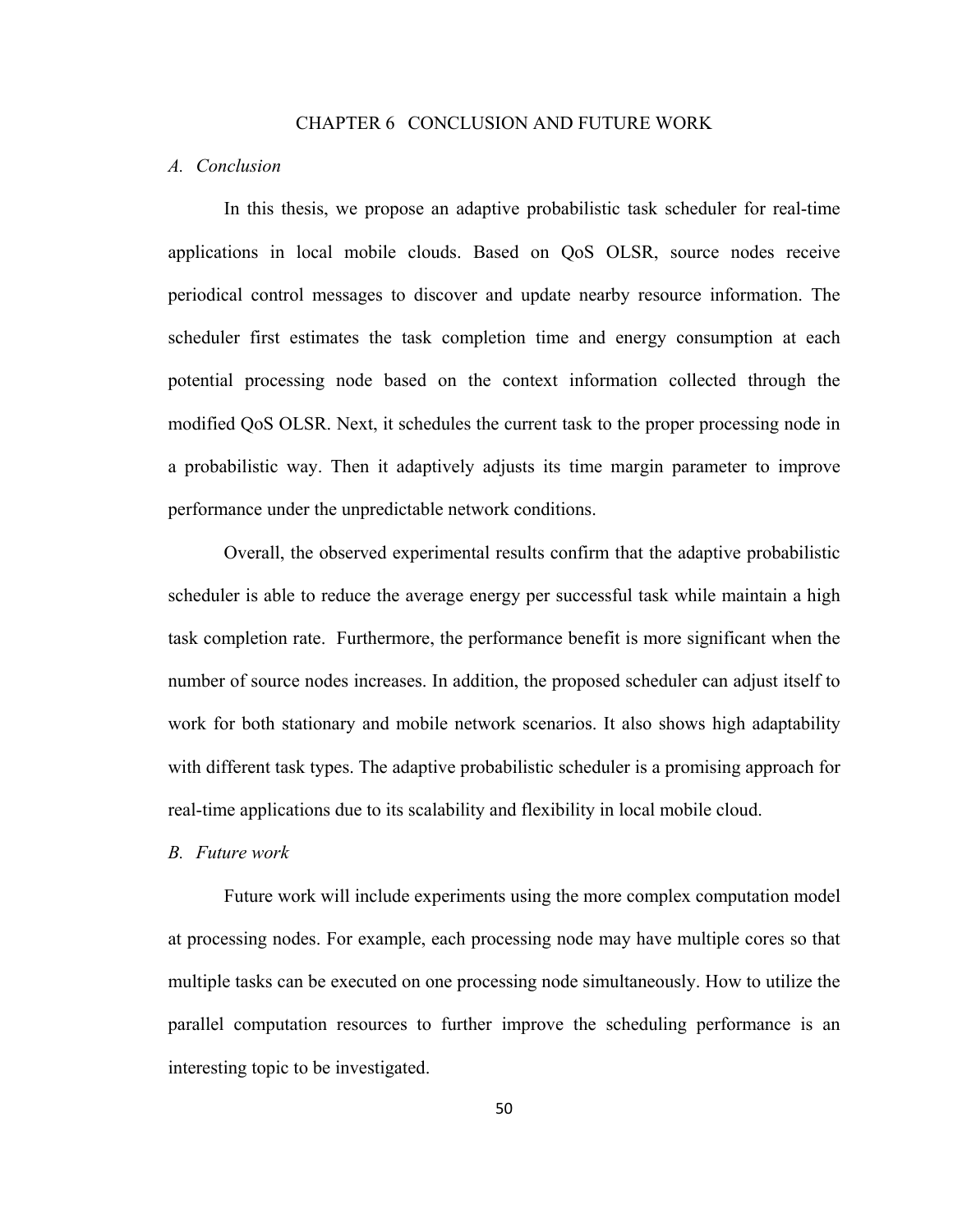# CHAPTER 6 CONCLUSION AND FUTURE WORK

## *A. Conclusion*

In this thesis, we propose an adaptive probabilistic task scheduler for real-time applications in local mobile clouds. Based on QoS OLSR, source nodes receive periodical control messages to discover and update nearby resource information. The scheduler first estimates the task completion time and energy consumption at each potential processing node based on the context information collected through the modified QoS OLSR. Next, it schedules the current task to the proper processing node in a probabilistic way. Then it adaptively adjusts its time margin parameter to improve performance under the unpredictable network conditions.

Overall, the observed experimental results confirm that the adaptive probabilistic scheduler is able to reduce the average energy per successful task while maintain a high task completion rate. Furthermore, the performance benefit is more significant when the number of source nodes increases. In addition, the proposed scheduler can adjust itself to work for both stationary and mobile network scenarios. It also shows high adaptability with different task types. The adaptive probabilistic scheduler is a promising approach for real-time applications due to its scalability and flexibility in local mobile cloud.

## *B. Future work*

Future work will include experiments using the more complex computation model at processing nodes. For example, each processing node may have multiple cores so that multiple tasks can be executed on one processing node simultaneously. How to utilize the parallel computation resources to further improve the scheduling performance is an interesting topic to be investigated.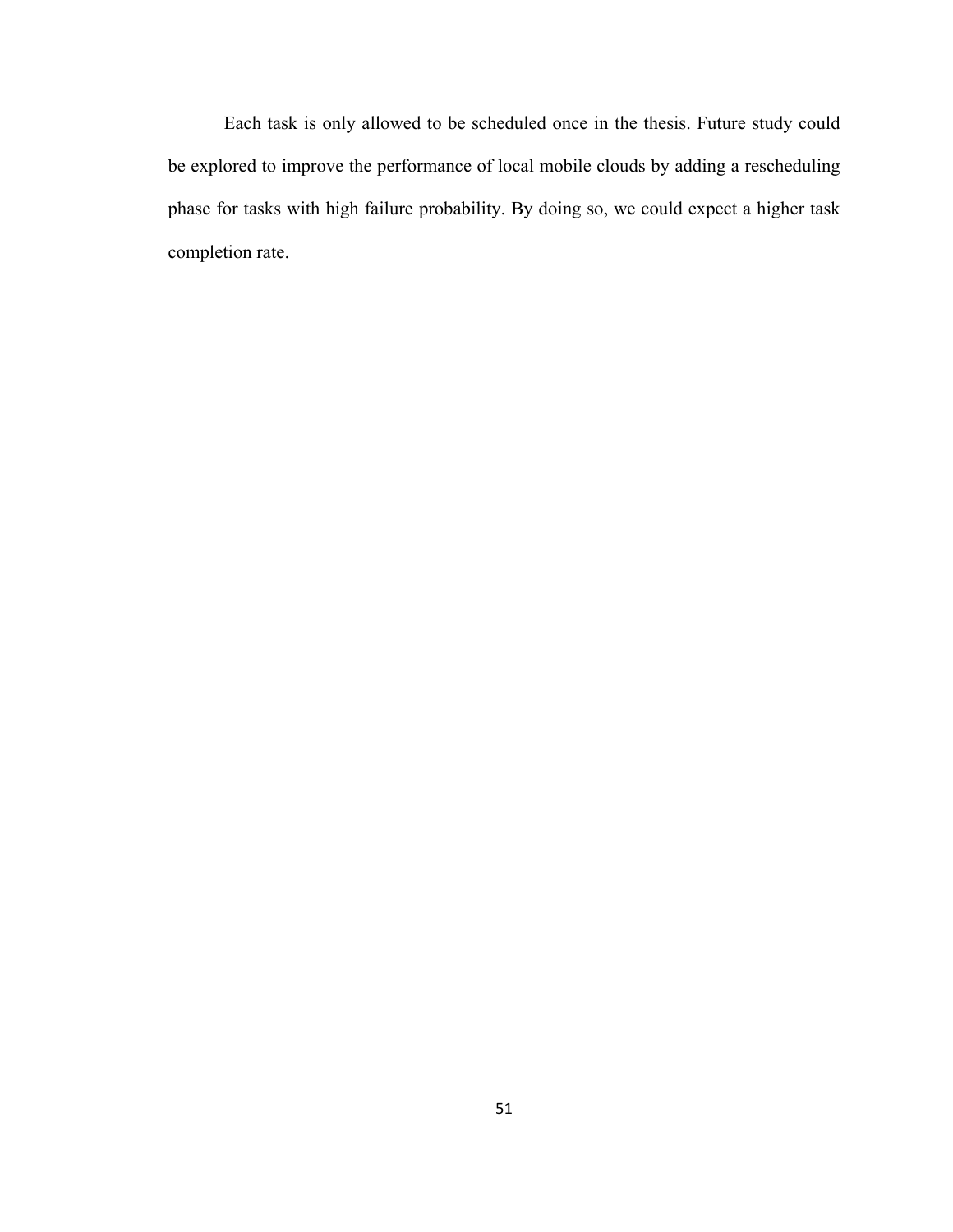Each task is only allowed to be scheduled once in the thesis. Future study could be explored to improve the performance of local mobile clouds by adding a rescheduling phase for tasks with high failure probability. By doing so, we could expect a higher task completion rate.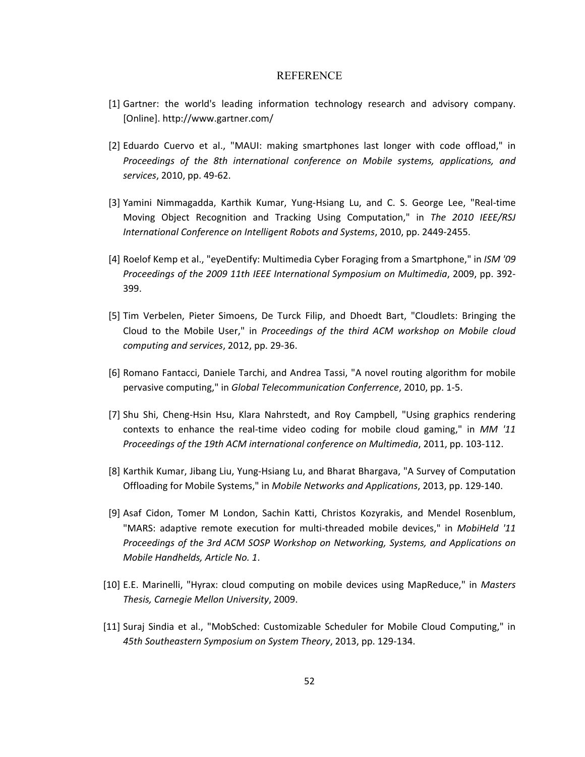# REFERENCE

[1] Gartner: the world's leading information technology research and advisory company. [Online]. http://www.gartner.com/

[2] Eduardo Cuervo et al., "MAUI: making smartphones last longer with code offload," in *Proceedings of the 8th international conference on Mobile systems, applications, and services*, 2010, pp. 49-62.

[3] Yamini Nimmagadda, Karthik Kumar, Yung-Hsiang Lu, and C. S. George Lee, "Real-time Moving Object Recognition and Tracking Using Computation," in *The 2010 IEEE/RSJ International Conference on Intelligent Robots and Systems*, 2010, pp. 2449-2455.

[4] Roelof Kemp et al., "eyeDentify: Multimedia Cyber Foraging from a Smartphone," in *ISM '09 Proceedings of the 2009 11th IEEE International Symposium on Multimedia*, 2009, pp. 392-399.

[5] Tim Verbelen, Pieter Simoens, De Turck Filip, and Dhoedt Bart, "Cloudlets: Bringing the Cloud to the Mobile User," in *Proceedings of the third ACM workshop on Mobile cloud computing and services*, 2012, pp. 29-36.

[6] Romano Fantacci, Daniele Tarchi, and Andrea Tassi, "A novel routing algorithm for mobile pervasive computing," in *Global Telecommunication Conferrence*, 2010, pp. 1-5.

[7] Shu Shi, Cheng-Hsin Hsu, Klara Nahrstedt, and Roy Campbell, "Using graphics rendering contexts to enhance the real-time video coding for mobile cloud gaming," in *MM '11 Proceedings of the 19th ACM international conference on Multimedia*, 2011, pp. 103-112.

[8] Karthik Kumar, Jibang Liu, Yung-Hsiang Lu, and Bharat Bhargava, "A Survey of Computation Offloading for Mobile Systems," in *Mobile Networks and Applications*, 2013, pp. 129-140.

[9] Asaf Cidon, Tomer M London, Sachin Katti, Christos Kozyrakis, and Mendel Rosenblum, "MARS: adaptive remote execution for multi-threaded mobile devices," in *MobiHeld '11 Proceedings of the 3rd ACM SOSP Workshop on Networking, Systems, and Applications on Mobile Handhelds, Article No. 1*.

[10] E.E. Marinelli, "Hyrax: cloud computing on mobile devices using MapReduce," in *Masters Thesis, Carnegie Mellon University*, 2009.

[11] Suraj Sindia et al., "MobSched: Customizable Scheduler for Mobile Cloud Computing," in *45th Southeastern Symposium on System Theory*, 2013, pp. 129-134.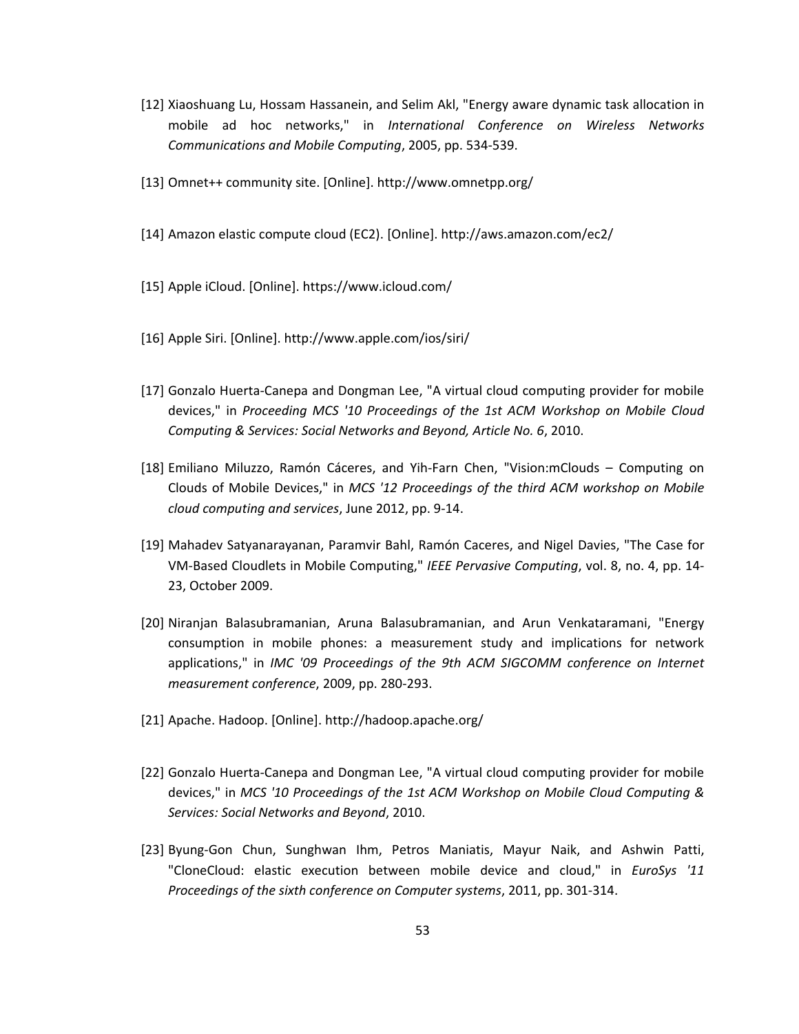[12] Xiaoshuang Lu, Hossam Hassanein, and Selim Akl, "Energy aware dynamic task allocation in mobile ad hoc networks," in *International Conference on Wireless Networks Communications and Mobile Computing*, 2005, pp. 534-539.

[13] Omnet++ community site. [Online]. http://www.omnetpp.org/

[14] Amazon elastic compute cloud (EC2). [Online]. http://aws.amazon.com/ec2/

[15] Apple iCloud. [Online]. https://www.icloud.com/

[16] Apple Siri. [Online]. http://www.apple.com/ios/siri/

[17] Gonzalo Huerta-Canepa and Dongman Lee, "A virtual cloud computing provider for mobile devices," in *Proceeding MCS '10 Proceedings of the 1st ACM Workshop on Mobile Cloud Computing & Services: Social Networks and Beyond, Article No. 6*, 2010.

[18] Emiliano Miluzzo, Ramón Cáceres, and Yih-Farn Chen, "Vision:mClouds – Computing on Clouds of Mobile Devices," in *MCS '12 Proceedings of the third ACM workshop on Mobile cloud computing and services*, June 2012, pp. 9-14.

[19] Mahadev Satyanarayanan, Paramvir Bahl, Ramón Caceres, and Nigel Davies, "The Case for VM-Based Cloudlets in Mobile Computing," *IEEE Pervasive Computing*, vol. 8, no. 4, pp. 14-23, October 2009.

[20] Niranjan Balasubramanian, Aruna Balasubramanian, and Arun Venkataramani, "Energy consumption in mobile phones: a measurement study and implications for network applications," in *IMC '09 Proceedings of the 9th ACM SIGCOMM conference on Internet measurement conference*, 2009, pp. 280-293.

[21] Apache. Hadoop. [Online]. http://hadoop.apache.org/

[22] Gonzalo Huerta-Canepa and Dongman Lee, "A virtual cloud computing provider for mobile devices," in *MCS '10 Proceedings of the 1st ACM Workshop on Mobile Cloud Computing & Services: Social Networks and Beyond*, 2010.

[23] Byung-Gon Chun, Sunghwan Ihm, Petros Maniatis, Mayur Naik, and Ashwin Patti, "CloneCloud: elastic execution between mobile device and cloud," in *EuroSys '11 Proceedings of the sixth conference on Computer systems*, 2011, pp. 301-314.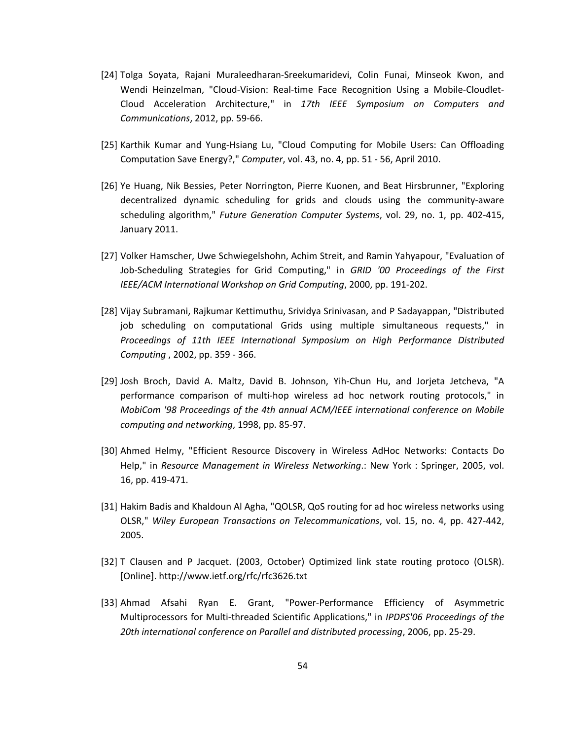[24] Tolga Soyata, Rajani Muraleedharan-Sreekumaridevi, Colin Funai, Minseok Kwon, and Wendi Heinzelman, "Cloud-Vision: Real-time Face Recognition Using a Mobile-Cloudlet-Cloud Acceleration Architecture," in *17th IEEE Symposium on Computers and Communications*, 2012, pp. 59-66.

[25] Karthik Kumar and Yung-Hsiang Lu, "Cloud Computing for Mobile Users: Can Offloading Computation Save Energy?," *Computer*, vol. 43, no. 4, pp. 51 - 56, April 2010.

[26] Ye Huang, Nik Bessies, Peter Norrington, Pierre Kuonen, and Beat Hirsbrunner, "Exploring decentralized dynamic scheduling for grids and clouds using the community-aware scheduling algorithm," *Future Generation Computer Systems*, vol. 29, no. 1, pp. 402-415, January 2011.

[27] Volker Hamscher, Uwe Schwiegelshohn, Achim Streit, and Ramin Yahyapour, "Evaluation of Job-Scheduling Strategies for Grid Computing," in *GRID '00 Proceedings of the First IEEE/ACM International Workshop on Grid Computing*, 2000, pp. 191-202.

[28] Vijay Subramani, Rajkumar Kettimuthu, Srividya Srinivasan, and P Sadayappan, "Distributed job scheduling on computational Grids using multiple simultaneous requests," in *Proceedings of 11th IEEE International Symposium on High Performance Distributed Computing* , 2002, pp. 359 - 366.

[29] Josh Broch, David A. Maltz, David B. Johnson, Yih-Chun Hu, and Jorjeta Jetcheva, "A performance comparison of multi-hop wireless ad hoc network routing protocols," in *MobiCom '98 Proceedings of the 4th annual ACM/IEEE international conference on Mobile computing and networking*, 1998, pp. 85-97.

[30] Ahmed Helmy, "Efficient Resource Discovery in Wireless AdHoc Networks: Contacts Do Help," in *Resource Management in Wireless Networking*.: New York : Springer, 2005, vol. 16, pp. 419-471.

[31] Hakim Badis and Khaldoun Al Agha, "QOLSR, QoS routing for ad hoc wireless networks using OLSR," *Wiley European Transactions on Telecommunications*, vol. 15, no. 4, pp. 427-442, 2005.

[32] T Clausen and P Jacquet. (2003, October) Optimized link state routing protoco (OLSR). [Online]. http://www.ietf.org/rfc/rfc3626.txt

[33] Ahmad Afsahi Ryan E. Grant, "Power-Performance Efficiency of Asymmetric Multiprocessors for Multi-threaded Scientific Applications," in *IPDPS'06 Proceedings of the 20th international conference on Parallel and distributed processing*, 2006, pp. 25-29.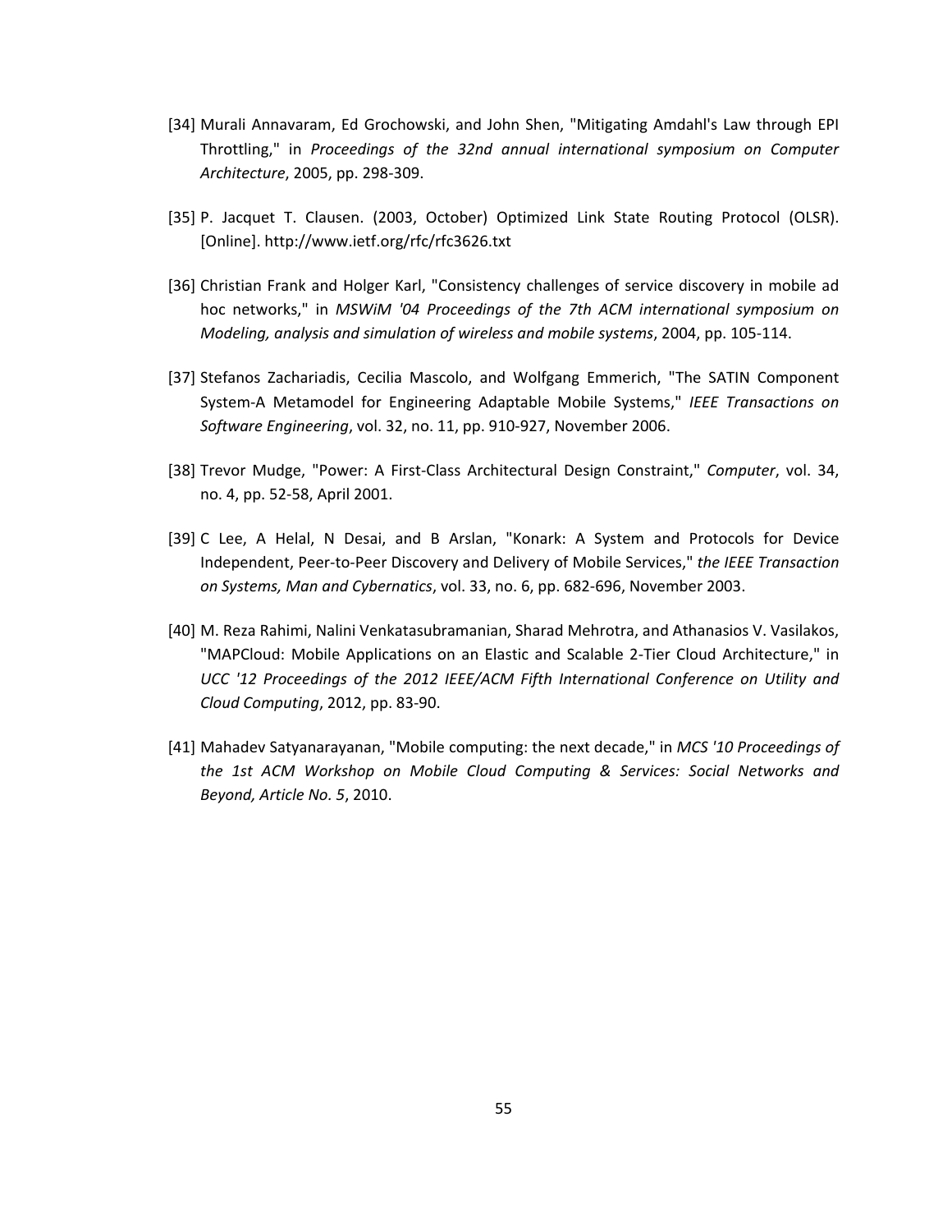[34] Murali Annavaram, Ed Grochowski, and John Shen, "Mitigating Amdahl's Law through EPI Throttling," in *Proceedings of the 32nd annual international symposium on Computer Architecture*, 2005, pp. 298-309.

[35] P. Jacquet T. Clausen. (2003, October) Optimized Link State Routing Protocol (OLSR). [Online]. http://www.ietf.org/rfc/rfc3626.txt

[36] Christian Frank and Holger Karl, "Consistency challenges of service discovery in mobile ad hoc networks," in *MSWiM '04 Proceedings of the 7th ACM international symposium on Modeling, analysis and simulation of wireless and mobile systems*, 2004, pp. 105-114.

[37] Stefanos Zachariadis, Cecilia Mascolo, and Wolfgang Emmerich, "The SATIN Component System-A Metamodel for Engineering Adaptable Mobile Systems," *IEEE Transactions on Software Engineering*, vol. 32, no. 11, pp. 910-927, November 2006.

[38] Trevor Mudge, "Power: A First-Class Architectural Design Constraint," *Computer*, vol. 34, no. 4, pp. 52-58, April 2001.

[39] C Lee, A Helal, N Desai, and B Arslan, "Konark: A System and Protocols for Device Independent, Peer-to-Peer Discovery and Delivery of Mobile Services," *the IEEE Transaction on Systems, Man and Cybernatics*, vol. 33, no. 6, pp. 682-696, November 2003.

[40] M. Reza Rahimi, Nalini Venkatasubramanian, Sharad Mehrotra, and Athanasios V. Vasilakos, "MAPCloud: Mobile Applications on an Elastic and Scalable 2-Tier Cloud Architecture," in *UCC '12 Proceedings of the 2012 IEEE/ACM Fifth International Conference on Utility and Cloud Computing*, 2012, pp. 83-90.

[41] Mahadev Satyanarayanan, "Mobile computing: the next decade," in *MCS '10 Proceedings of the 1st ACM Workshop on Mobile Cloud Computing & Services: Social Networks and Beyond, Article No. 5*, 2010.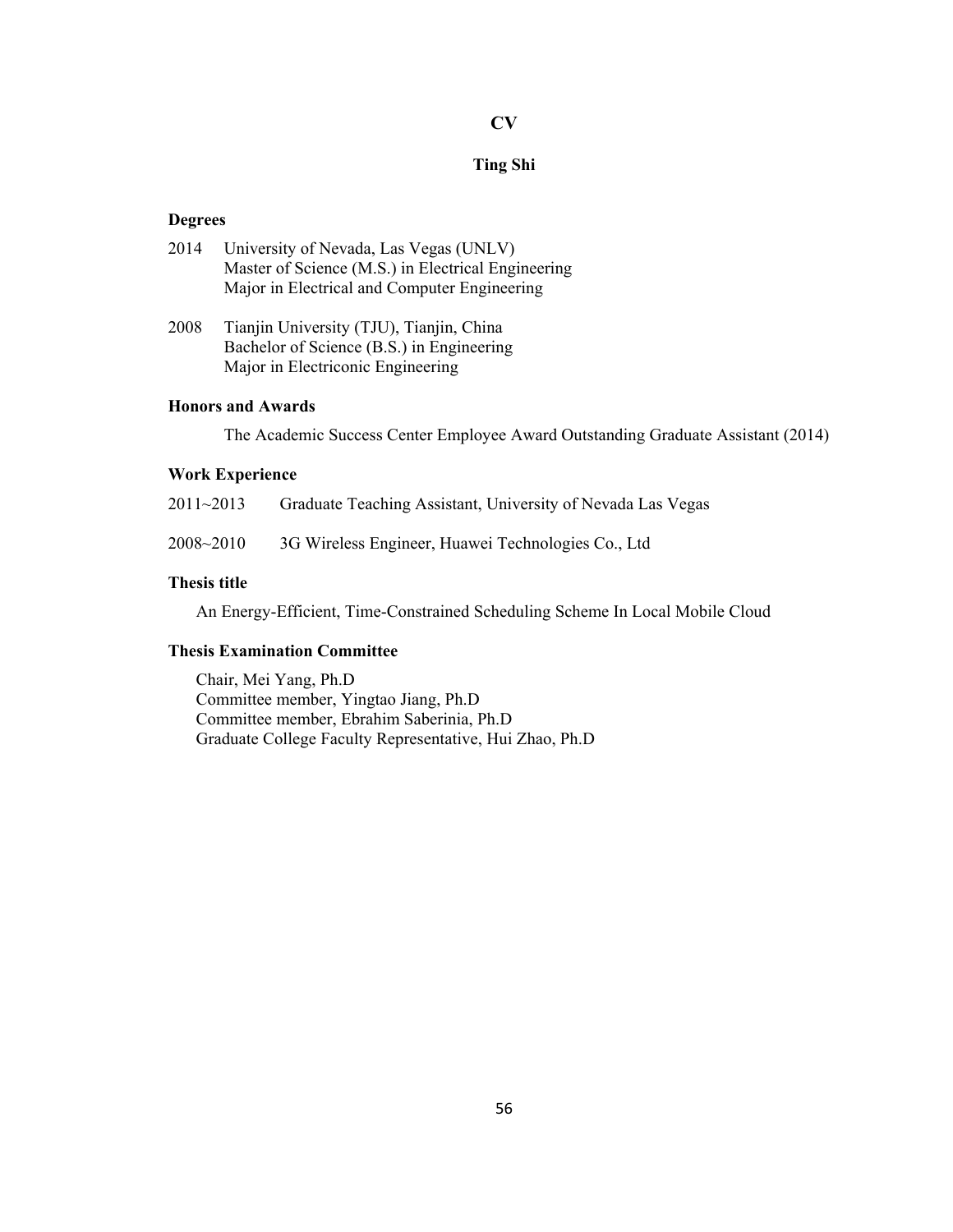# CV

## Ting Shi

### Degrees

2014 University of Nevada, Las Vegas (UNLV)
Master of Science (M.S.) in Electrical Engineering
Major in Electrical and Computer Engineering

2008 Tianjin University (TJU), Tianjin, China
Bachelor of Science (B.S.) in Engineering
Major in Electriconic Engineering

### Honors and Awards

The Academic Success Center Employee Award Outstanding Graduate Assistant (2014)

### Work Experience

2011~2013 Graduate Teaching Assistant, University of Nevada Las Vegas

2008~2010 3G Wireless Engineer, Huawei Technologies Co., Ltd

### Thesis title

An Energy-Efficient, Time-Constrained Scheduling Scheme In Local Mobile Cloud

### Thesis Examination Committee

Chair, Mei Yang, Ph.D
Committee member, Yingtao Jiang, Ph.D
Committee member, Ebrahim Saberinia, Ph.D
Graduate College Faculty Representative, Hui Zhao, Ph.D